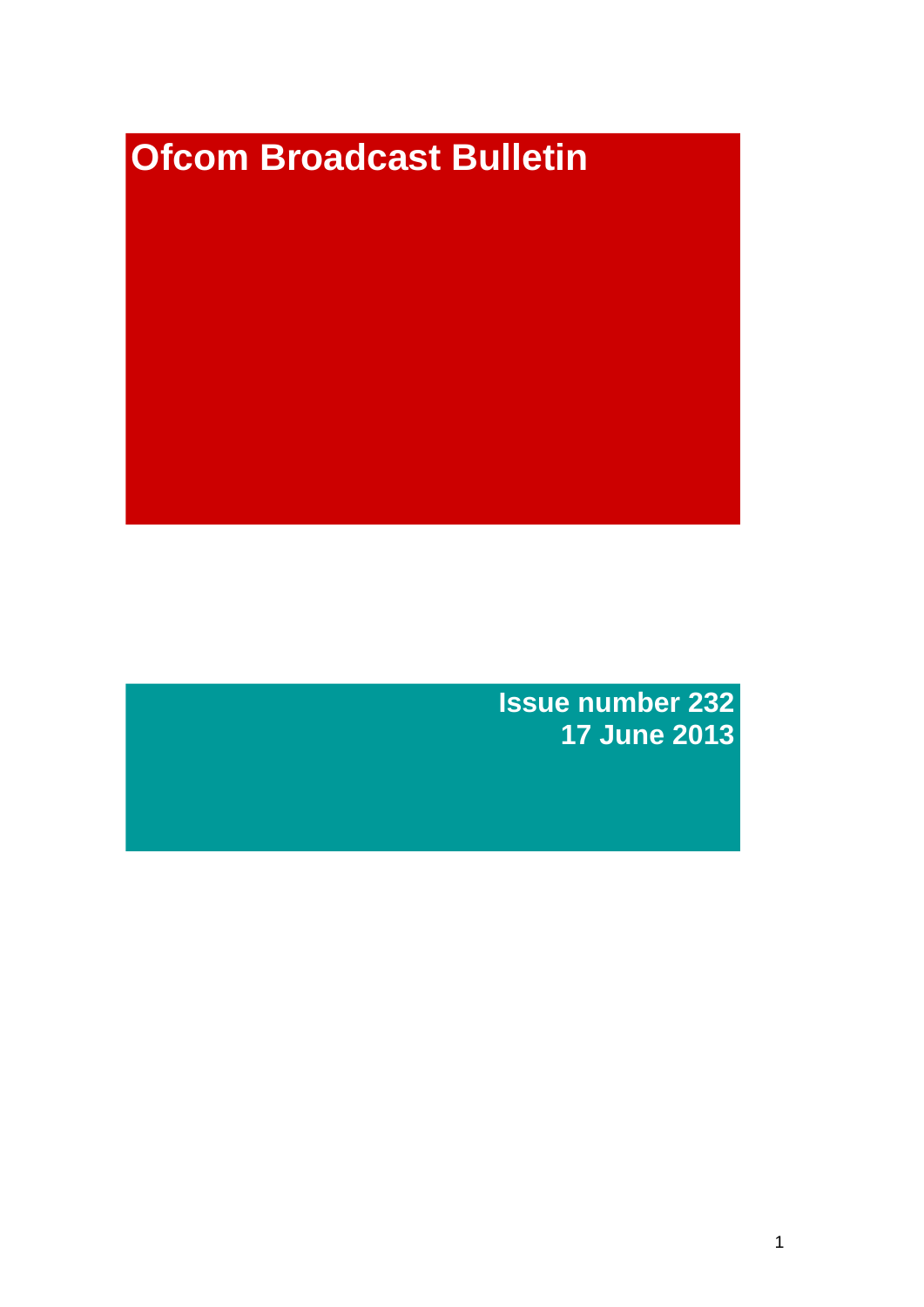# Ofcom Broadcast Bulletin

**Issue number 232**
**17 June 2013**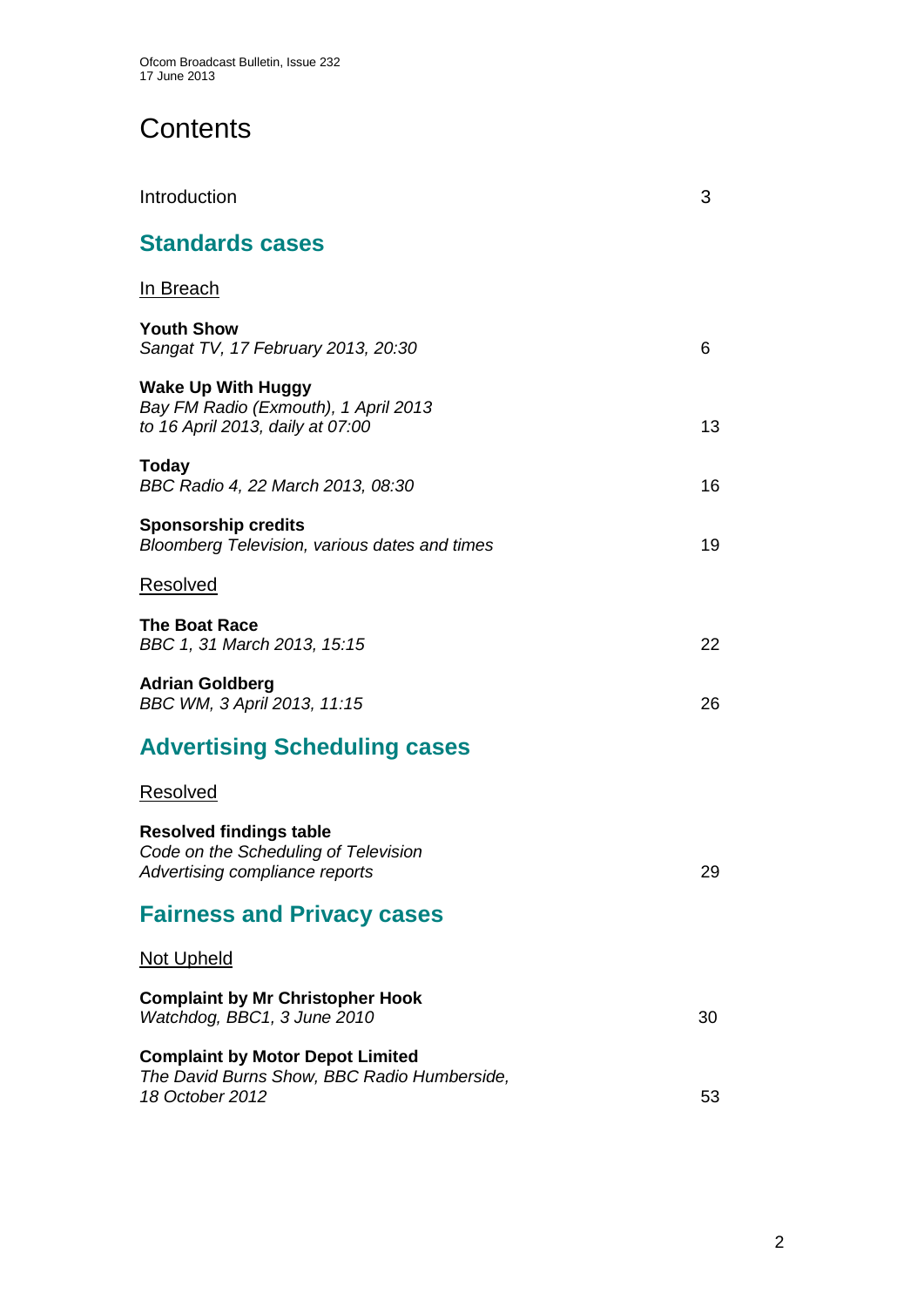# Contents

Introduction 3

## Standards cases

In Breach

**Youth Show**
*Sangat TV, 17 February 2013, 20:30* 6

**Wake Up With Huggy**
*Bay FM Radio (Exmouth), 1 April 2013 to 16 April 2013, daily at 07:00* 13

**Today**
*BBC Radio 4, 22 March 2013, 08:30* 16

**Sponsorship credits**
*Bloomberg Television, various dates and times* 19

Resolved

**The Boat Race**
*BBC 1, 31 March 2013, 15:15* 22

**Adrian Goldberg**
*BBC WM, 3 April 2013, 11:15* 26

## Advertising Scheduling cases

Resolved

**Resolved findings table**
*Code on the Scheduling of Television Advertising compliance reports* 29

## Fairness and Privacy cases

Not Upheld

**Complaint by Mr Christopher Hook**
*Watchdog, BBC1, 3 June 2010* 30

**Complaint by Motor Depot Limited**
*The David Burns Show, BBC Radio Humberside, 18 October 2012* 53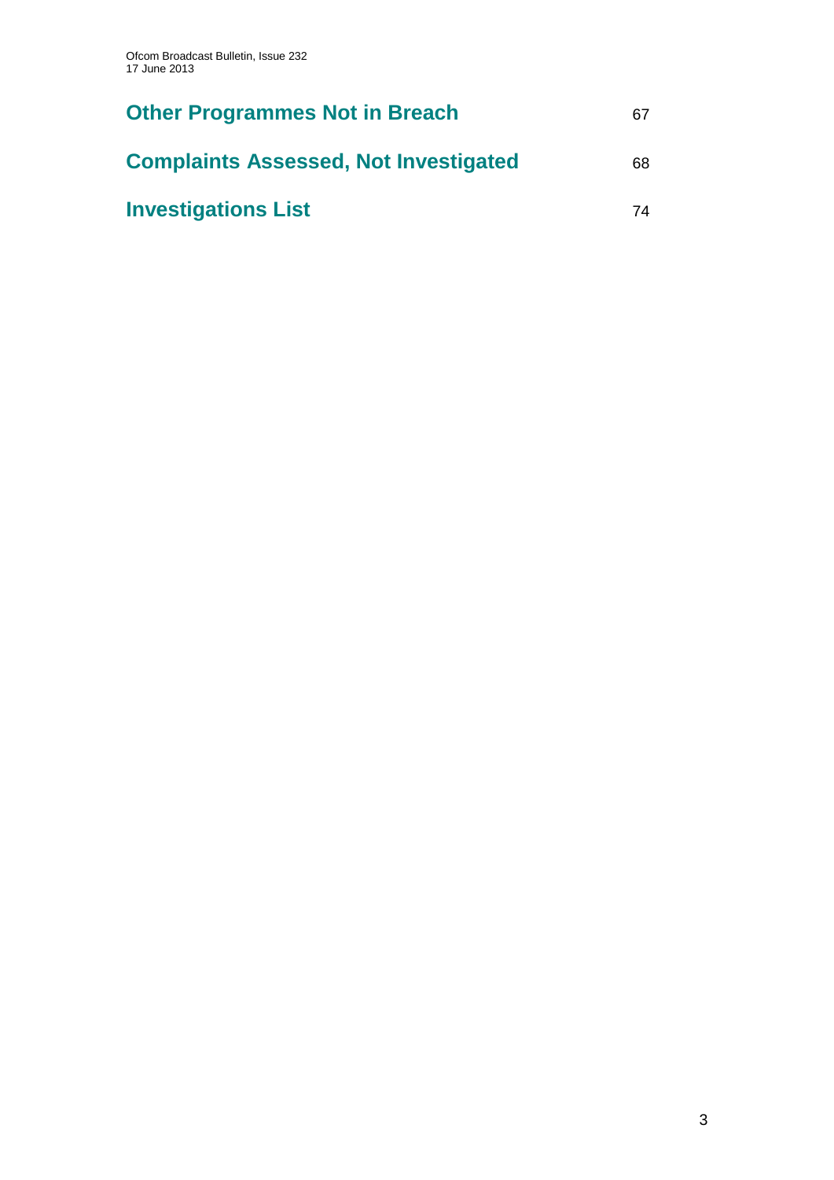**Other Programmes Not in Breach** 67

**Complaints Assessed, Not Investigated** 68

**Investigations List** 74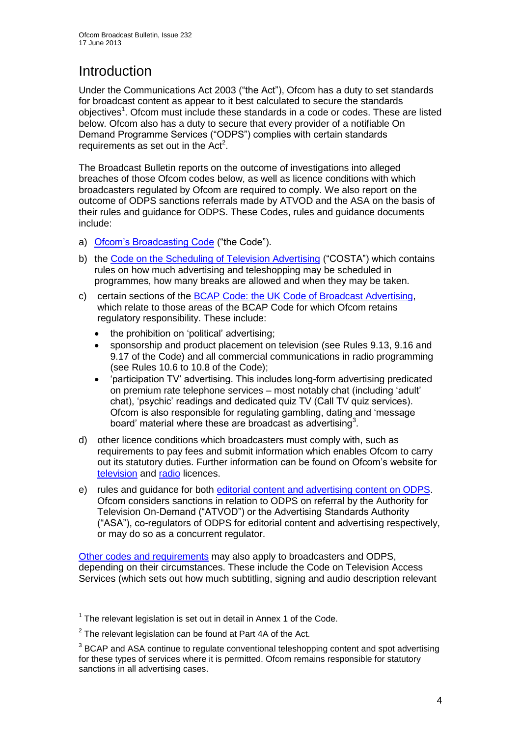# Introduction

Under the Communications Act 2003 ("the Act"), Ofcom has a duty to set standards for broadcast content as appear to it best calculated to secure the standards objectives[1]. Ofcom must include these standards in a code or codes. These are listed below. Ofcom also has a duty to secure that every provider of a notifiable On Demand Programme Services ("ODPS") complies with certain standards requirements as set out in the Act[2].

The Broadcast Bulletin reports on the outcome of investigations into alleged breaches of those Ofcom codes below, as well as licence conditions with which broadcasters regulated by Ofcom are required to comply. We also report on the outcome of ODPS sanctions referrals made by ATVOD and the ASA on the basis of their rules and guidance for ODPS. These Codes, rules and guidance documents include:

a) Ofcom's Broadcasting Code ("the Code").

b) the Code on the Scheduling of Television Advertising ("COSTA") which contains rules on how much advertising and teleshopping may be scheduled in programmes, how many breaks are allowed and when they may be taken.

c) certain sections of the BCAP Code: the UK Code of Broadcast Advertising, which relate to those areas of the BCAP Code for which Ofcom retains regulatory responsibility. These include:
   - the prohibition on 'political' advertising;
   - sponsorship and product placement on television (see Rules 9.13, 9.16 and 9.17 of the Code) and all commercial communications in radio programming (see Rules 10.6 to 10.8 of the Code);
   - 'participation TV' advertising. This includes long-form advertising predicated on premium rate telephone services – most notably chat (including 'adult' chat), 'psychic' readings and dedicated quiz TV (Call TV quiz services). Ofcom is also responsible for regulating gambling, dating and 'message board' material where these are broadcast as advertising[3].

d) other licence conditions which broadcasters must comply with, such as requirements to pay fees and submit information which enables Ofcom to carry out its statutory duties. Further information can be found on Ofcom's website for television and radio licences.

e) rules and guidance for both editorial content and advertising content on ODPS. Ofcom considers sanctions in relation to ODPS on referral by the Authority for Television On-Demand ("ATVOD") or the Advertising Standards Authority ("ASA"), co-regulators of ODPS for editorial content and advertising respectively, or may do so as a concurrent regulator.

Other codes and requirements may also apply to broadcasters and ODPS, depending on their circumstances. These include the Code on Television Access Services (which sets out how much subtitling, signing and audio description relevant

---

[1] The relevant legislation is set out in detail in Annex 1 of the Code.

[2] The relevant legislation can be found at Part 4A of the Act.

[3] BCAP and ASA continue to regulate conventional teleshopping content and spot advertising for these types of services where it is permitted. Ofcom remains responsible for statutory sanctions in all advertising cases.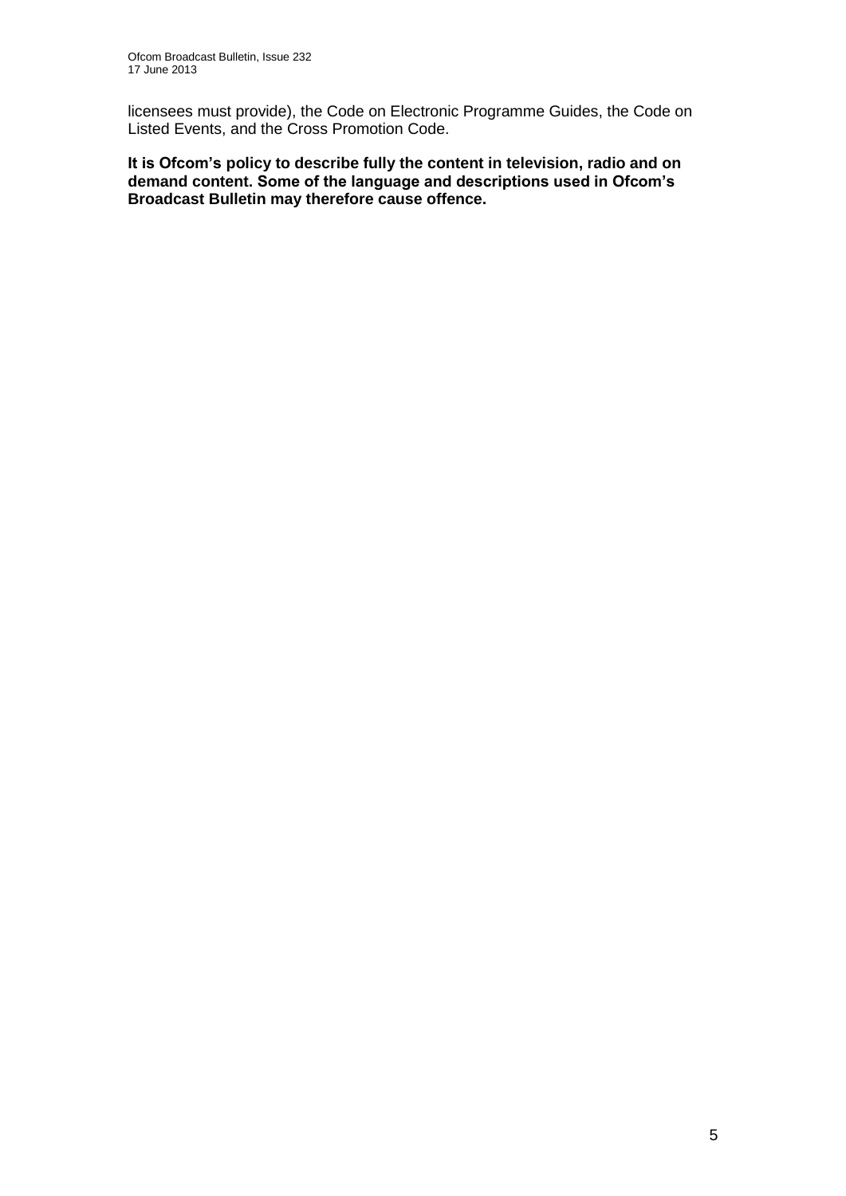licensees must provide), the Code on Electronic Programme Guides, the Code on Listed Events, and the Cross Promotion Code.

**It is Ofcom's policy to describe fully the content in television, radio and on demand content. Some of the language and descriptions used in Ofcom's Broadcast Bulletin may therefore cause offence.**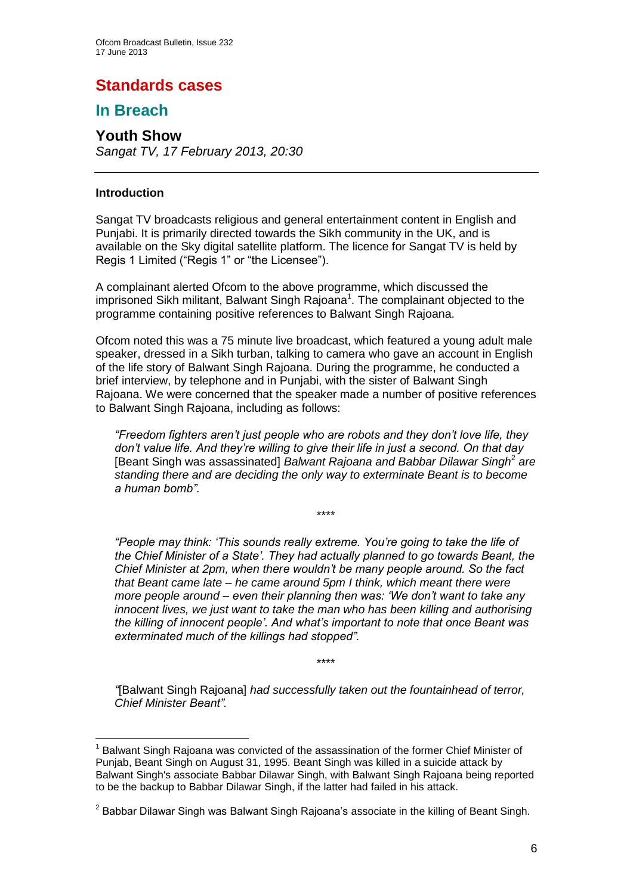# Standards cases

## In Breach

### Youth Show

*Sangat TV, 17 February 2013, 20:30*

---

#### Introduction

Sangat TV broadcasts religious and general entertainment content in English and Punjabi. It is primarily directed towards the Sikh community in the UK, and is available on the Sky digital satellite platform. The licence for Sangat TV is held by Regis 1 Limited ("Regis 1" or "the Licensee").

A complainant alerted Ofcom to the above programme, which discussed the imprisoned Sikh militant, Balwant Singh Rajoana[1]. The complainant objected to the programme containing positive references to Balwant Singh Rajoana.

Ofcom noted this was a 75 minute live broadcast, which featured a young adult male speaker, dressed in a Sikh turban, talking to camera who gave an account in English of the life story of Balwant Singh Rajoana. During the programme, he conducted a brief interview, by telephone and in Punjabi, with the sister of Balwant Singh Rajoana. We were concerned that the speaker made a number of positive references to Balwant Singh Rajoana, including as follows:

> *"Freedom fighters aren't just people who are robots and they don't love life, they don't value life. And they're willing to give their life in just a second. On that day* [Beant Singh was assassinated] *Balwant Rajoana and Babbar Dilawar Singh*[2] *are standing there and are deciding the only way to exterminate Beant is to become a human bomb".*

\*\*\*\*

> *"People may think: 'This sounds really extreme. You're going to take the life of the Chief Minister of a State'. They had actually planned to go towards Beant, the Chief Minister at 2pm, when there wouldn't be many people around. So the fact that Beant came late – he came around 5pm I think, which meant there were more people around – even their planning then was: 'We don't want to take any innocent lives, we just want to take the man who has been killing and authorising the killing of innocent people'. And what's important to note that once Beant was exterminated much of the killings had stopped".*

\*\*\*\*

> *"*[Balwant Singh Rajoana] *had successfully taken out the fountainhead of terror, Chief Minister Beant".*

---

[1] Balwant Singh Rajoana was convicted of the assassination of the former Chief Minister of Punjab, Beant Singh on August 31, 1995. Beant Singh was killed in a suicide attack by Balwant Singh's associate Babbar Dilawar Singh, with Balwant Singh Rajoana being reported to be the backup to Babbar Dilawar Singh, if the latter had failed in his attack.

[2] Babbar Dilawar Singh was Balwant Singh Rajoana's associate in the killing of Beant Singh.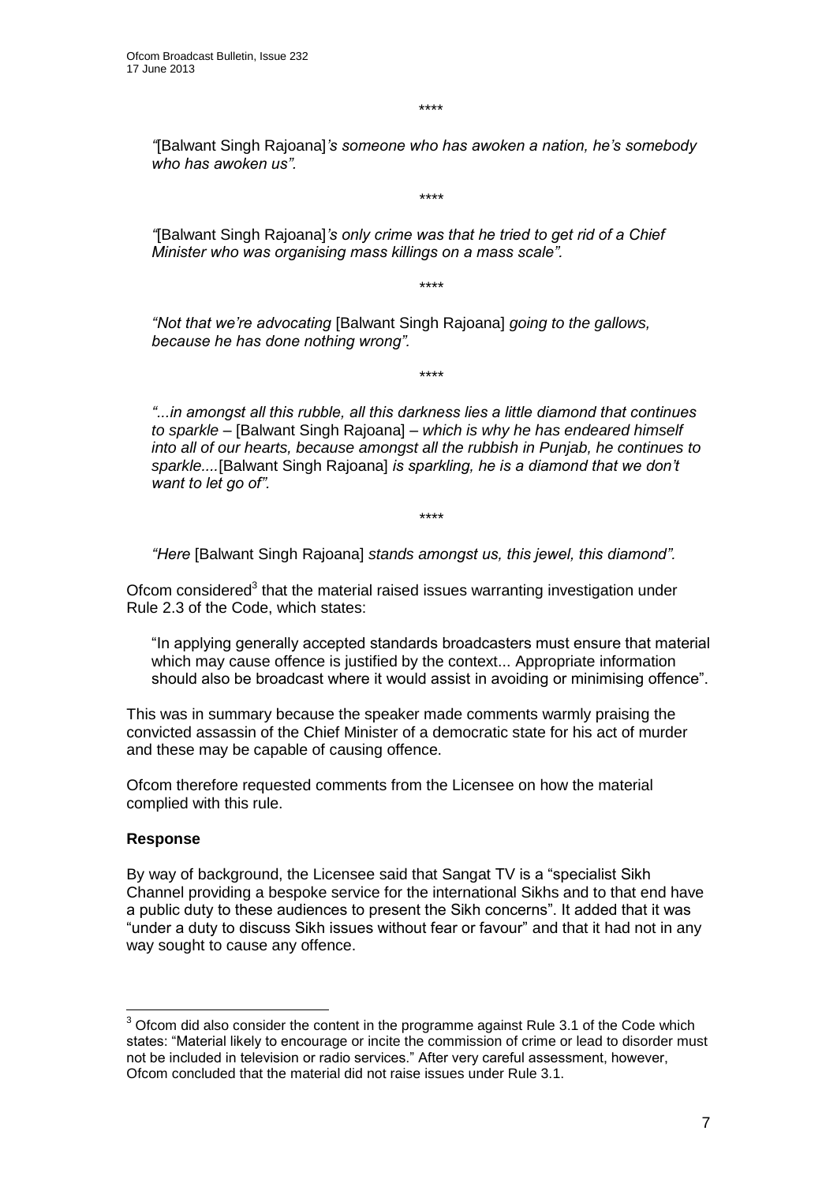\*\*\*\*

> *"*[Balwant Singh Rajoana]*'s someone who has awoken a nation, he's somebody who has awoken us".*

\*\*\*\*

> *"*[Balwant Singh Rajoana]*'s only crime was that he tried to get rid of a Chief Minister who was organising mass killings on a mass scale".*

\*\*\*\*

> *"Not that we're advocating* [Balwant Singh Rajoana] *going to the gallows, because he has done nothing wrong".*

\*\*\*\*

> *"...in amongst all this rubble, all this darkness lies a little diamond that continues to sparkle* – [Balwant Singh Rajoana] – *which is why he has endeared himself into all of our hearts, because amongst all the rubbish in Punjab, he continues to sparkle....*[Balwant Singh Rajoana] *is sparkling, he is a diamond that we don't want to let go of".*

\*\*\*\*

> *"Here* [Balwant Singh Rajoana] *stands amongst us, this jewel, this diamond".*

Ofcom considered[3] that the material raised issues warranting investigation under Rule 2.3 of the Code, which states:

> "In applying generally accepted standards broadcasters must ensure that material which may cause offence is justified by the context... Appropriate information should also be broadcast where it would assist in avoiding or minimising offence".

This was in summary because the speaker made comments warmly praising the convicted assassin of the Chief Minister of a democratic state for his act of murder and these may be capable of causing offence.

Ofcom therefore requested comments from the Licensee on how the material complied with this rule.

**Response**

By way of background, the Licensee said that Sangat TV is a "specialist Sikh Channel providing a bespoke service for the international Sikhs and to that end have a public duty to these audiences to present the Sikh concerns". It added that it was "under a duty to discuss Sikh issues without fear or favour" and that it had not in any way sought to cause any offence.

---

[3] Ofcom did also consider the content in the programme against Rule 3.1 of the Code which states: "Material likely to encourage or incite the commission of crime or lead to disorder must not be included in television or radio services." After very careful assessment, however, Ofcom concluded that the material did not raise issues under Rule 3.1.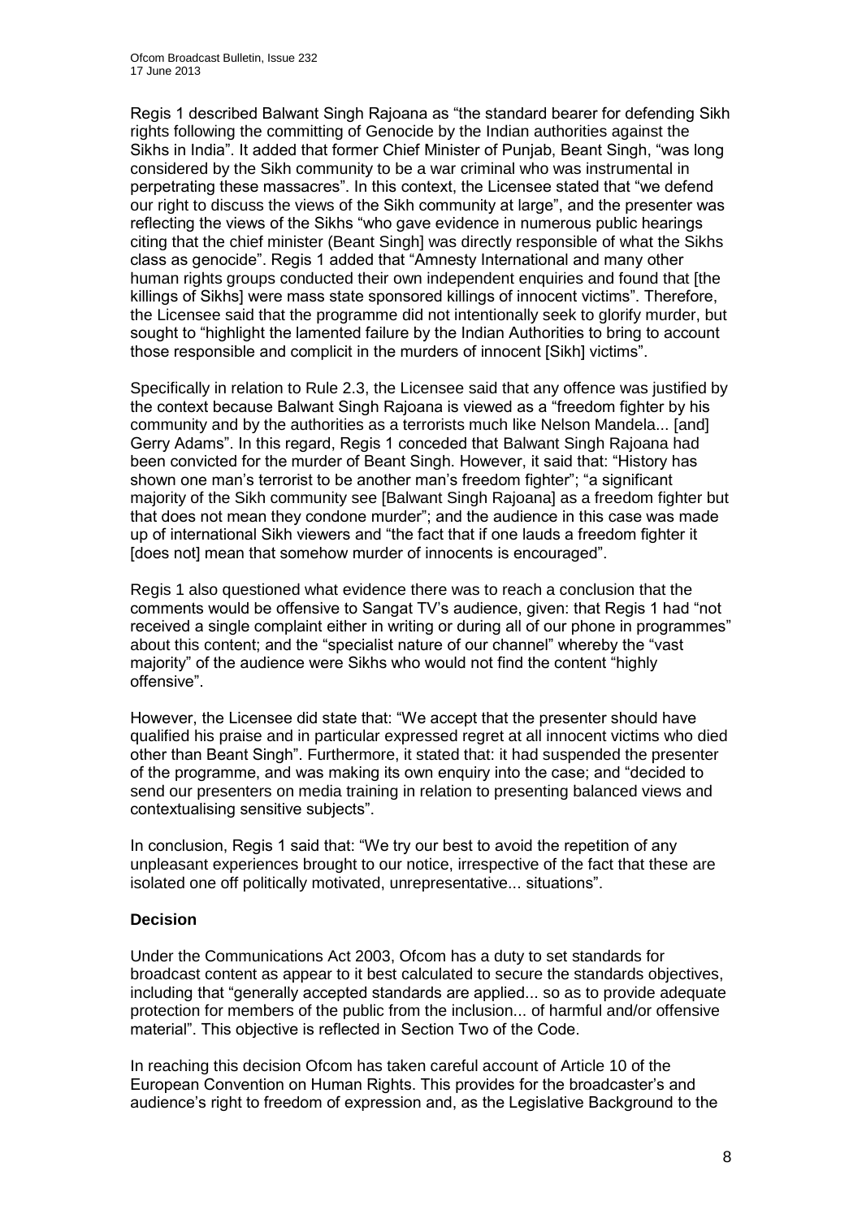Regis 1 described Balwant Singh Rajoana as "the standard bearer for defending Sikh rights following the committing of Genocide by the Indian authorities against the Sikhs in India". It added that former Chief Minister of Punjab, Beant Singh, "was long considered by the Sikh community to be a war criminal who was instrumental in perpetrating these massacres". In this context, the Licensee stated that "we defend our right to discuss the views of the Sikh community at large", and the presenter was reflecting the views of the Sikhs "who gave evidence in numerous public hearings citing that the chief minister (Beant Singh] was directly responsible of what the Sikhs class as genocide". Regis 1 added that "Amnesty International and many other human rights groups conducted their own independent enquiries and found that [the killings of Sikhs] were mass state sponsored killings of innocent victims". Therefore, the Licensee said that the programme did not intentionally seek to glorify murder, but sought to "highlight the lamented failure by the Indian Authorities to bring to account those responsible and complicit in the murders of innocent [Sikh] victims".

Specifically in relation to Rule 2.3, the Licensee said that any offence was justified by the context because Balwant Singh Rajoana is viewed as a "freedom fighter by his community and by the authorities as a terrorists much like Nelson Mandela... [and] Gerry Adams". In this regard, Regis 1 conceded that Balwant Singh Rajoana had been convicted for the murder of Beant Singh. However, it said that: "History has shown one man's terrorist to be another man's freedom fighter"; "a significant majority of the Sikh community see [Balwant Singh Rajoana] as a freedom fighter but that does not mean they condone murder"; and the audience in this case was made up of international Sikh viewers and "the fact that if one lauds a freedom fighter it [does not] mean that somehow murder of innocents is encouraged".

Regis 1 also questioned what evidence there was to reach a conclusion that the comments would be offensive to Sangat TV's audience, given: that Regis 1 had "not received a single complaint either in writing or during all of our phone in programmes" about this content; and the "specialist nature of our channel" whereby the "vast majority" of the audience were Sikhs who would not find the content "highly offensive".

However, the Licensee did state that: "We accept that the presenter should have qualified his praise and in particular expressed regret at all innocent victims who died other than Beant Singh". Furthermore, it stated that: it had suspended the presenter of the programme, and was making its own enquiry into the case; and "decided to send our presenters on media training in relation to presenting balanced views and contextualising sensitive subjects".

In conclusion, Regis 1 said that: "We try our best to avoid the repetition of any unpleasant experiences brought to our notice, irrespective of the fact that these are isolated one off politically motivated, unrepresentative... situations".

**Decision**

Under the Communications Act 2003, Ofcom has a duty to set standards for broadcast content as appear to it best calculated to secure the standards objectives, including that "generally accepted standards are applied... so as to provide adequate protection for members of the public from the inclusion... of harmful and/or offensive material". This objective is reflected in Section Two of the Code.

In reaching this decision Ofcom has taken careful account of Article 10 of the European Convention on Human Rights. This provides for the broadcaster's and audience's right to freedom of expression and, as the Legislative Background to the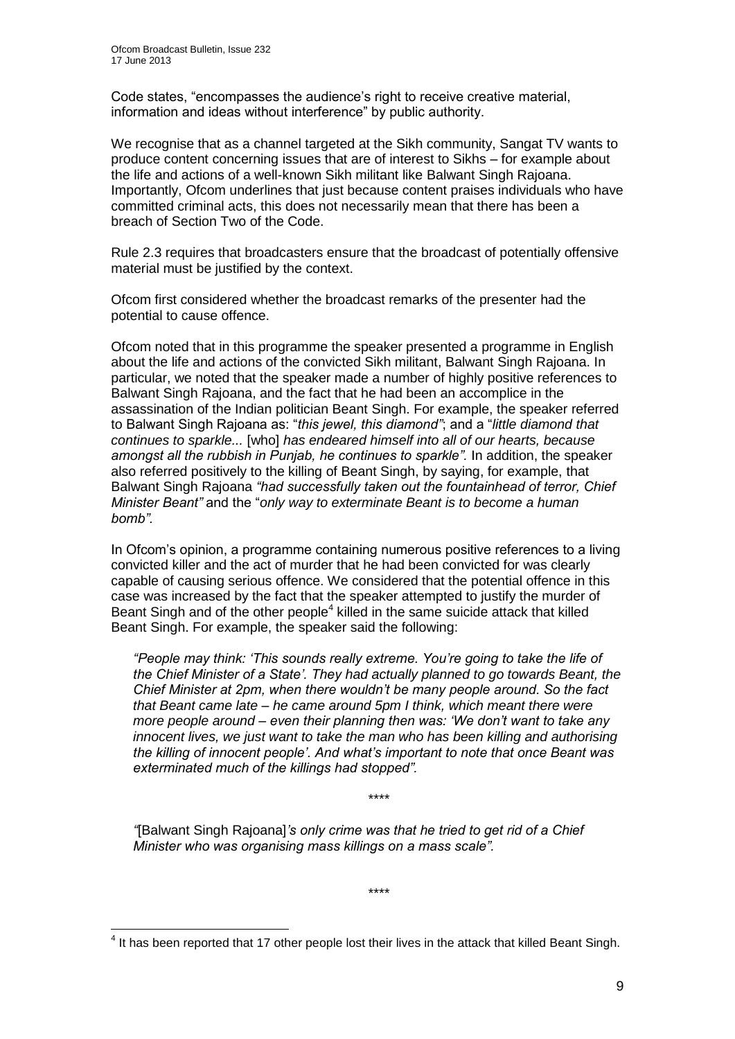Code states, "encompasses the audience's right to receive creative material, information and ideas without interference" by public authority.

We recognise that as a channel targeted at the Sikh community, Sangat TV wants to produce content concerning issues that are of interest to Sikhs – for example about the life and actions of a well-known Sikh militant like Balwant Singh Rajoana. Importantly, Ofcom underlines that just because content praises individuals who have committed criminal acts, this does not necessarily mean that there has been a breach of Section Two of the Code.

Rule 2.3 requires that broadcasters ensure that the broadcast of potentially offensive material must be justified by the context.

Ofcom first considered whether the broadcast remarks of the presenter had the potential to cause offence.

Ofcom noted that in this programme the speaker presented a programme in English about the life and actions of the convicted Sikh militant, Balwant Singh Rajoana. In particular, we noted that the speaker made a number of highly positive references to Balwant Singh Rajoana, and the fact that he had been an accomplice in the assassination of the Indian politician Beant Singh. For example, the speaker referred to Balwant Singh Rajoana as: "*this jewel, this diamond*"; and a "*little diamond that continues to sparkle...* [who] *has endeared himself into all of our hearts, because amongst all the rubbish in Punjab, he continues to sparkle".* In addition, the speaker also referred positively to the killing of Beant Singh, by saying, for example, that Balwant Singh Rajoana *"had successfully taken out the fountainhead of terror, Chief Minister Beant"* and the "*only way to exterminate Beant is to become a human bomb".*

In Ofcom's opinion, a programme containing numerous positive references to a living convicted killer and the act of murder that he had been convicted for was clearly capable of causing serious offence. We considered that the potential offence in this case was increased by the fact that the speaker attempted to justify the murder of Beant Singh and of the other people[4] killed in the same suicide attack that killed Beant Singh. For example, the speaker said the following:

> *"People may think: 'This sounds really extreme. You're going to take the life of the Chief Minister of a State'. They had actually planned to go towards Beant, the Chief Minister at 2pm, when there wouldn't be many people around. So the fact that Beant came late – he came around 5pm I think, which meant there were more people around – even their planning then was: 'We don't want to take any innocent lives, we just want to take the man who has been killing and authorising the killing of innocent people'. And what's important to note that once Beant was exterminated much of the killings had stopped".*

\*\*\*\*

> *"*[Balwant Singh Rajoana]*'s only crime was that he tried to get rid of a Chief Minister who was organising mass killings on a mass scale".*

\*\*\*\*

[4] It has been reported that 17 other people lost their lives in the attack that killed Beant Singh.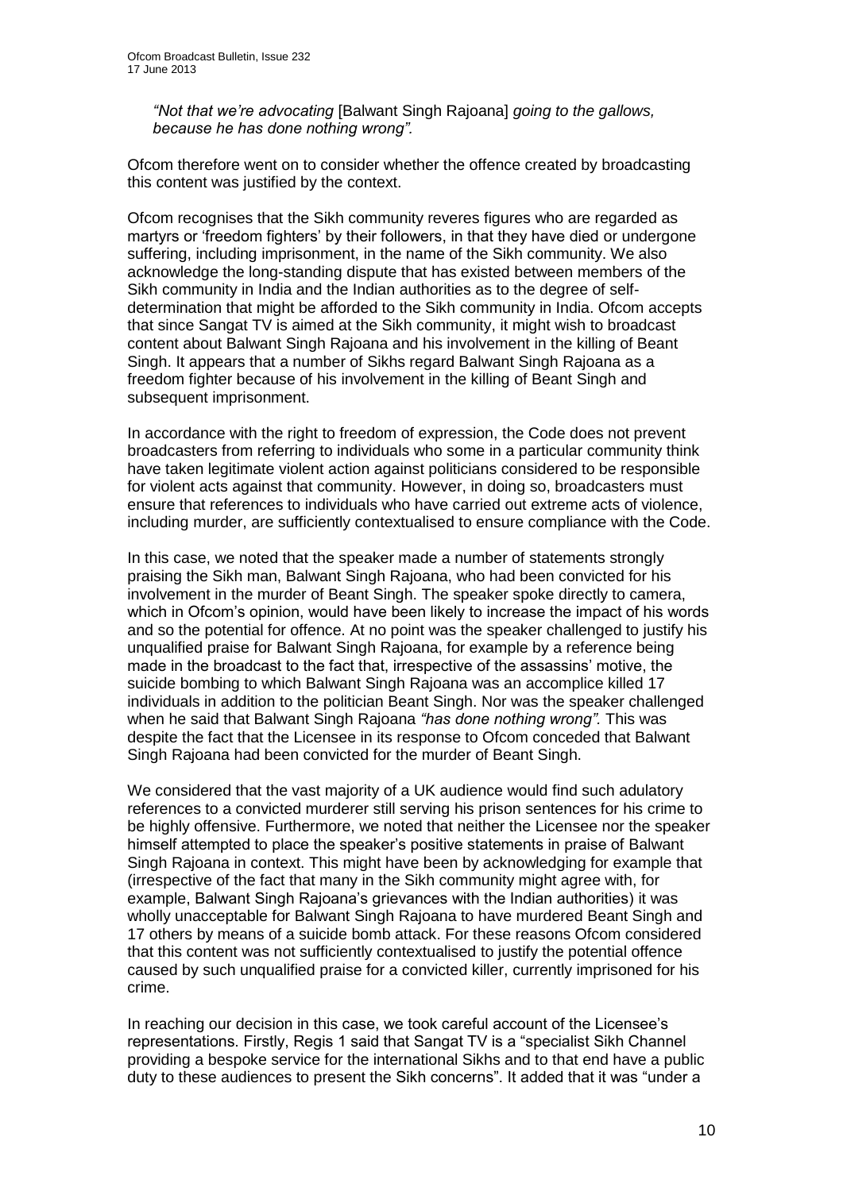*"Not that we're advocating* [Balwant Singh Rajoana] *going to the gallows, because he has done nothing wrong".*

Ofcom therefore went on to consider whether the offence created by broadcasting this content was justified by the context.

Ofcom recognises that the Sikh community reveres figures who are regarded as martyrs or 'freedom fighters' by their followers, in that they have died or undergone suffering, including imprisonment, in the name of the Sikh community. We also acknowledge the long-standing dispute that has existed between members of the Sikh community in India and the Indian authorities as to the degree of self-determination that might be afforded to the Sikh community in India. Ofcom accepts that since Sangat TV is aimed at the Sikh community, it might wish to broadcast content about Balwant Singh Rajoana and his involvement in the killing of Beant Singh. It appears that a number of Sikhs regard Balwant Singh Rajoana as a freedom fighter because of his involvement in the killing of Beant Singh and subsequent imprisonment.

In accordance with the right to freedom of expression, the Code does not prevent broadcasters from referring to individuals who some in a particular community think have taken legitimate violent action against politicians considered to be responsible for violent acts against that community. However, in doing so, broadcasters must ensure that references to individuals who have carried out extreme acts of violence, including murder, are sufficiently contextualised to ensure compliance with the Code.

In this case, we noted that the speaker made a number of statements strongly praising the Sikh man, Balwant Singh Rajoana, who had been convicted for his involvement in the murder of Beant Singh. The speaker spoke directly to camera, which in Ofcom's opinion, would have been likely to increase the impact of his words and so the potential for offence. At no point was the speaker challenged to justify his unqualified praise for Balwant Singh Rajoana, for example by a reference being made in the broadcast to the fact that, irrespective of the assassins' motive, the suicide bombing to which Balwant Singh Rajoana was an accomplice killed 17 individuals in addition to the politician Beant Singh. Nor was the speaker challenged when he said that Balwant Singh Rajoana *"has done nothing wrong".* This was despite the fact that the Licensee in its response to Ofcom conceded that Balwant Singh Rajoana had been convicted for the murder of Beant Singh.

We considered that the vast majority of a UK audience would find such adulatory references to a convicted murderer still serving his prison sentences for his crime to be highly offensive. Furthermore, we noted that neither the Licensee nor the speaker himself attempted to place the speaker's positive statements in praise of Balwant Singh Rajoana in context. This might have been by acknowledging for example that (irrespective of the fact that many in the Sikh community might agree with, for example, Balwant Singh Rajoana's grievances with the Indian authorities) it was wholly unacceptable for Balwant Singh Rajoana to have murdered Beant Singh and 17 others by means of a suicide bomb attack. For these reasons Ofcom considered that this content was not sufficiently contextualised to justify the potential offence caused by such unqualified praise for a convicted killer, currently imprisoned for his crime.

In reaching our decision in this case, we took careful account of the Licensee's representations. Firstly, Regis 1 said that Sangat TV is a "specialist Sikh Channel providing a bespoke service for the international Sikhs and to that end have a public duty to these audiences to present the Sikh concerns". It added that it was "under a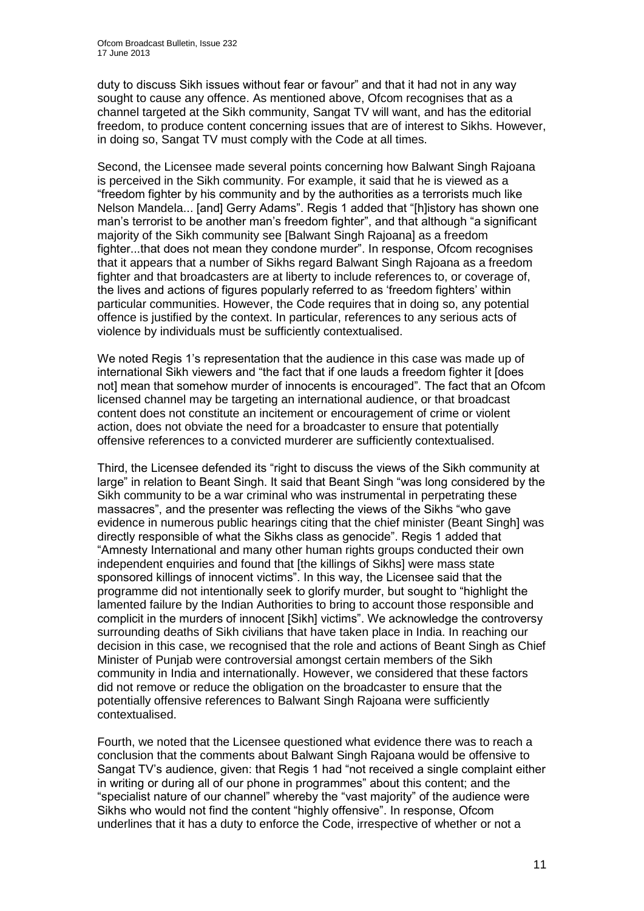duty to discuss Sikh issues without fear or favour" and that it had not in any way sought to cause any offence. As mentioned above, Ofcom recognises that as a channel targeted at the Sikh community, Sangat TV will want, and has the editorial freedom, to produce content concerning issues that are of interest to Sikhs. However, in doing so, Sangat TV must comply with the Code at all times.

Second, the Licensee made several points concerning how Balwant Singh Rajoana is perceived in the Sikh community. For example, it said that he is viewed as a "freedom fighter by his community and by the authorities as a terrorists much like Nelson Mandela... [and] Gerry Adams". Regis 1 added that "[h]istory has shown one man's terrorist to be another man's freedom fighter", and that although "a significant majority of the Sikh community see [Balwant Singh Rajoana] as a freedom fighter...that does not mean they condone murder". In response, Ofcom recognises that it appears that a number of Sikhs regard Balwant Singh Rajoana as a freedom fighter and that broadcasters are at liberty to include references to, or coverage of, the lives and actions of figures popularly referred to as 'freedom fighters' within particular communities. However, the Code requires that in doing so, any potential offence is justified by the context. In particular, references to any serious acts of violence by individuals must be sufficiently contextualised.

We noted Regis 1's representation that the audience in this case was made up of international Sikh viewers and "the fact that if one lauds a freedom fighter it [does not] mean that somehow murder of innocents is encouraged". The fact that an Ofcom licensed channel may be targeting an international audience, or that broadcast content does not constitute an incitement or encouragement of crime or violent action, does not obviate the need for a broadcaster to ensure that potentially offensive references to a convicted murderer are sufficiently contextualised.

Third, the Licensee defended its "right to discuss the views of the Sikh community at large" in relation to Beant Singh. It said that Beant Singh "was long considered by the Sikh community to be a war criminal who was instrumental in perpetrating these massacres", and the presenter was reflecting the views of the Sikhs "who gave evidence in numerous public hearings citing that the chief minister (Beant Singh] was directly responsible of what the Sikhs class as genocide". Regis 1 added that "Amnesty International and many other human rights groups conducted their own independent enquiries and found that [the killings of Sikhs] were mass state sponsored killings of innocent victims". In this way, the Licensee said that the programme did not intentionally seek to glorify murder, but sought to "highlight the lamented failure by the Indian Authorities to bring to account those responsible and complicit in the murders of innocent [Sikh] victims". We acknowledge the controversy surrounding deaths of Sikh civilians that have taken place in India. In reaching our decision in this case, we recognised that the role and actions of Beant Singh as Chief Minister of Punjab were controversial amongst certain members of the Sikh community in India and internationally. However, we considered that these factors did not remove or reduce the obligation on the broadcaster to ensure that the potentially offensive references to Balwant Singh Rajoana were sufficiently contextualised.

Fourth, we noted that the Licensee questioned what evidence there was to reach a conclusion that the comments about Balwant Singh Rajoana would be offensive to Sangat TV's audience, given: that Regis 1 had "not received a single complaint either in writing or during all of our phone in programmes" about this content; and the "specialist nature of our channel" whereby the "vast majority" of the audience were Sikhs who would not find the content "highly offensive". In response, Ofcom underlines that it has a duty to enforce the Code, irrespective of whether or not a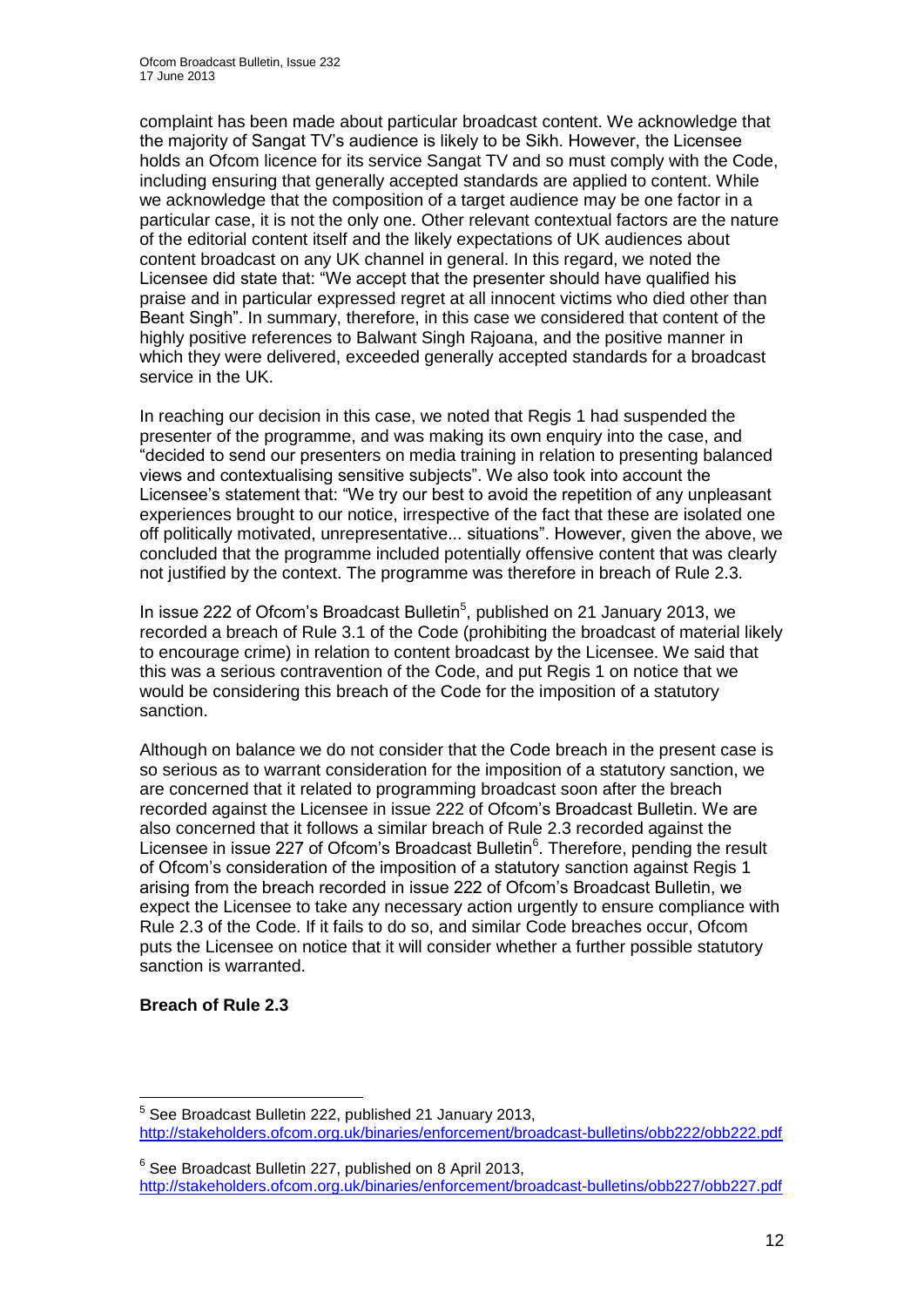complaint has been made about particular broadcast content. We acknowledge that the majority of Sangat TV's audience is likely to be Sikh. However, the Licensee holds an Ofcom licence for its service Sangat TV and so must comply with the Code, including ensuring that generally accepted standards are applied to content. While we acknowledge that the composition of a target audience may be one factor in a particular case, it is not the only one. Other relevant contextual factors are the nature of the editorial content itself and the likely expectations of UK audiences about content broadcast on any UK channel in general. In this regard, we noted the Licensee did state that: "We accept that the presenter should have qualified his praise and in particular expressed regret at all innocent victims who died other than Beant Singh". In summary, therefore, in this case we considered that content of the highly positive references to Balwant Singh Rajoana, and the positive manner in which they were delivered, exceeded generally accepted standards for a broadcast service in the UK.

In reaching our decision in this case, we noted that Regis 1 had suspended the presenter of the programme, and was making its own enquiry into the case, and "decided to send our presenters on media training in relation to presenting balanced views and contextualising sensitive subjects". We also took into account the Licensee's statement that: "We try our best to avoid the repetition of any unpleasant experiences brought to our notice, irrespective of the fact that these are isolated one off politically motivated, unrepresentative... situations". However, given the above, we concluded that the programme included potentially offensive content that was clearly not justified by the context. The programme was therefore in breach of Rule 2.3.

In issue 222 of Ofcom's Broadcast Bulletin[5], published on 21 January 2013, we recorded a breach of Rule 3.1 of the Code (prohibiting the broadcast of material likely to encourage crime) in relation to content broadcast by the Licensee. We said that this was a serious contravention of the Code, and put Regis 1 on notice that we would be considering this breach of the Code for the imposition of a statutory sanction.

Although on balance we do not consider that the Code breach in the present case is so serious as to warrant consideration for the imposition of a statutory sanction, we are concerned that it related to programming broadcast soon after the breach recorded against the Licensee in issue 222 of Ofcom's Broadcast Bulletin. We are also concerned that it follows a similar breach of Rule 2.3 recorded against the Licensee in issue 227 of Ofcom's Broadcast Bulletin[6]. Therefore, pending the result of Ofcom's consideration of the imposition of a statutory sanction against Regis 1 arising from the breach recorded in issue 222 of Ofcom's Broadcast Bulletin, we expect the Licensee to take any necessary action urgently to ensure compliance with Rule 2.3 of the Code. If it fails to do so, and similar Code breaches occur, Ofcom puts the Licensee on notice that it will consider whether a further possible statutory sanction is warranted.

**Breach of Rule 2.3**

---

[5] See Broadcast Bulletin 222, published 21 January 2013, http://stakeholders.ofcom.org.uk/binaries/enforcement/broadcast-bulletins/obb222/obb222.pdf

[6] See Broadcast Bulletin 227, published on 8 April 2013, http://stakeholders.ofcom.org.uk/binaries/enforcement/broadcast-bulletins/obb227/obb227.pdf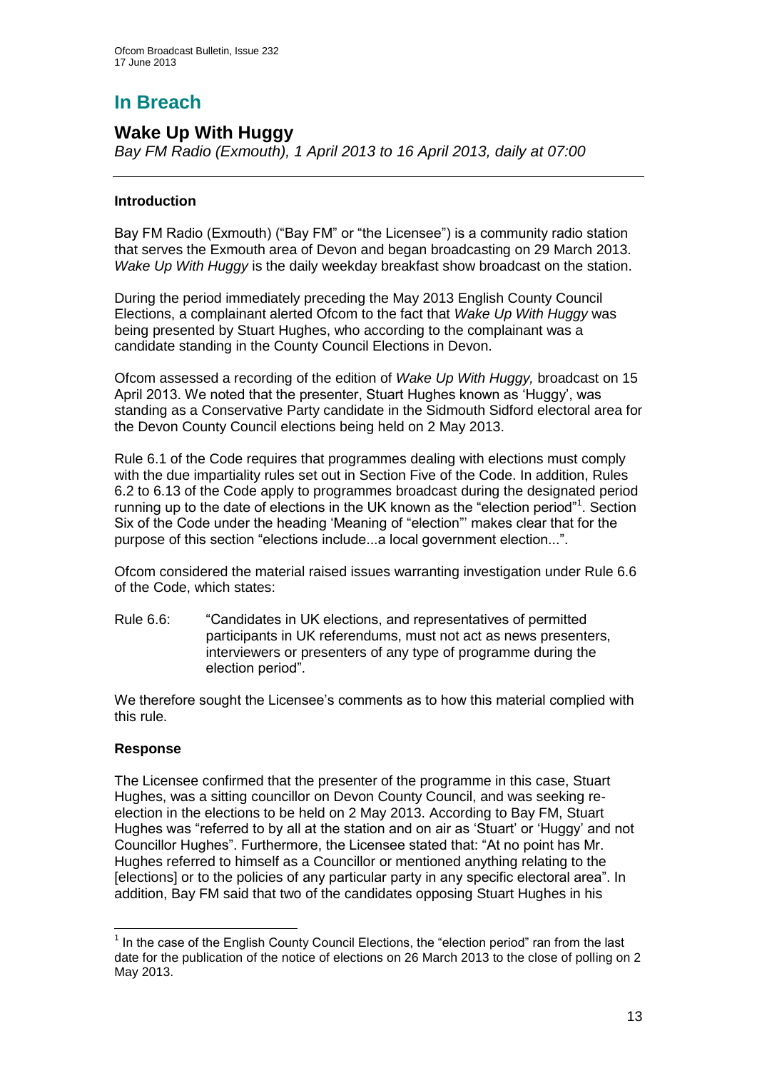# In Breach

## Wake Up With Huggy

*Bay FM Radio (Exmouth), 1 April 2013 to 16 April 2013, daily at 07:00*

---

### Introduction

Bay FM Radio (Exmouth) ("Bay FM" or "the Licensee") is a community radio station that serves the Exmouth area of Devon and began broadcasting on 29 March 2013. *Wake Up With Huggy* is the daily weekday breakfast show broadcast on the station.

During the period immediately preceding the May 2013 English County Council Elections, a complainant alerted Ofcom to the fact that *Wake Up With Huggy* was being presented by Stuart Hughes, who according to the complainant was a candidate standing in the County Council Elections in Devon.

Ofcom assessed a recording of the edition of *Wake Up With Huggy,* broadcast on 15 April 2013. We noted that the presenter, Stuart Hughes known as 'Huggy', was standing as a Conservative Party candidate in the Sidmouth Sidford electoral area for the Devon County Council elections being held on 2 May 2013.

Rule 6.1 of the Code requires that programmes dealing with elections must comply with the due impartiality rules set out in Section Five of the Code. In addition, Rules 6.2 to 6.13 of the Code apply to programmes broadcast during the designated period running up to the date of elections in the UK known as the "election period"[1]. Section Six of the Code under the heading 'Meaning of "election"' makes clear that for the purpose of this section "elections include...a local government election...".

Ofcom considered the material raised issues warranting investigation under Rule 6.6 of the Code, which states:

Rule 6.6: "Candidates in UK elections, and representatives of permitted participants in UK referendums, must not act as news presenters, interviewers or presenters of any type of programme during the election period".

We therefore sought the Licensee's comments as to how this material complied with this rule.

### Response

The Licensee confirmed that the presenter of the programme in this case, Stuart Hughes, was a sitting councillor on Devon County Council, and was seeking re-election in the elections to be held on 2 May 2013. According to Bay FM, Stuart Hughes was "referred to by all at the station and on air as 'Stuart' or 'Huggy' and not Councillor Hughes". Furthermore, the Licensee stated that: "At no point has Mr. Hughes referred to himself as a Councillor or mentioned anything relating to the [elections] or to the policies of any particular party in any specific electoral area". In addition, Bay FM said that two of the candidates opposing Stuart Hughes in his

---

[1] In the case of the English County Council Elections, the "election period" ran from the last date for the publication of the notice of elections on 26 March 2013 to the close of polling on 2 May 2013.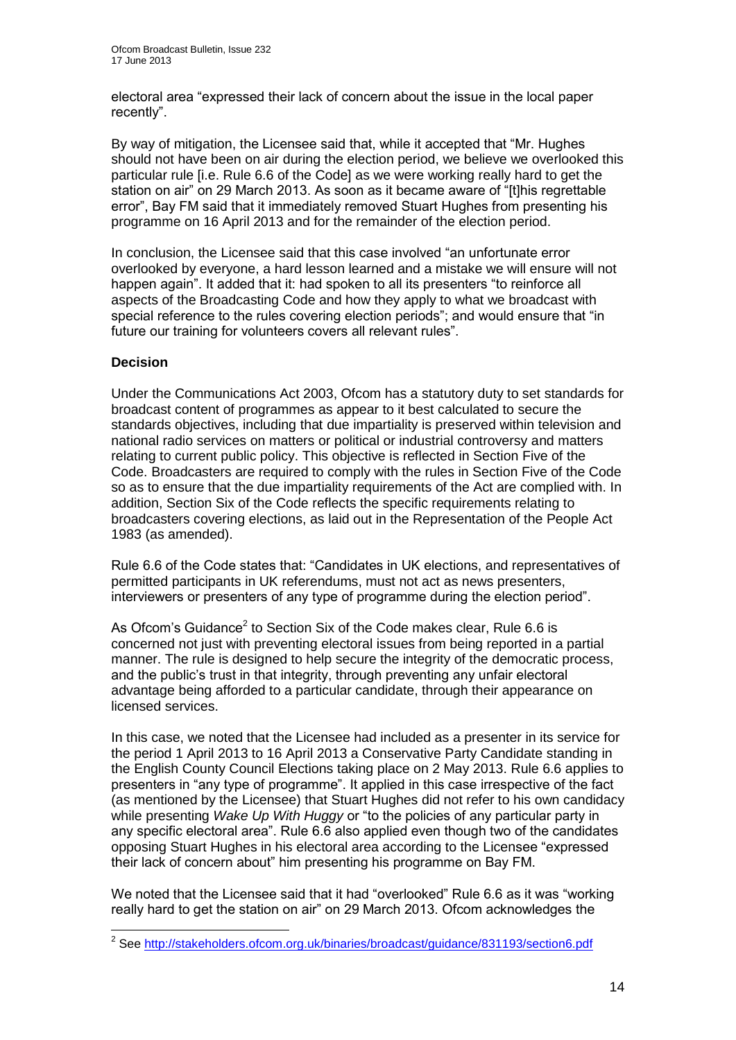electoral area "expressed their lack of concern about the issue in the local paper recently".

By way of mitigation, the Licensee said that, while it accepted that "Mr. Hughes should not have been on air during the election period, we believe we overlooked this particular rule [i.e. Rule 6.6 of the Code] as we were working really hard to get the station on air" on 29 March 2013. As soon as it became aware of "[t]his regrettable error", Bay FM said that it immediately removed Stuart Hughes from presenting his programme on 16 April 2013 and for the remainder of the election period.

In conclusion, the Licensee said that this case involved "an unfortunate error overlooked by everyone, a hard lesson learned and a mistake we will ensure will not happen again". It added that it: had spoken to all its presenters "to reinforce all aspects of the Broadcasting Code and how they apply to what we broadcast with special reference to the rules covering election periods"; and would ensure that "in future our training for volunteers covers all relevant rules".

**Decision**

Under the Communications Act 2003, Ofcom has a statutory duty to set standards for broadcast content of programmes as appear to it best calculated to secure the standards objectives, including that due impartiality is preserved within television and national radio services on matters or political or industrial controversy and matters relating to current public policy. This objective is reflected in Section Five of the Code. Broadcasters are required to comply with the rules in Section Five of the Code so as to ensure that the due impartiality requirements of the Act are complied with. In addition, Section Six of the Code reflects the specific requirements relating to broadcasters covering elections, as laid out in the Representation of the People Act 1983 (as amended).

Rule 6.6 of the Code states that: "Candidates in UK elections, and representatives of permitted participants in UK referendums, must not act as news presenters, interviewers or presenters of any type of programme during the election period".

As Ofcom's Guidance[2] to Section Six of the Code makes clear, Rule 6.6 is concerned not just with preventing electoral issues from being reported in a partial manner. The rule is designed to help secure the integrity of the democratic process, and the public's trust in that integrity, through preventing any unfair electoral advantage being afforded to a particular candidate, through their appearance on licensed services.

In this case, we noted that the Licensee had included as a presenter in its service for the period 1 April 2013 to 16 April 2013 a Conservative Party Candidate standing in the English County Council Elections taking place on 2 May 2013. Rule 6.6 applies to presenters in "any type of programme". It applied in this case irrespective of the fact (as mentioned by the Licensee) that Stuart Hughes did not refer to his own candidacy while presenting *Wake Up With Huggy* or "to the policies of any particular party in any specific electoral area". Rule 6.6 also applied even though two of the candidates opposing Stuart Hughes in his electoral area according to the Licensee "expressed their lack of concern about" him presenting his programme on Bay FM.

We noted that the Licensee said that it had "overlooked" Rule 6.6 as it was "working really hard to get the station on air" on 29 March 2013. Ofcom acknowledges the

[2] See http://stakeholders.ofcom.org.uk/binaries/broadcast/guidance/831193/section6.pdf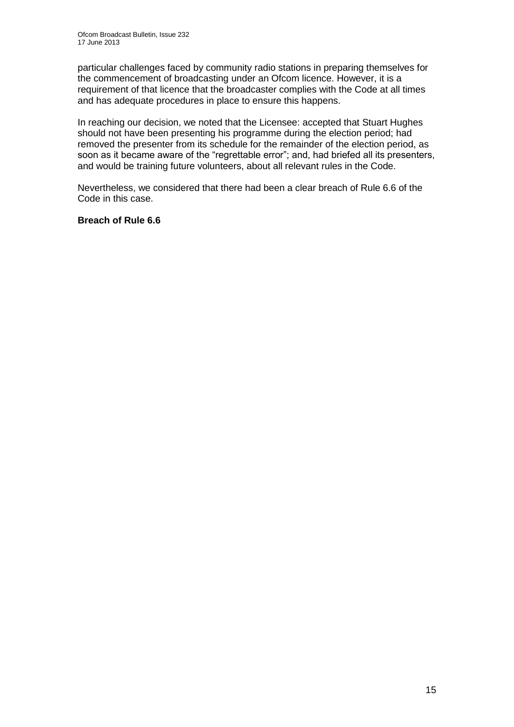particular challenges faced by community radio stations in preparing themselves for the commencement of broadcasting under an Ofcom licence. However, it is a requirement of that licence that the broadcaster complies with the Code at all times and has adequate procedures in place to ensure this happens.

In reaching our decision, we noted that the Licensee: accepted that Stuart Hughes should not have been presenting his programme during the election period; had removed the presenter from its schedule for the remainder of the election period, as soon as it became aware of the "regrettable error"; and, had briefed all its presenters, and would be training future volunteers, about all relevant rules in the Code.

Nevertheless, we considered that there had been a clear breach of Rule 6.6 of the Code in this case.

**Breach of Rule 6.6**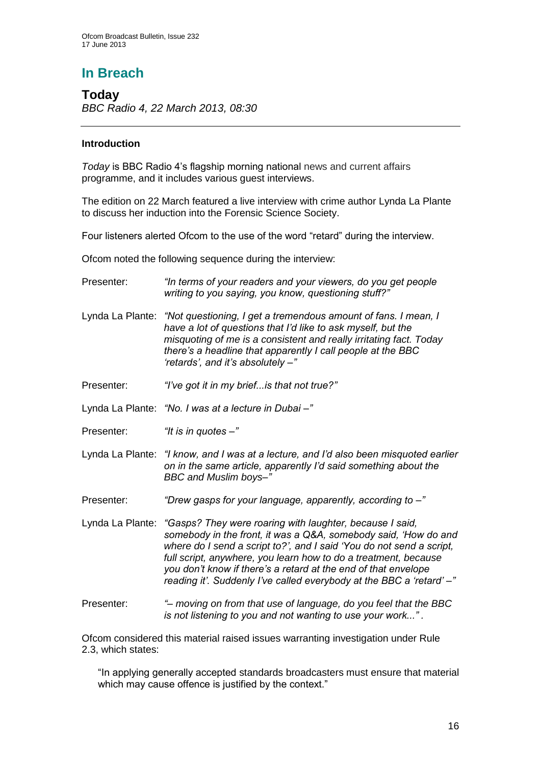## In Breach

### Today

*BBC Radio 4, 22 March 2013, 08:30*

---

#### Introduction

*Today* is BBC Radio 4's flagship morning national news and current affairs programme, and it includes various guest interviews.

The edition on 22 March featured a live interview with crime author Lynda La Plante to discuss her induction into the Forensic Science Society.

Four listeners alerted Ofcom to the use of the word "retard" during the interview.

Ofcom noted the following sequence during the interview:

Presenter: *"In terms of your readers and your viewers, do you get people writing to you saying, you know, questioning stuff?"*

Lynda La Plante: *"Not questioning, I get a tremendous amount of fans. I mean, I have a lot of questions that I'd like to ask myself, but the misquoting of me is a consistent and really irritating fact. Today there's a headline that apparently I call people at the BBC 'retards', and it's absolutely –"*

Presenter: *"I've got it in my brief...is that not true?"*

Lynda La Plante: *"No. I was at a lecture in Dubai –"*

Presenter: *"It is in quotes –"*

Lynda La Plante: *"I know, and I was at a lecture, and I'd also been misquoted earlier on in the same article, apparently I'd said something about the BBC and Muslim boys–"*

Presenter: *"Drew gasps for your language, apparently, according to –"*

Lynda La Plante: *"Gasps? They were roaring with laughter, because I said, somebody in the front, it was a Q&A, somebody said, 'How do and where do I send a script to?', and I said 'You do not send a script, full script, anywhere, you learn how to do a treatment, because you don't know if there's a retard at the end of that envelope reading it'. Suddenly I've called everybody at the BBC a 'retard' –"*

Presenter: *"– moving on from that use of language, do you feel that the BBC is not listening to you and not wanting to use your work..."*.

Ofcom considered this material raised issues warranting investigation under Rule 2.3, which states:

> "In applying generally accepted standards broadcasters must ensure that material which may cause offence is justified by the context."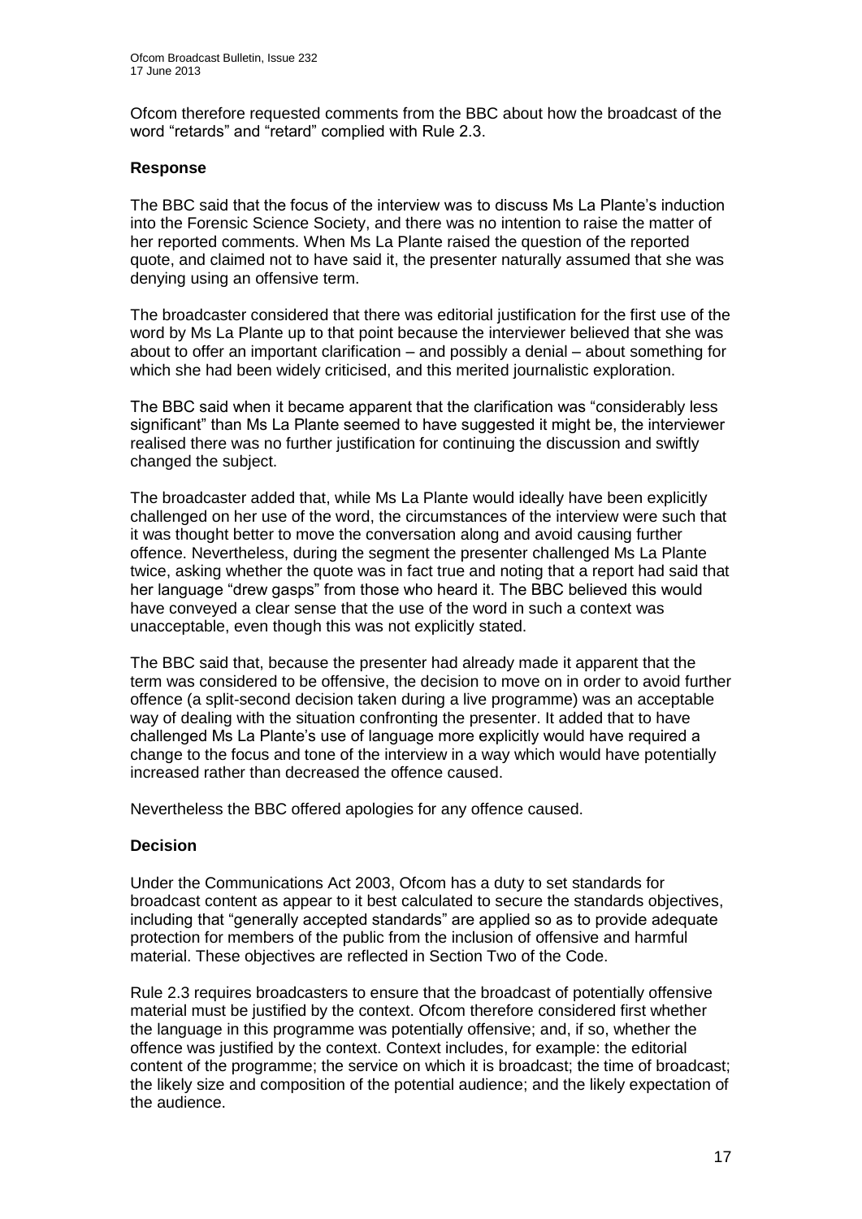Ofcom therefore requested comments from the BBC about how the broadcast of the word "retards" and "retard" complied with Rule 2.3.

### Response

The BBC said that the focus of the interview was to discuss Ms La Plante's induction into the Forensic Science Society, and there was no intention to raise the matter of her reported comments. When Ms La Plante raised the question of the reported quote, and claimed not to have said it, the presenter naturally assumed that she was denying using an offensive term.

The broadcaster considered that there was editorial justification for the first use of the word by Ms La Plante up to that point because the interviewer believed that she was about to offer an important clarification – and possibly a denial – about something for which she had been widely criticised, and this merited journalistic exploration.

The BBC said when it became apparent that the clarification was "considerably less significant" than Ms La Plante seemed to have suggested it might be, the interviewer realised there was no further justification for continuing the discussion and swiftly changed the subject.

The broadcaster added that, while Ms La Plante would ideally have been explicitly challenged on her use of the word, the circumstances of the interview were such that it was thought better to move the conversation along and avoid causing further offence. Nevertheless, during the segment the presenter challenged Ms La Plante twice, asking whether the quote was in fact true and noting that a report had said that her language "drew gasps" from those who heard it. The BBC believed this would have conveyed a clear sense that the use of the word in such a context was unacceptable, even though this was not explicitly stated.

The BBC said that, because the presenter had already made it apparent that the term was considered to be offensive, the decision to move on in order to avoid further offence (a split-second decision taken during a live programme) was an acceptable way of dealing with the situation confronting the presenter. It added that to have challenged Ms La Plante's use of language more explicitly would have required a change to the focus and tone of the interview in a way which would have potentially increased rather than decreased the offence caused.

Nevertheless the BBC offered apologies for any offence caused.

### Decision

Under the Communications Act 2003, Ofcom has a duty to set standards for broadcast content as appear to it best calculated to secure the standards objectives, including that "generally accepted standards" are applied so as to provide adequate protection for members of the public from the inclusion of offensive and harmful material. These objectives are reflected in Section Two of the Code.

Rule 2.3 requires broadcasters to ensure that the broadcast of potentially offensive material must be justified by the context. Ofcom therefore considered first whether the language in this programme was potentially offensive; and, if so, whether the offence was justified by the context. Context includes, for example: the editorial content of the programme; the service on which it is broadcast; the time of broadcast; the likely size and composition of the potential audience; and the likely expectation of the audience.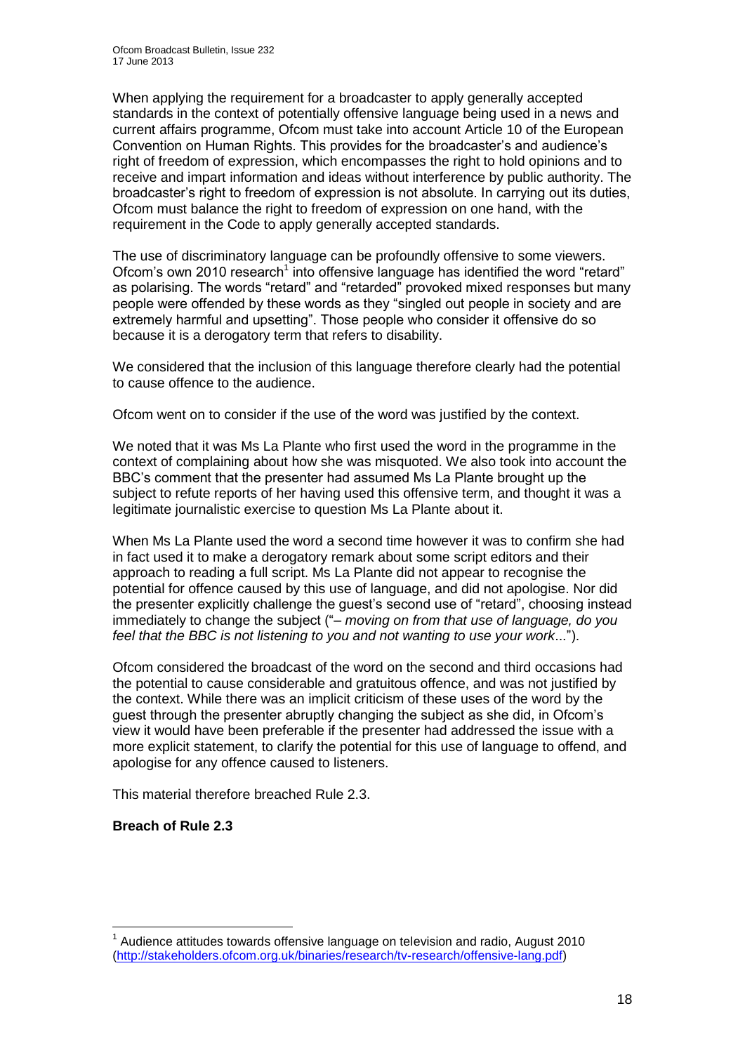When applying the requirement for a broadcaster to apply generally accepted standards in the context of potentially offensive language being used in a news and current affairs programme, Ofcom must take into account Article 10 of the European Convention on Human Rights. This provides for the broadcaster's and audience's right of freedom of expression, which encompasses the right to hold opinions and to receive and impart information and ideas without interference by public authority. The broadcaster's right to freedom of expression is not absolute. In carrying out its duties, Ofcom must balance the right to freedom of expression on one hand, with the requirement in the Code to apply generally accepted standards.

The use of discriminatory language can be profoundly offensive to some viewers. Ofcom's own 2010 research[1] into offensive language has identified the word "retard" as polarising. The words "retard" and "retarded" provoked mixed responses but many people were offended by these words as they "singled out people in society and are extremely harmful and upsetting". Those people who consider it offensive do so because it is a derogatory term that refers to disability.

We considered that the inclusion of this language therefore clearly had the potential to cause offence to the audience.

Ofcom went on to consider if the use of the word was justified by the context.

We noted that it was Ms La Plante who first used the word in the programme in the context of complaining about how she was misquoted. We also took into account the BBC's comment that the presenter had assumed Ms La Plante brought up the subject to refute reports of her having used this offensive term, and thought it was a legitimate journalistic exercise to question Ms La Plante about it.

When Ms La Plante used the word a second time however it was to confirm she had in fact used it to make a derogatory remark about some script editors and their approach to reading a full script. Ms La Plante did not appear to recognise the potential for offence caused by this use of language, and did not apologise. Nor did the presenter explicitly challenge the guest's second use of "retard", choosing instead immediately to change the subject ("*– moving on from that use of language, do you feel that the BBC is not listening to you and not wanting to use your work...*").

Ofcom considered the broadcast of the word on the second and third occasions had the potential to cause considerable and gratuitous offence, and was not justified by the context. While there was an implicit criticism of these uses of the word by the guest through the presenter abruptly changing the subject as she did, in Ofcom's view it would have been preferable if the presenter had addressed the issue with a more explicit statement, to clarify the potential for this use of language to offend, and apologise for any offence caused to listeners.

This material therefore breached Rule 2.3.

**Breach of Rule 2.3**

[1] Audience attitudes towards offensive language on television and radio, August 2010 (http://stakeholders.ofcom.org.uk/binaries/research/tv-research/offensive-lang.pdf)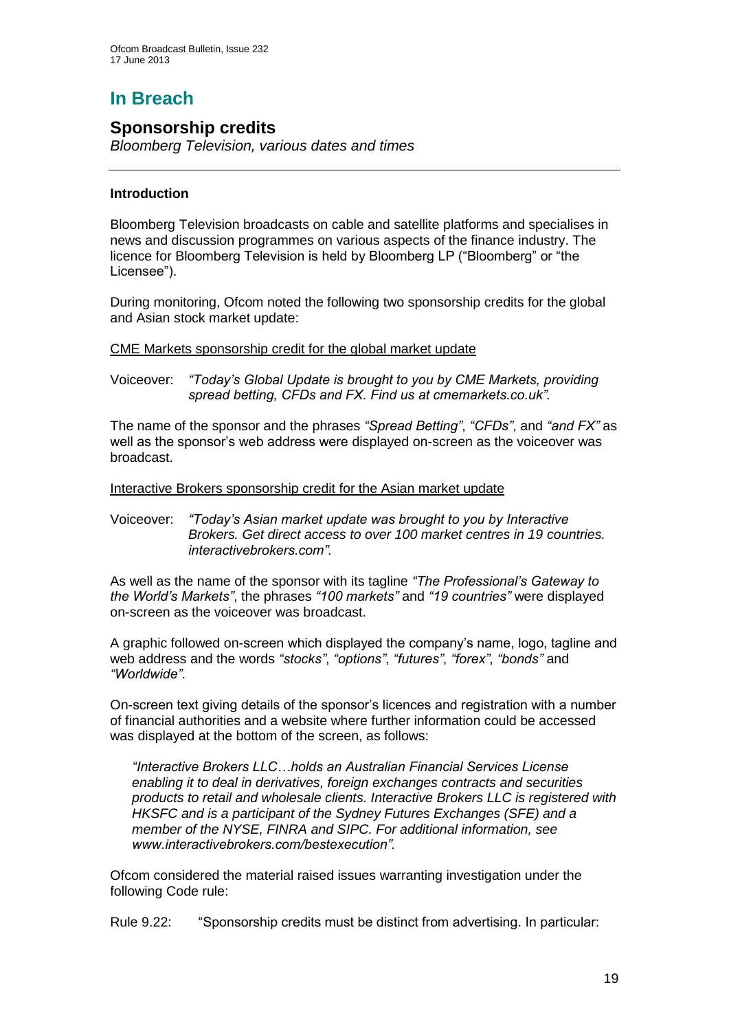# In Breach

## Sponsorship credits

*Bloomberg Television, various dates and times*

---

### Introduction

Bloomberg Television broadcasts on cable and satellite platforms and specialises in news and discussion programmes on various aspects of the finance industry. The licence for Bloomberg Television is held by Bloomberg LP ("Bloomberg" or "the Licensee").

During monitoring, Ofcom noted the following two sponsorship credits for the global and Asian stock market update:

<u>CME Markets sponsorship credit for the global market update</u>

Voiceover: *"Today's Global Update is brought to you by CME Markets, providing spread betting, CFDs and FX. Find us at cmemarkets.co.uk".*

The name of the sponsor and the phrases *"Spread Betting"*, *"CFDs"*, and *"and FX"* as well as the sponsor's web address were displayed on-screen as the voiceover was broadcast.

<u>Interactive Brokers sponsorship credit for the Asian market update</u>

Voiceover: *"Today's Asian market update was brought to you by Interactive Brokers. Get direct access to over 100 market centres in 19 countries. interactivebrokers.com".*

As well as the name of the sponsor with its tagline *"The Professional's Gateway to the World's Markets"*, the phrases *"100 markets"* and *"19 countries"* were displayed on-screen as the voiceover was broadcast.

A graphic followed on-screen which displayed the company's name, logo, tagline and web address and the words *"stocks"*, *"options"*, *"futures"*, *"forex"*, *"bonds"* and *"Worldwide"*.

On-screen text giving details of the sponsor's licences and registration with a number of financial authorities and a website where further information could be accessed was displayed at the bottom of the screen, as follows:

> *"Interactive Brokers LLC…holds an Australian Financial Services License enabling it to deal in derivatives, foreign exchanges contracts and securities products to retail and wholesale clients. Interactive Brokers LLC is registered with HKSFC and is a participant of the Sydney Futures Exchanges (SFE) and a member of the NYSE, FINRA and SIPC. For additional information, see www.interactivebrokers.com/bestexecution".*

Ofcom considered the material raised issues warranting investigation under the following Code rule:

Rule 9.22: "Sponsorship credits must be distinct from advertising. In particular: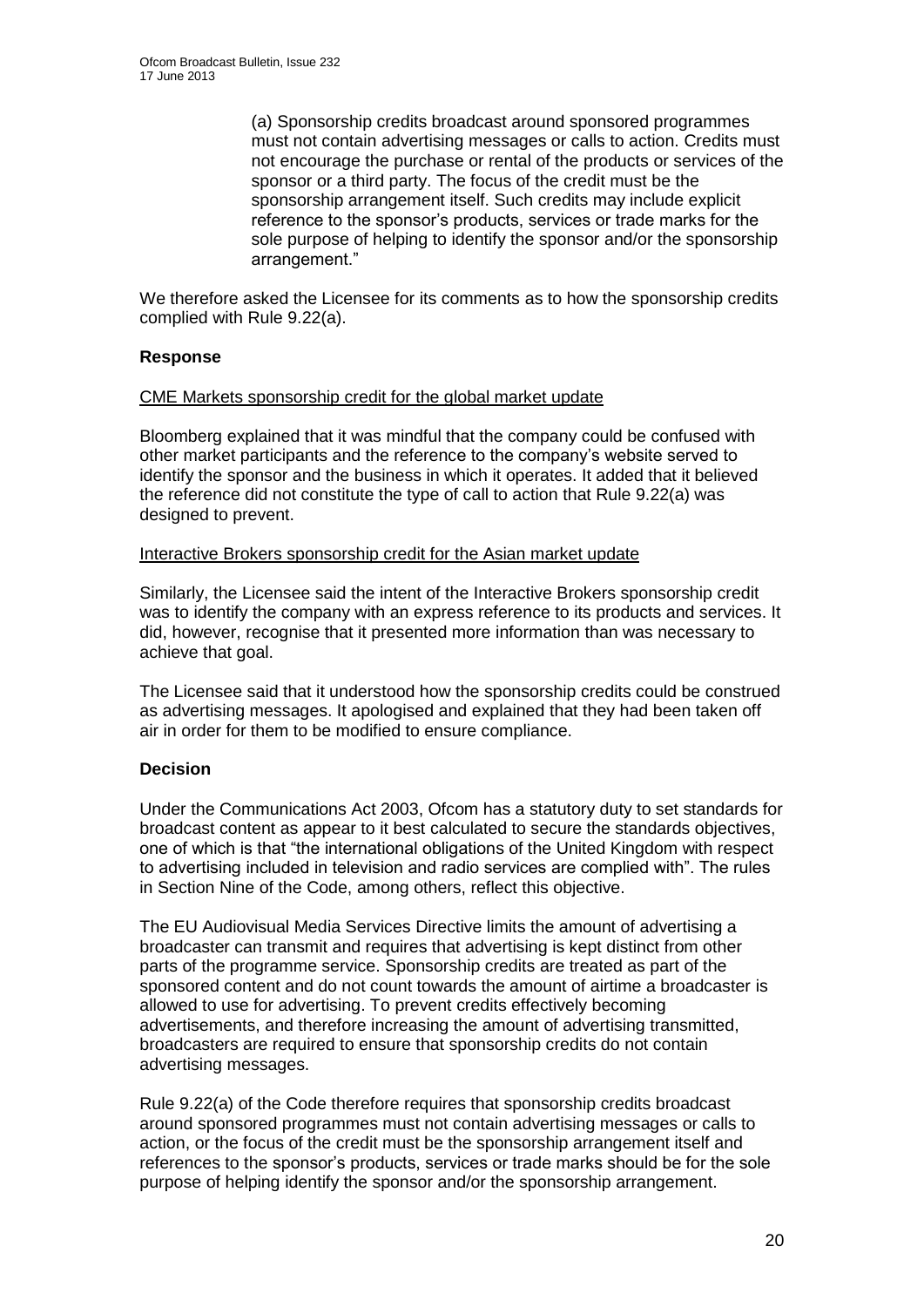(a) Sponsorship credits broadcast around sponsored programmes must not contain advertising messages or calls to action. Credits must not encourage the purchase or rental of the products or services of the sponsor or a third party. The focus of the credit must be the sponsorship arrangement itself. Such credits may include explicit reference to the sponsor's products, services or trade marks for the sole purpose of helping to identify the sponsor and/or the sponsorship arrangement."

We therefore asked the Licensee for its comments as to how the sponsorship credits complied with Rule 9.22(a).

### Response

CME Markets sponsorship credit for the global market update

Bloomberg explained that it was mindful that the company could be confused with other market participants and the reference to the company's website served to identify the sponsor and the business in which it operates. It added that it believed the reference did not constitute the type of call to action that Rule 9.22(a) was designed to prevent.

Interactive Brokers sponsorship credit for the Asian market update

Similarly, the Licensee said the intent of the Interactive Brokers sponsorship credit was to identify the company with an express reference to its products and services. It did, however, recognise that it presented more information than was necessary to achieve that goal.

The Licensee said that it understood how the sponsorship credits could be construed as advertising messages. It apologised and explained that they had been taken off air in order for them to be modified to ensure compliance.

### Decision

Under the Communications Act 2003, Ofcom has a statutory duty to set standards for broadcast content as appear to it best calculated to secure the standards objectives, one of which is that "the international obligations of the United Kingdom with respect to advertising included in television and radio services are complied with". The rules in Section Nine of the Code, among others, reflect this objective.

The EU Audiovisual Media Services Directive limits the amount of advertising a broadcaster can transmit and requires that advertising is kept distinct from other parts of the programme service. Sponsorship credits are treated as part of the sponsored content and do not count towards the amount of airtime a broadcaster is allowed to use for advertising. To prevent credits effectively becoming advertisements, and therefore increasing the amount of advertising transmitted, broadcasters are required to ensure that sponsorship credits do not contain advertising messages.

Rule 9.22(a) of the Code therefore requires that sponsorship credits broadcast around sponsored programmes must not contain advertising messages or calls to action, or the focus of the credit must be the sponsorship arrangement itself and references to the sponsor's products, services or trade marks should be for the sole purpose of helping identify the sponsor and/or the sponsorship arrangement.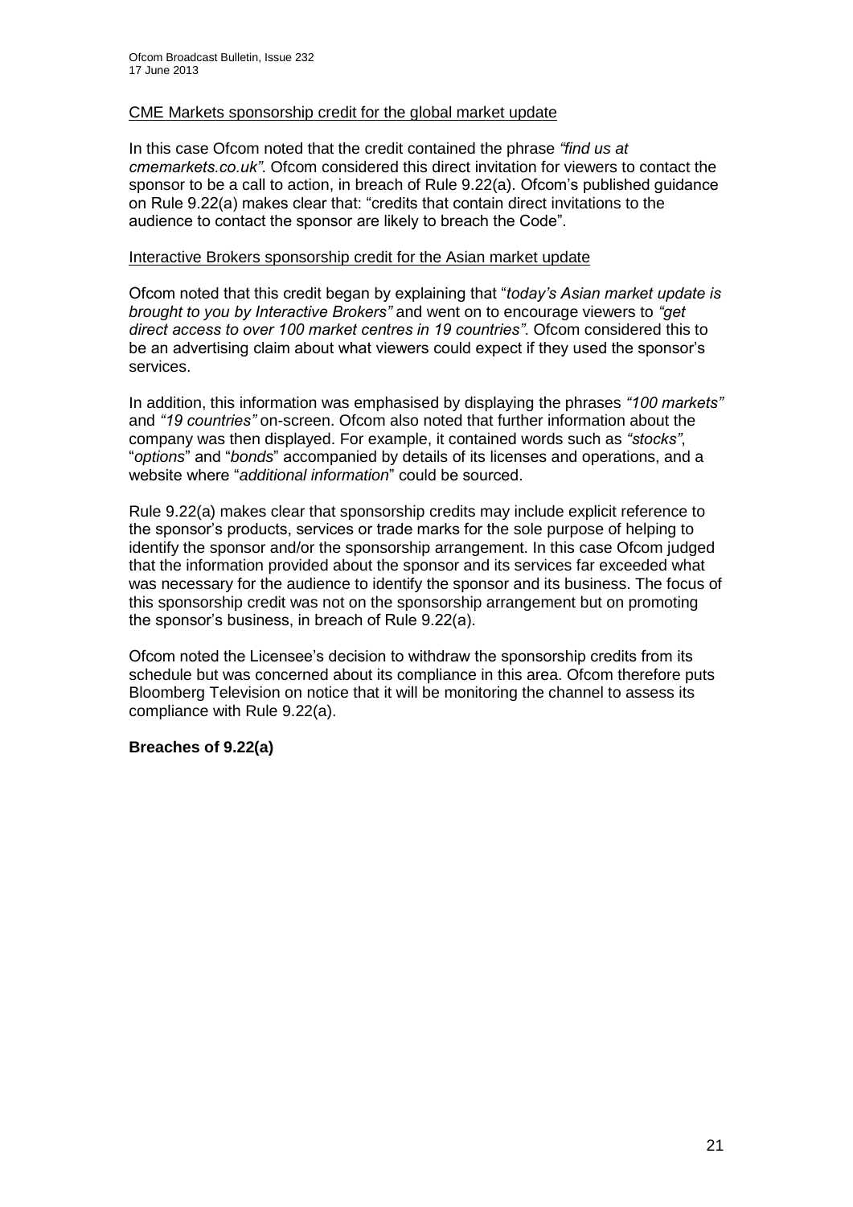<u>CME Markets sponsorship credit for the global market update</u>

In this case Ofcom noted that the credit contained the phrase *"find us at cmemarkets.co.uk"*. Ofcom considered this direct invitation for viewers to contact the sponsor to be a call to action, in breach of Rule 9.22(a). Ofcom's published guidance on Rule 9.22(a) makes clear that: "credits that contain direct invitations to the audience to contact the sponsor are likely to breach the Code".

<u>Interactive Brokers sponsorship credit for the Asian market update</u>

Ofcom noted that this credit began by explaining that "*today's Asian market update is brought to you by Interactive Brokers"* and went on to encourage viewers to *"get direct access to over 100 market centres in 19 countries"*. Ofcom considered this to be an advertising claim about what viewers could expect if they used the sponsor's services.

In addition, this information was emphasised by displaying the phrases *"100 markets"* and *"19 countries"* on-screen. Ofcom also noted that further information about the company was then displayed. For example, it contained words such as *"stocks"*, "*options*" and "*bonds*" accompanied by details of its licenses and operations, and a website where "*additional information*" could be sourced.

Rule 9.22(a) makes clear that sponsorship credits may include explicit reference to the sponsor's products, services or trade marks for the sole purpose of helping to identify the sponsor and/or the sponsorship arrangement. In this case Ofcom judged that the information provided about the sponsor and its services far exceeded what was necessary for the audience to identify the sponsor and its business. The focus of this sponsorship credit was not on the sponsorship arrangement but on promoting the sponsor's business, in breach of Rule 9.22(a).

Ofcom noted the Licensee's decision to withdraw the sponsorship credits from its schedule but was concerned about its compliance in this area. Ofcom therefore puts Bloomberg Television on notice that it will be monitoring the channel to assess its compliance with Rule 9.22(a).

**Breaches of 9.22(a)**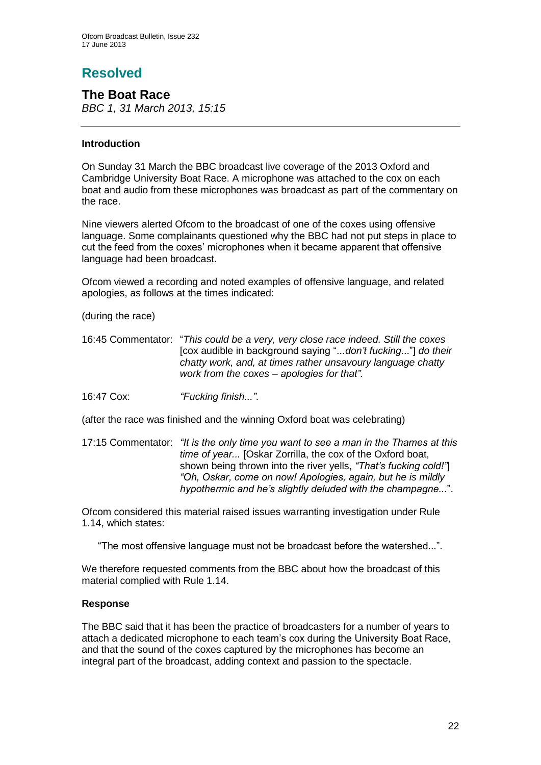# Resolved

## The Boat Race

*BBC 1, 31 March 2013, 15:15*

---

### Introduction

On Sunday 31 March the BBC broadcast live coverage of the 2013 Oxford and Cambridge University Boat Race. A microphone was attached to the cox on each boat and audio from these microphones was broadcast as part of the commentary on the race.

Nine viewers alerted Ofcom to the broadcast of one of the coxes using offensive language. Some complainants questioned why the BBC had not put steps in place to cut the feed from the coxes' microphones when it became apparent that offensive language had been broadcast.

Ofcom viewed a recording and noted examples of offensive language, and related apologies, as follows at the times indicated:

(during the race)

16:45 Commentator: "*This could be a very, very close race indeed. Still the coxes* [cox audible in background saying "*...don't fucking...*"] *do their chatty work, and, at times rather unsavoury language chatty work from the coxes – apologies for that".*

16:47 Cox: *"Fucking finish...".*

(after the race was finished and the winning Oxford boat was celebrating)

17:15 Commentator: *"It is the only time you want to see a man in the Thames at this time of year...* [Oskar Zorrilla, the cox of the Oxford boat, shown being thrown into the river yells, *"That's fucking cold!"*] *"Oh, Oskar, come on now! Apologies, again, but he is mildly hypothermic and he's slightly deluded with the champagne...*".

Ofcom considered this material raised issues warranting investigation under Rule 1.14, which states:

> "The most offensive language must not be broadcast before the watershed...".

We therefore requested comments from the BBC about how the broadcast of this material complied with Rule 1.14.

### Response

The BBC said that it has been the practice of broadcasters for a number of years to attach a dedicated microphone to each team's cox during the University Boat Race, and that the sound of the coxes captured by the microphones has become an integral part of the broadcast, adding context and passion to the spectacle.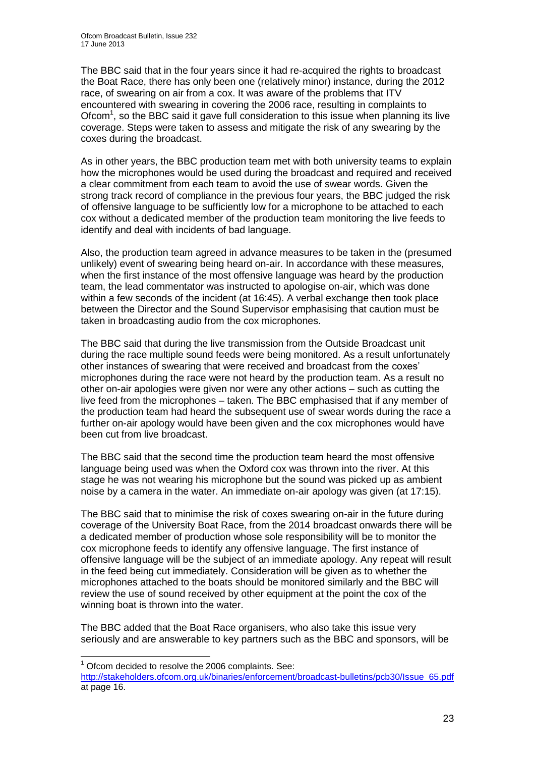The BBC said that in the four years since it had re-acquired the rights to broadcast the Boat Race, there has only been one (relatively minor) instance, during the 2012 race, of swearing on air from a cox. It was aware of the problems that ITV encountered with swearing in covering the 2006 race, resulting in complaints to Ofcom[1], so the BBC said it gave full consideration to this issue when planning its live coverage. Steps were taken to assess and mitigate the risk of any swearing by the coxes during the broadcast.

As in other years, the BBC production team met with both university teams to explain how the microphones would be used during the broadcast and required and received a clear commitment from each team to avoid the use of swear words. Given the strong track record of compliance in the previous four years, the BBC judged the risk of offensive language to be sufficiently low for a microphone to be attached to each cox without a dedicated member of the production team monitoring the live feeds to identify and deal with incidents of bad language.

Also, the production team agreed in advance measures to be taken in the (presumed unlikely) event of swearing being heard on-air. In accordance with these measures, when the first instance of the most offensive language was heard by the production team, the lead commentator was instructed to apologise on-air, which was done within a few seconds of the incident (at 16:45). A verbal exchange then took place between the Director and the Sound Supervisor emphasising that caution must be taken in broadcasting audio from the cox microphones.

The BBC said that during the live transmission from the Outside Broadcast unit during the race multiple sound feeds were being monitored. As a result unfortunately other instances of swearing that were received and broadcast from the coxes' microphones during the race were not heard by the production team. As a result no other on-air apologies were given nor were any other actions – such as cutting the live feed from the microphones – taken. The BBC emphasised that if any member of the production team had heard the subsequent use of swear words during the race a further on-air apology would have been given and the cox microphones would have been cut from live broadcast.

The BBC said that the second time the production team heard the most offensive language being used was when the Oxford cox was thrown into the river. At this stage he was not wearing his microphone but the sound was picked up as ambient noise by a camera in the water. An immediate on-air apology was given (at 17:15).

The BBC said that to minimise the risk of coxes swearing on-air in the future during coverage of the University Boat Race, from the 2014 broadcast onwards there will be a dedicated member of production whose sole responsibility will be to monitor the cox microphone feeds to identify any offensive language. The first instance of offensive language will be the subject of an immediate apology. Any repeat will result in the feed being cut immediately. Consideration will be given as to whether the microphones attached to the boats should be monitored similarly and the BBC will review the use of sound received by other equipment at the point the cox of the winning boat is thrown into the water.

The BBC added that the Boat Race organisers, who also take this issue very seriously and are answerable to key partners such as the BBC and sponsors, will be

---

[1] Ofcom decided to resolve the 2006 complaints. See: http://stakeholders.ofcom.org.uk/binaries/enforcement/broadcast-bulletins/pcb30/Issue_65.pdf at page 16.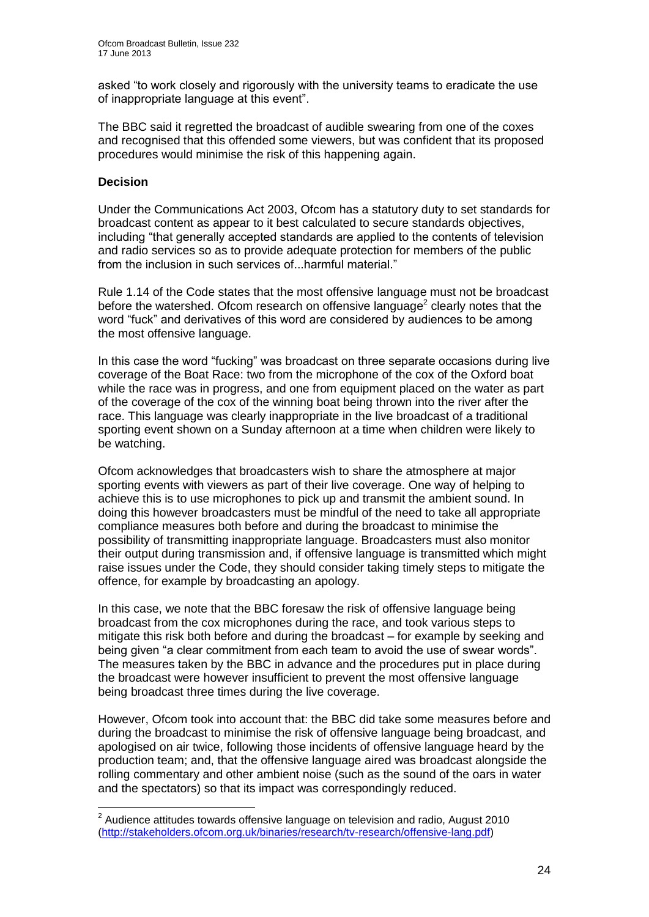asked "to work closely and rigorously with the university teams to eradicate the use of inappropriate language at this event".

The BBC said it regretted the broadcast of audible swearing from one of the coxes and recognised that this offended some viewers, but was confident that its proposed procedures would minimise the risk of this happening again.

**Decision**

Under the Communications Act 2003, Ofcom has a statutory duty to set standards for broadcast content as appear to it best calculated to secure standards objectives, including "that generally accepted standards are applied to the contents of television and radio services so as to provide adequate protection for members of the public from the inclusion in such services of...harmful material."

Rule 1.14 of the Code states that the most offensive language must not be broadcast before the watershed. Ofcom research on offensive language[2] clearly notes that the word "fuck" and derivatives of this word are considered by audiences to be among the most offensive language.

In this case the word "fucking" was broadcast on three separate occasions during live coverage of the Boat Race: two from the microphone of the cox of the Oxford boat while the race was in progress, and one from equipment placed on the water as part of the coverage of the cox of the winning boat being thrown into the river after the race. This language was clearly inappropriate in the live broadcast of a traditional sporting event shown on a Sunday afternoon at a time when children were likely to be watching.

Ofcom acknowledges that broadcasters wish to share the atmosphere at major sporting events with viewers as part of their live coverage. One way of helping to achieve this is to use microphones to pick up and transmit the ambient sound. In doing this however broadcasters must be mindful of the need to take all appropriate compliance measures both before and during the broadcast to minimise the possibility of transmitting inappropriate language. Broadcasters must also monitor their output during transmission and, if offensive language is transmitted which might raise issues under the Code, they should consider taking timely steps to mitigate the offence, for example by broadcasting an apology.

In this case, we note that the BBC foresaw the risk of offensive language being broadcast from the cox microphones during the race, and took various steps to mitigate this risk both before and during the broadcast – for example by seeking and being given "a clear commitment from each team to avoid the use of swear words". The measures taken by the BBC in advance and the procedures put in place during the broadcast were however insufficient to prevent the most offensive language being broadcast three times during the live coverage.

However, Ofcom took into account that: the BBC did take some measures before and during the broadcast to minimise the risk of offensive language being broadcast, and apologised on air twice, following those incidents of offensive language heard by the production team; and, that the offensive language aired was broadcast alongside the rolling commentary and other ambient noise (such as the sound of the oars in water and the spectators) so that its impact was correspondingly reduced.

---

[2] Audience attitudes towards offensive language on television and radio, August 2010 (http://stakeholders.ofcom.org.uk/binaries/research/tv-research/offensive-lang.pdf)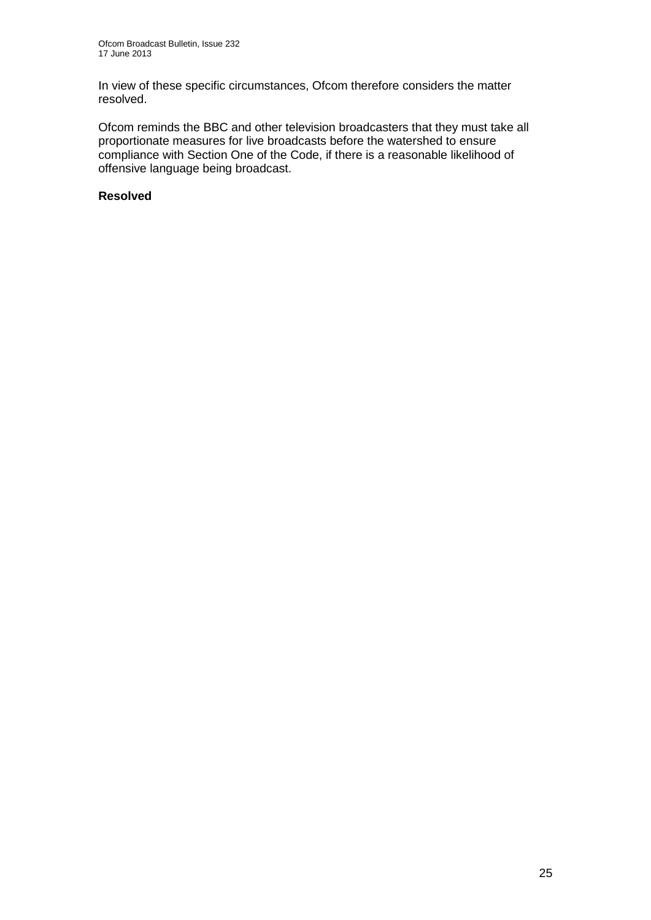In view of these specific circumstances, Ofcom therefore considers the matter resolved.

Ofcom reminds the BBC and other television broadcasters that they must take all proportionate measures for live broadcasts before the watershed to ensure compliance with Section One of the Code, if there is a reasonable likelihood of offensive language being broadcast.

**Resolved**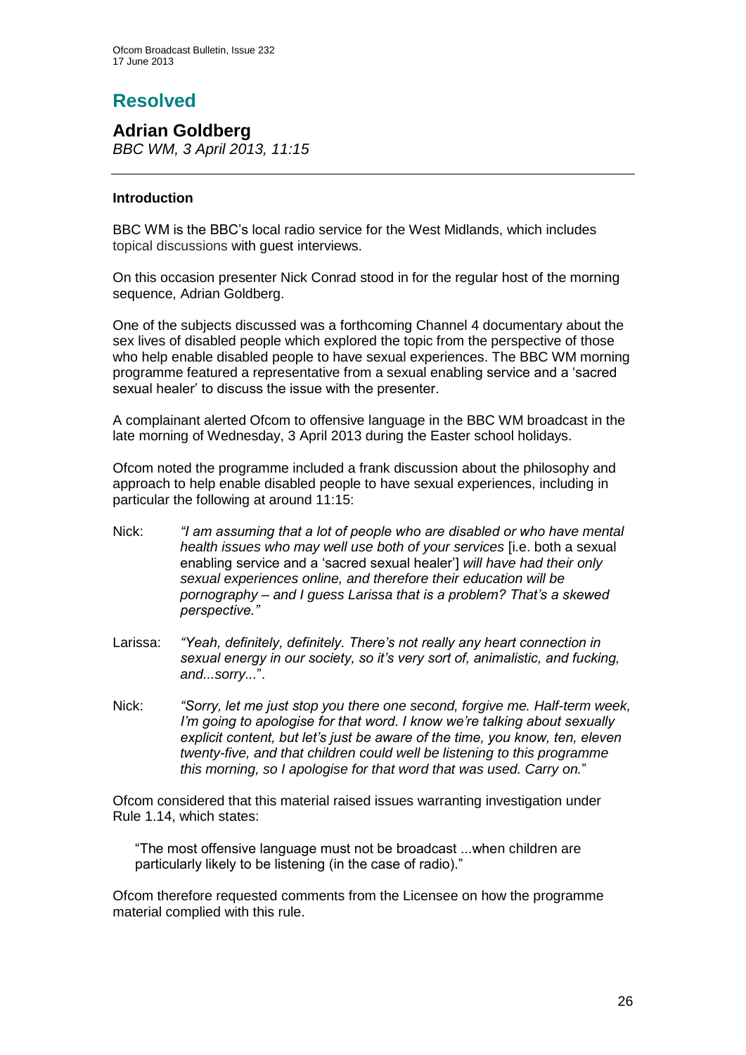# Resolved

## Adrian Goldberg

*BBC WM, 3 April 2013, 11:15*

---

### Introduction

BBC WM is the BBC's local radio service for the West Midlands, which includes topical discussions with guest interviews.

On this occasion presenter Nick Conrad stood in for the regular host of the morning sequence, Adrian Goldberg.

One of the subjects discussed was a forthcoming Channel 4 documentary about the sex lives of disabled people which explored the topic from the perspective of those who help enable disabled people to have sexual experiences. The BBC WM morning programme featured a representative from a sexual enabling service and a 'sacred sexual healer' to discuss the issue with the presenter.

A complainant alerted Ofcom to offensive language in the BBC WM broadcast in the late morning of Wednesday, 3 April 2013 during the Easter school holidays.

Ofcom noted the programme included a frank discussion about the philosophy and approach to help enable disabled people to have sexual experiences, including in particular the following at around 11:15:

Nick: *"I am assuming that a lot of people who are disabled or who have mental health issues who may well use both of your services* [i.e. both a sexual enabling service and a 'sacred sexual healer'] *will have had their only sexual experiences online, and therefore their education will be pornography – and I guess Larissa that is a problem? That's a skewed perspective."*

Larissa: *"Yeah, definitely, definitely. There's not really any heart connection in sexual energy in our society, so it's very sort of, animalistic, and fucking, and...sorry..."*.

Nick: *"Sorry, let me just stop you there one second, forgive me. Half-term week, I'm going to apologise for that word. I know we're talking about sexually explicit content, but let's just be aware of the time, you know, ten, eleven twenty-five, and that children could well be listening to this programme this morning, so I apologise for that word that was used. Carry on."*

Ofcom considered that this material raised issues warranting investigation under Rule 1.14, which states:

> "The most offensive language must not be broadcast ...when children are particularly likely to be listening (in the case of radio)."

Ofcom therefore requested comments from the Licensee on how the programme material complied with this rule.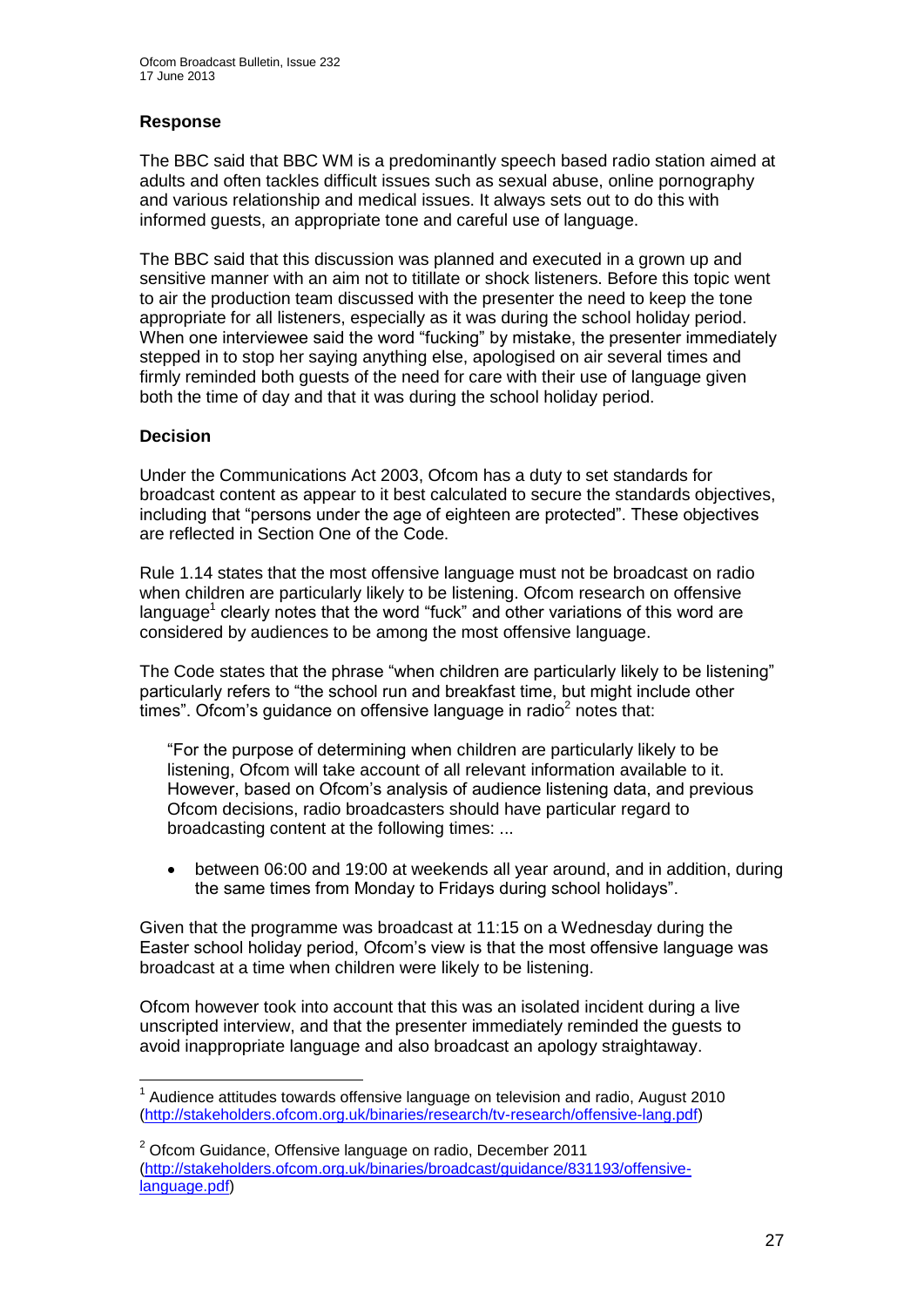### Response

The BBC said that BBC WM is a predominantly speech based radio station aimed at adults and often tackles difficult issues such as sexual abuse, online pornography and various relationship and medical issues. It always sets out to do this with informed guests, an appropriate tone and careful use of language.

The BBC said that this discussion was planned and executed in a grown up and sensitive manner with an aim not to titillate or shock listeners. Before this topic went to air the production team discussed with the presenter the need to keep the tone appropriate for all listeners, especially as it was during the school holiday period. When one interviewee said the word "fucking" by mistake, the presenter immediately stepped in to stop her saying anything else, apologised on air several times and firmly reminded both guests of the need for care with their use of language given both the time of day and that it was during the school holiday period.

### Decision

Under the Communications Act 2003, Ofcom has a duty to set standards for broadcast content as appear to it best calculated to secure the standards objectives, including that "persons under the age of eighteen are protected". These objectives are reflected in Section One of the Code.

Rule 1.14 states that the most offensive language must not be broadcast on radio when children are particularly likely to be listening. Ofcom research on offensive language[1] clearly notes that the word "fuck" and other variations of this word are considered by audiences to be among the most offensive language.

The Code states that the phrase "when children are particularly likely to be listening" particularly refers to "the school run and breakfast time, but might include other times". Ofcom's guidance on offensive language in radio[2] notes that:

> "For the purpose of determining when children are particularly likely to be listening, Ofcom will take account of all relevant information available to it. However, based on Ofcom's analysis of audience listening data, and previous Ofcom decisions, radio broadcasters should have particular regard to broadcasting content at the following times: ...
>
> - between 06:00 and 19:00 at weekends all year around, and in addition, during the same times from Monday to Fridays during school holidays".

Given that the programme was broadcast at 11:15 on a Wednesday during the Easter school holiday period, Ofcom's view is that the most offensive language was broadcast at a time when children were likely to be listening.

Ofcom however took into account that this was an isolated incident during a live unscripted interview, and that the presenter immediately reminded the guests to avoid inappropriate language and also broadcast an apology straightaway.

---

[1] Audience attitudes towards offensive language on television and radio, August 2010 (http://stakeholders.ofcom.org.uk/binaries/research/tv-research/offensive-lang.pdf)

[2] Ofcom Guidance, Offensive language on radio, December 2011 (http://stakeholders.ofcom.org.uk/binaries/broadcast/guidance/831193/offensive-language.pdf)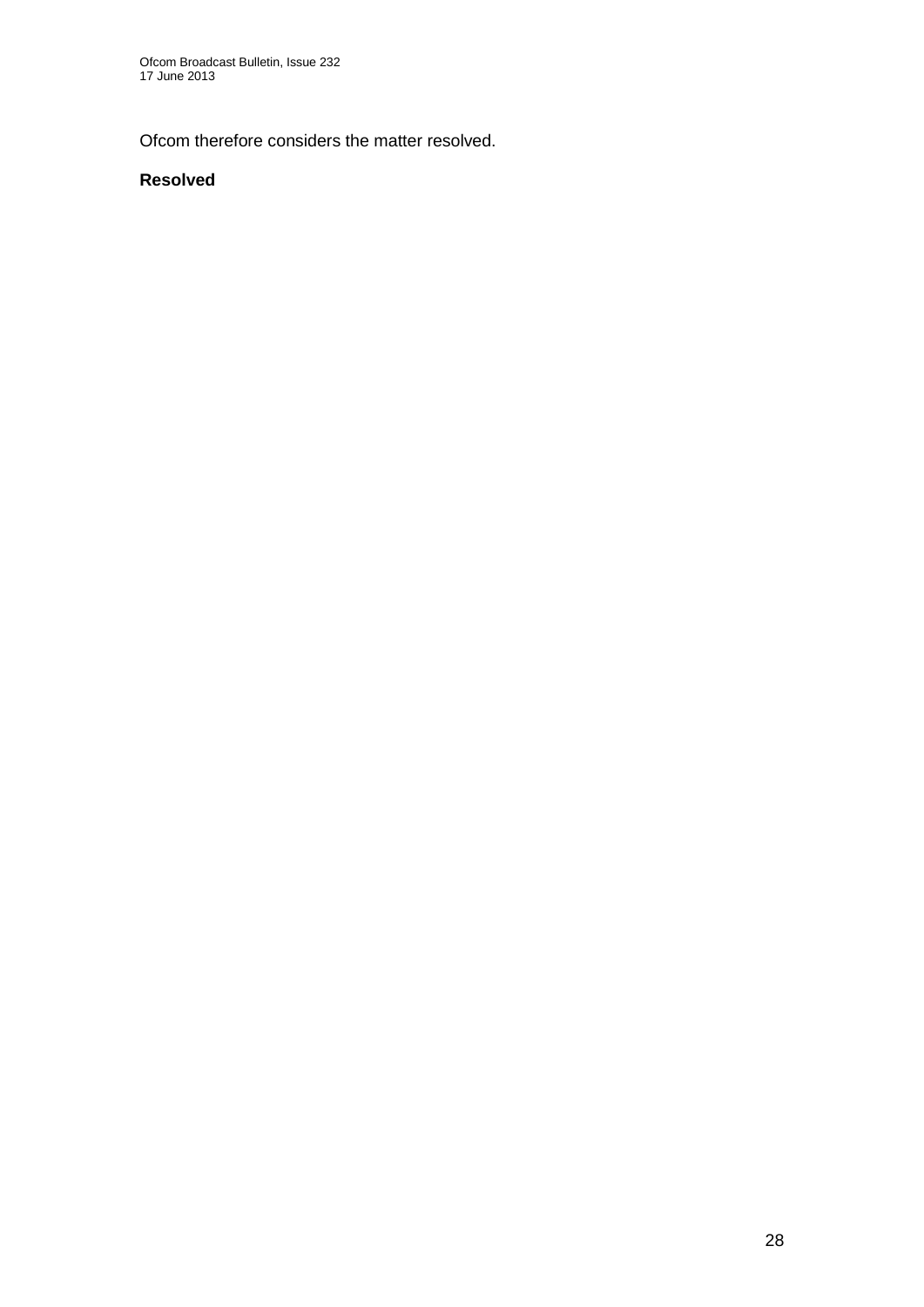Ofcom therefore considers the matter resolved.

**Resolved**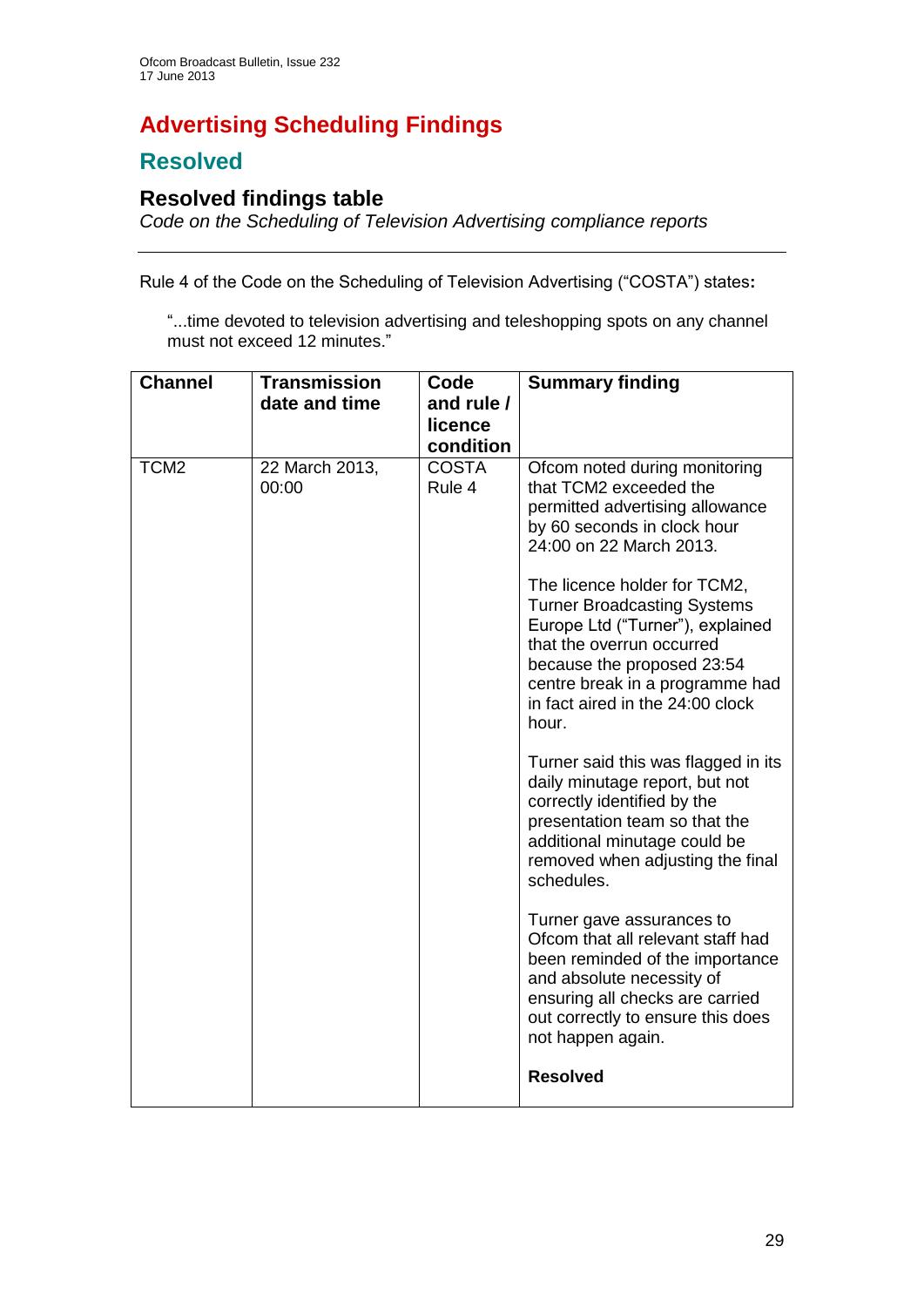# Advertising Scheduling Findings

## Resolved

### Resolved findings table

*Code on the Scheduling of Television Advertising compliance reports*

Rule 4 of the Code on the Scheduling of Television Advertising ("COSTA") states**:**

> "...time devoted to television advertising and teleshopping spots on any channel must not exceed 12 minutes."

| Channel | Transmission date and time | Code and rule / licence condition | Summary finding |
|---|---|---|---|
| TCM2 | 22 March 2013, 00:00 | COSTA Rule 4 | Ofcom noted during monitoring that TCM2 exceeded the permitted advertising allowance by 60 seconds in clock hour 24:00 on 22 March 2013.<br><br>The licence holder for TCM2, Turner Broadcasting Systems Europe Ltd ("Turner"), explained that the overrun occurred because the proposed 23:54 centre break in a programme had in fact aired in the 24:00 clock hour.<br><br>Turner said this was flagged in its daily minutage report, but not correctly identified by the presentation team so that the additional minutage could be removed when adjusting the final schedules.<br><br>Turner gave assurances to Ofcom that all relevant staff had been reminded of the importance and absolute necessity of ensuring all checks are carried out correctly to ensure this does not happen again.<br><br>**Resolved** |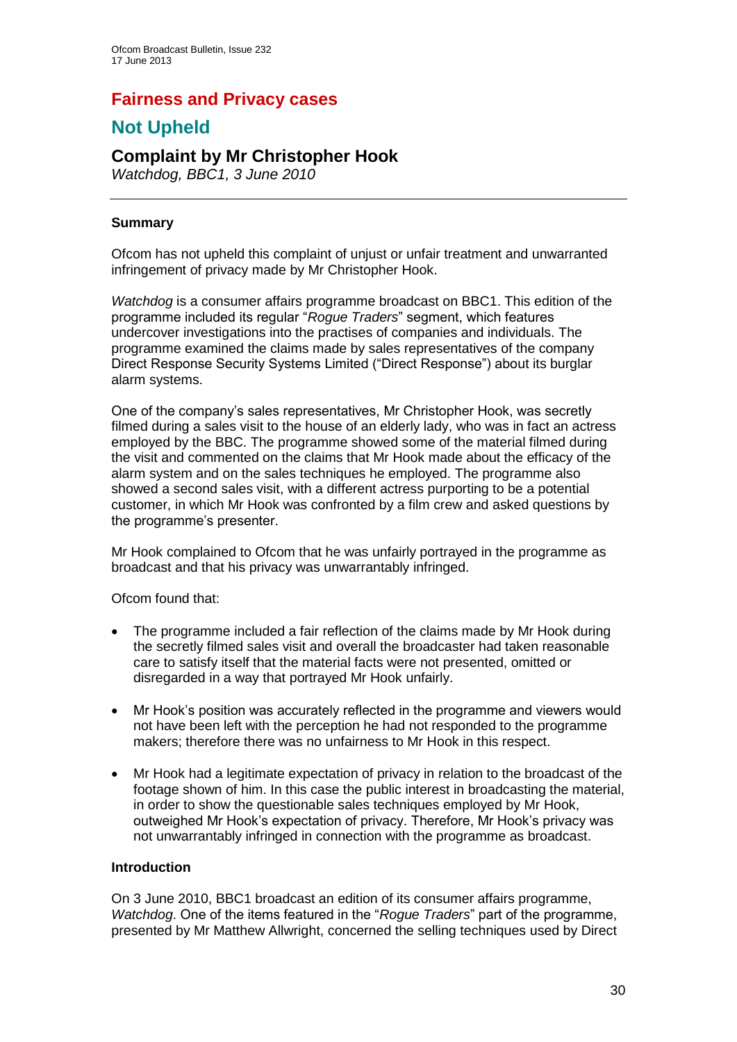# Fairness and Privacy cases

## Not Upheld

### Complaint by Mr Christopher Hook

*Watchdog, BBC1, 3 June 2010*

---

**Summary**

Ofcom has not upheld this complaint of unjust or unfair treatment and unwarranted infringement of privacy made by Mr Christopher Hook.

*Watchdog* is a consumer affairs programme broadcast on BBC1. This edition of the programme included its regular "*Rogue Traders*" segment, which features undercover investigations into the practises of companies and individuals. The programme examined the claims made by sales representatives of the company Direct Response Security Systems Limited ("Direct Response") about its burglar alarm systems.

One of the company's sales representatives, Mr Christopher Hook, was secretly filmed during a sales visit to the house of an elderly lady, who was in fact an actress employed by the BBC. The programme showed some of the material filmed during the visit and commented on the claims that Mr Hook made about the efficacy of the alarm system and on the sales techniques he employed. The programme also showed a second sales visit, with a different actress purporting to be a potential customer, in which Mr Hook was confronted by a film crew and asked questions by the programme's presenter.

Mr Hook complained to Ofcom that he was unfairly portrayed in the programme as broadcast and that his privacy was unwarrantably infringed.

Ofcom found that:

- The programme included a fair reflection of the claims made by Mr Hook during the secretly filmed sales visit and overall the broadcaster had taken reasonable care to satisfy itself that the material facts were not presented, omitted or disregarded in a way that portrayed Mr Hook unfairly.
- Mr Hook's position was accurately reflected in the programme and viewers would not have been left with the perception he had not responded to the programme makers; therefore there was no unfairness to Mr Hook in this respect.
- Mr Hook had a legitimate expectation of privacy in relation to the broadcast of the footage shown of him. In this case the public interest in broadcasting the material, in order to show the questionable sales techniques employed by Mr Hook, outweighed Mr Hook's expectation of privacy. Therefore, Mr Hook's privacy was not unwarrantably infringed in connection with the programme as broadcast.

**Introduction**

On 3 June 2010, BBC1 broadcast an edition of its consumer affairs programme, *Watchdog*. One of the items featured in the "*Rogue Traders*" part of the programme, presented by Mr Matthew Allwright, concerned the selling techniques used by Direct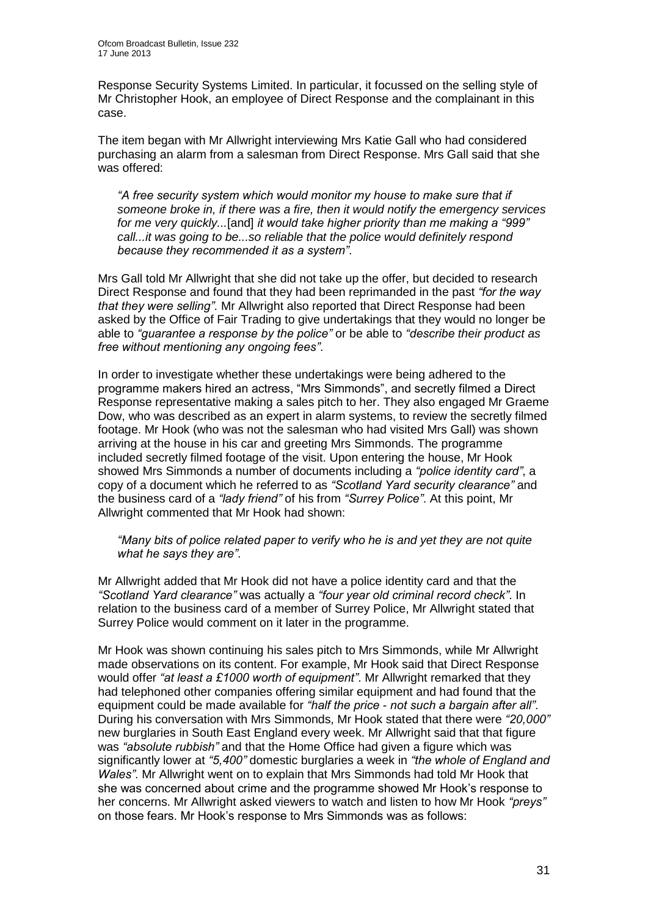Response Security Systems Limited. In particular, it focussed on the selling style of Mr Christopher Hook, an employee of Direct Response and the complainant in this case.

The item began with Mr Allwright interviewing Mrs Katie Gall who had considered purchasing an alarm from a salesman from Direct Response. Mrs Gall said that she was offered:

> *"A free security system which would monitor my house to make sure that if someone broke in, if there was a fire, then it would notify the emergency services for me very quickly...*[and] *it would take higher priority than me making a "999" call...it was going to be...so reliable that the police would definitely respond because they recommended it as a system".*

Mrs Gall told Mr Allwright that she did not take up the offer, but decided to research Direct Response and found that they had been reprimanded in the past *"for the way that they were selling"*. Mr Allwright also reported that Direct Response had been asked by the Office of Fair Trading to give undertakings that they would no longer be able to *"guarantee a response by the police"* or be able to *"describe their product as free without mentioning any ongoing fees"*.

In order to investigate whether these undertakings were being adhered to the programme makers hired an actress, "Mrs Simmonds", and secretly filmed a Direct Response representative making a sales pitch to her. They also engaged Mr Graeme Dow, who was described as an expert in alarm systems, to review the secretly filmed footage. Mr Hook (who was not the salesman who had visited Mrs Gall) was shown arriving at the house in his car and greeting Mrs Simmonds. The programme included secretly filmed footage of the visit. Upon entering the house, Mr Hook showed Mrs Simmonds a number of documents including a *"police identity card"*, a copy of a document which he referred to as *"Scotland Yard security clearance"* and the business card of a *"lady friend"* of his from *"Surrey Police"*. At this point, Mr Allwright commented that Mr Hook had shown:

> *"Many bits of police related paper to verify who he is and yet they are not quite what he says they are".*

Mr Allwright added that Mr Hook did not have a police identity card and that the *"Scotland Yard clearance"* was actually a *"four year old criminal record check"*. In relation to the business card of a member of Surrey Police, Mr Allwright stated that Surrey Police would comment on it later in the programme.

Mr Hook was shown continuing his sales pitch to Mrs Simmonds, while Mr Allwright made observations on its content. For example, Mr Hook said that Direct Response would offer *"at least a £1000 worth of equipment"*. Mr Allwright remarked that they had telephoned other companies offering similar equipment and had found that the equipment could be made available for *"half the price - not such a bargain after all"*. During his conversation with Mrs Simmonds, Mr Hook stated that there were *"20,000"* new burglaries in South East England every week. Mr Allwright said that that figure was *"absolute rubbish"* and that the Home Office had given a figure which was significantly lower at *"5,400"* domestic burglaries a week in *"the whole of England and Wales"*. Mr Allwright went on to explain that Mrs Simmonds had told Mr Hook that she was concerned about crime and the programme showed Mr Hook's response to her concerns. Mr Allwright asked viewers to watch and listen to how Mr Hook *"preys"* on those fears. Mr Hook's response to Mrs Simmonds was as follows: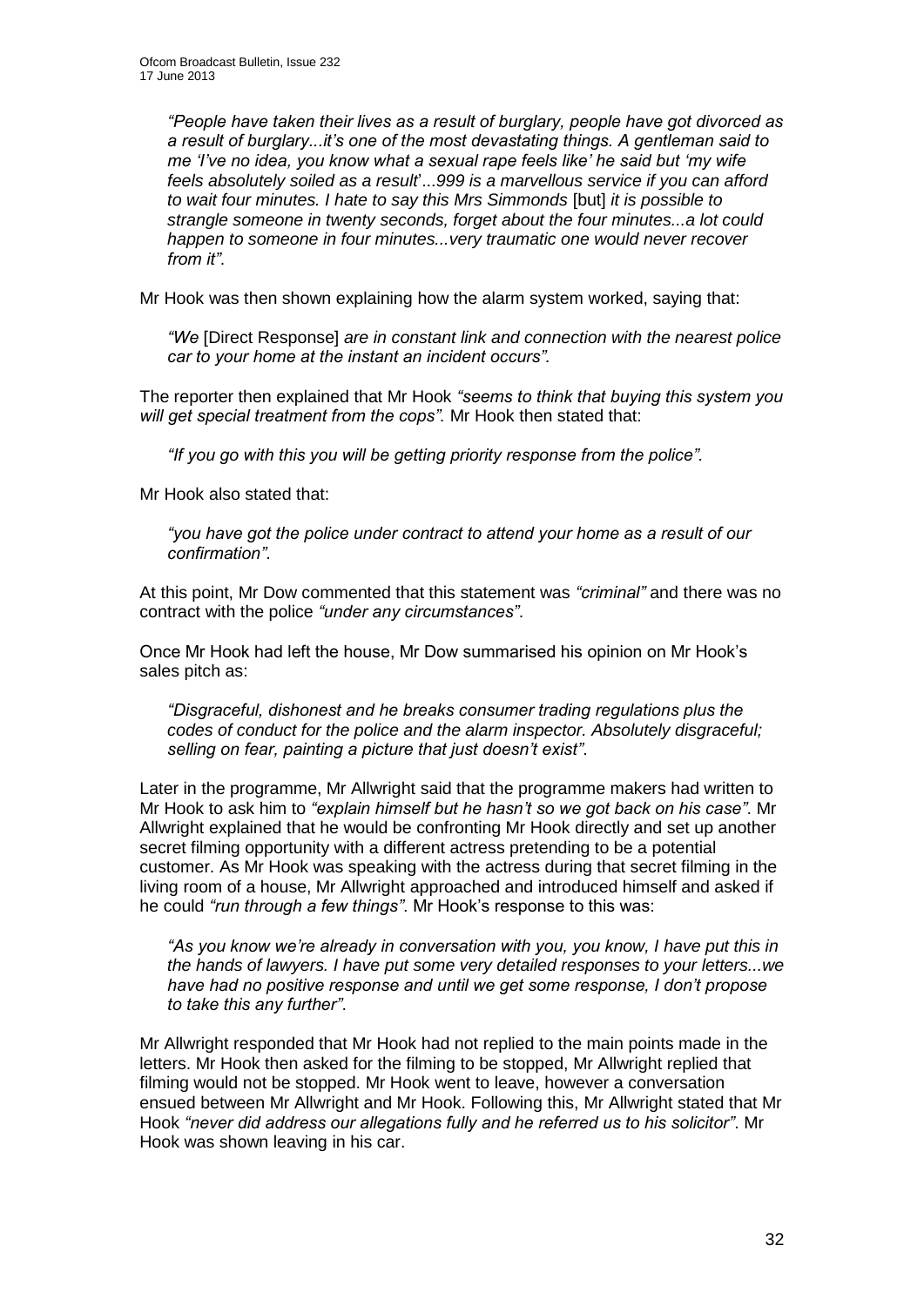> *"People have taken their lives as a result of burglary, people have got divorced as a result of burglary...it's one of the most devastating things. A gentleman said to me 'I've no idea, you know what a sexual rape feels like' he said but 'my wife feels absolutely soiled as a result'...999 is a marvellous service if you can afford to wait four minutes. I hate to say this Mrs Simmonds* [but] *it is possible to strangle someone in twenty seconds, forget about the four minutes...a lot could happen to someone in four minutes...very traumatic one would never recover from it"*.

Mr Hook was then shown explaining how the alarm system worked, saying that:

> *"We* [Direct Response] *are in constant link and connection with the nearest police car to your home at the instant an incident occurs".*

The reporter then explained that Mr Hook *"seems to think that buying this system you will get special treatment from the cops".* Mr Hook then stated that:

> *"If you go with this you will be getting priority response from the police".*

Mr Hook also stated that:

> *"you have got the police under contract to attend your home as a result of our confirmation"*.

At this point, Mr Dow commented that this statement was *"criminal"* and there was no contract with the police *"under any circumstances"*.

Once Mr Hook had left the house, Mr Dow summarised his opinion on Mr Hook's sales pitch as:

> *"Disgraceful, dishonest and he breaks consumer trading regulations plus the codes of conduct for the police and the alarm inspector. Absolutely disgraceful; selling on fear, painting a picture that just doesn't exist"*.

Later in the programme, Mr Allwright said that the programme makers had written to Mr Hook to ask him to *"explain himself but he hasn't so we got back on his case"*. Mr Allwright explained that he would be confronting Mr Hook directly and set up another secret filming opportunity with a different actress pretending to be a potential customer. As Mr Hook was speaking with the actress during that secret filming in the living room of a house, Mr Allwright approached and introduced himself and asked if he could *"run through a few things"*. Mr Hook's response to this was:

> *"As you know we're already in conversation with you, you know, I have put this in the hands of lawyers. I have put some very detailed responses to your letters...we have had no positive response and until we get some response, I don't propose to take this any further"*.

Mr Allwright responded that Mr Hook had not replied to the main points made in the letters. Mr Hook then asked for the filming to be stopped, Mr Allwright replied that filming would not be stopped. Mr Hook went to leave, however a conversation ensued between Mr Allwright and Mr Hook. Following this, Mr Allwright stated that Mr Hook *"never did address our allegations fully and he referred us to his solicitor"*. Mr Hook was shown leaving in his car.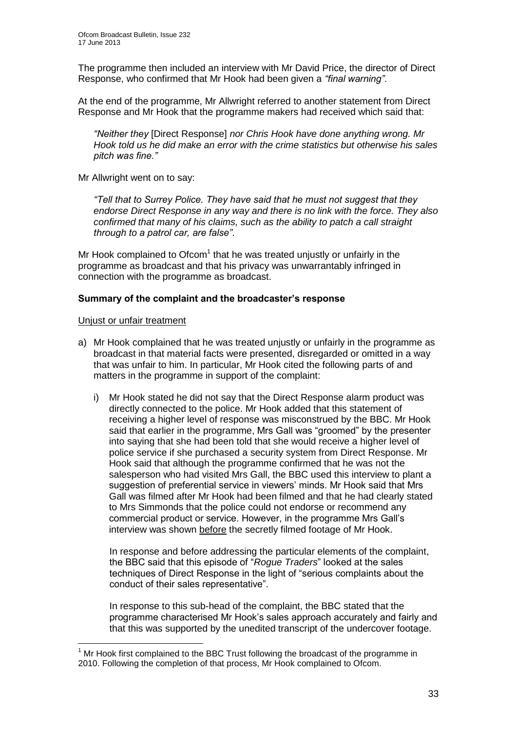The programme then included an interview with Mr David Price, the director of Direct Response, who confirmed that Mr Hook had been given a *"final warning"*.

At the end of the programme, Mr Allwright referred to another statement from Direct Response and Mr Hook that the programme makers had received which said that:

> *"Neither they* [Direct Response] *nor Chris Hook have done anything wrong. Mr Hook told us he did make an error with the crime statistics but otherwise his sales pitch was fine."*

Mr Allwright went on to say:

> *"Tell that to Surrey Police. They have said that he must not suggest that they endorse Direct Response in any way and there is no link with the force. They also confirmed that many of his claims, such as the ability to patch a call straight through to a patrol car, are false"*.

Mr Hook complained to Ofcom[1] that he was treated unjustly or unfairly in the programme as broadcast and that his privacy was unwarrantably infringed in connection with the programme as broadcast.

**Summary of the complaint and the broadcaster's response**

Unjust or unfair treatment

a) Mr Hook complained that he was treated unjustly or unfairly in the programme as broadcast in that material facts were presented, disregarded or omitted in a way that was unfair to him. In particular, Mr Hook cited the following parts of and matters in the programme in support of the complaint:

   i) Mr Hook stated he did not say that the Direct Response alarm product was directly connected to the police. Mr Hook added that this statement of receiving a higher level of response was misconstrued by the BBC. Mr Hook said that earlier in the programme, Mrs Gall was "groomed" by the presenter into saying that she had been told that she would receive a higher level of police service if she purchased a security system from Direct Response. Mr Hook said that although the programme confirmed that he was not the salesperson who had visited Mrs Gall, the BBC used this interview to plant a suggestion of preferential service in viewers' minds. Mr Hook said that Mrs Gall was filmed after Mr Hook had been filmed and that he had clearly stated to Mrs Simmonds that the police could not endorse or recommend any commercial product or service. However, in the programme Mrs Gall's interview was shown before the secretly filmed footage of Mr Hook.

   In response and before addressing the particular elements of the complaint, the BBC said that this episode of "*Rogue Traders*" looked at the sales techniques of Direct Response in the light of "serious complaints about the conduct of their sales representative".

   In response to this sub-head of the complaint, the BBC stated that the programme characterised Mr Hook's sales approach accurately and fairly and that this was supported by the unedited transcript of the undercover footage.

[1] Mr Hook first complained to the BBC Trust following the broadcast of the programme in 2010. Following the completion of that process, Mr Hook complained to Ofcom.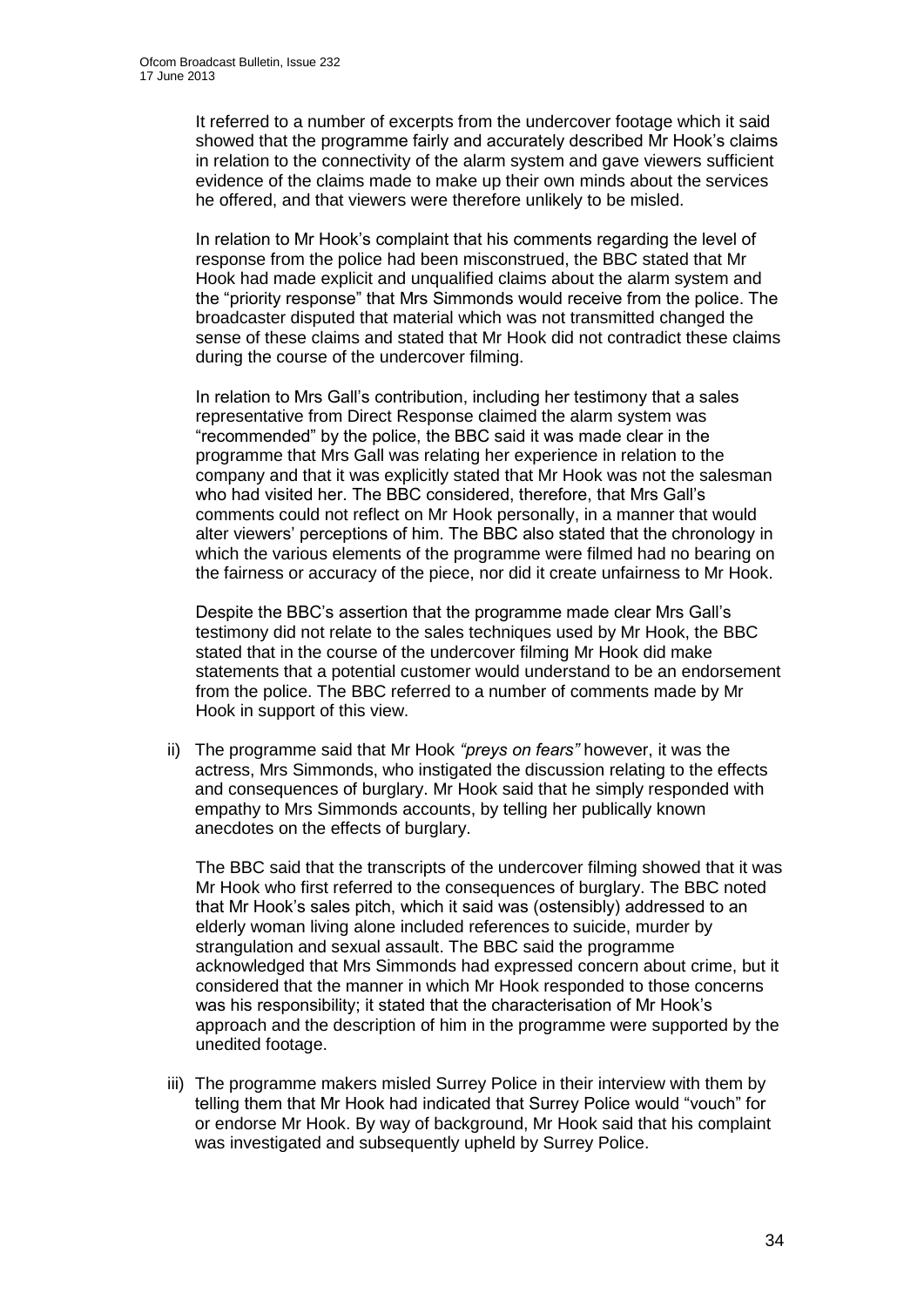It referred to a number of excerpts from the undercover footage which it said showed that the programme fairly and accurately described Mr Hook's claims in relation to the connectivity of the alarm system and gave viewers sufficient evidence of the claims made to make up their own minds about the services he offered, and that viewers were therefore unlikely to be misled.

In relation to Mr Hook's complaint that his comments regarding the level of response from the police had been misconstrued, the BBC stated that Mr Hook had made explicit and unqualified claims about the alarm system and the "priority response" that Mrs Simmonds would receive from the police. The broadcaster disputed that material which was not transmitted changed the sense of these claims and stated that Mr Hook did not contradict these claims during the course of the undercover filming.

In relation to Mrs Gall's contribution, including her testimony that a sales representative from Direct Response claimed the alarm system was "recommended" by the police, the BBC said it was made clear in the programme that Mrs Gall was relating her experience in relation to the company and that it was explicitly stated that Mr Hook was not the salesman who had visited her. The BBC considered, therefore, that Mrs Gall's comments could not reflect on Mr Hook personally, in a manner that would alter viewers' perceptions of him. The BBC also stated that the chronology in which the various elements of the programme were filmed had no bearing on the fairness or accuracy of the piece, nor did it create unfairness to Mr Hook.

Despite the BBC's assertion that the programme made clear Mrs Gall's testimony did not relate to the sales techniques used by Mr Hook, the BBC stated that in the course of the undercover filming Mr Hook did make statements that a potential customer would understand to be an endorsement from the police. The BBC referred to a number of comments made by Mr Hook in support of this view.

ii) The programme said that Mr Hook *"preys on fears"* however, it was the actress, Mrs Simmonds, who instigated the discussion relating to the effects and consequences of burglary. Mr Hook said that he simply responded with empathy to Mrs Simmonds accounts, by telling her publically known anecdotes on the effects of burglary.

   The BBC said that the transcripts of the undercover filming showed that it was Mr Hook who first referred to the consequences of burglary. The BBC noted that Mr Hook's sales pitch, which it said was (ostensibly) addressed to an elderly woman living alone included references to suicide, murder by strangulation and sexual assault. The BBC said the programme acknowledged that Mrs Simmonds had expressed concern about crime, but it considered that the manner in which Mr Hook responded to those concerns was his responsibility; it stated that the characterisation of Mr Hook's approach and the description of him in the programme were supported by the unedited footage.

iii) The programme makers misled Surrey Police in their interview with them by telling them that Mr Hook had indicated that Surrey Police would "vouch" for or endorse Mr Hook. By way of background, Mr Hook said that his complaint was investigated and subsequently upheld by Surrey Police.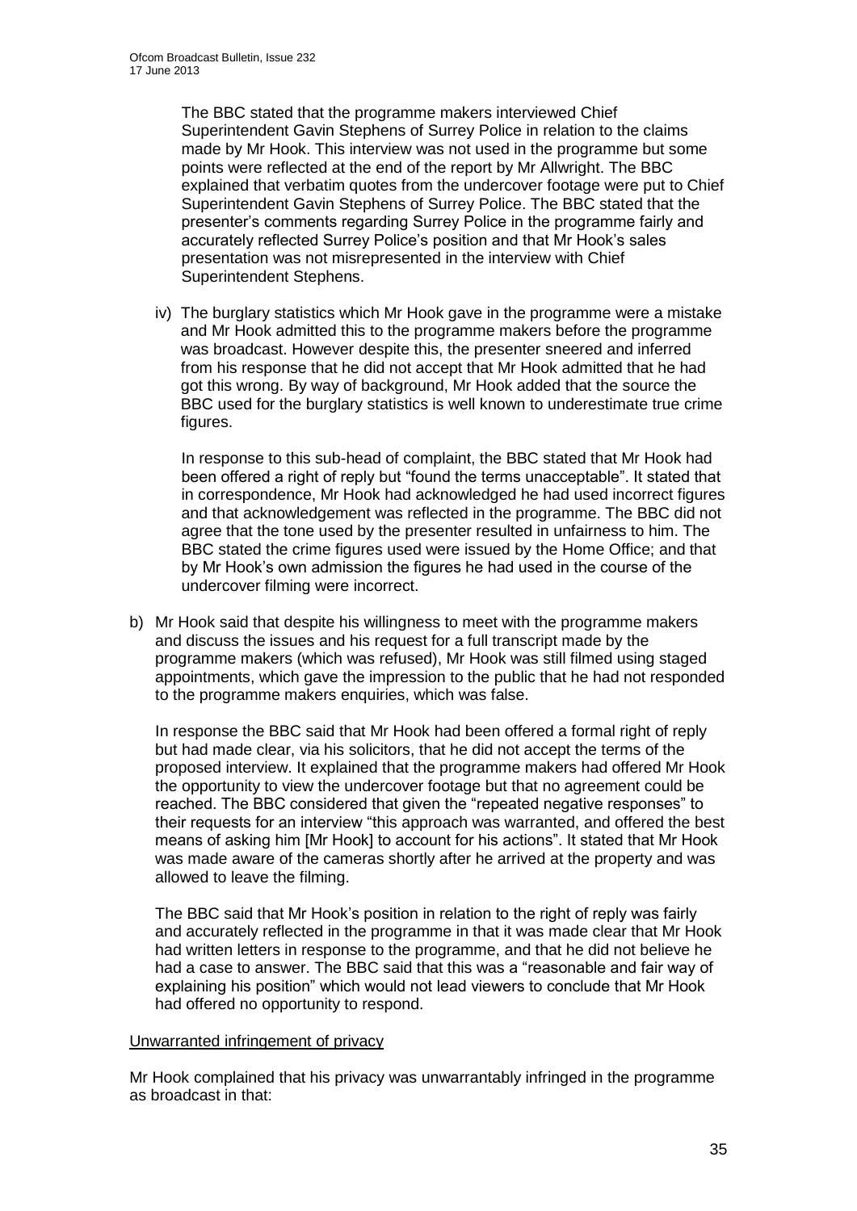The BBC stated that the programme makers interviewed Chief Superintendent Gavin Stephens of Surrey Police in relation to the claims made by Mr Hook. This interview was not used in the programme but some points were reflected at the end of the report by Mr Allwright. The BBC explained that verbatim quotes from the undercover footage were put to Chief Superintendent Gavin Stephens of Surrey Police. The BBC stated that the presenter's comments regarding Surrey Police in the programme fairly and accurately reflected Surrey Police's position and that Mr Hook's sales presentation was not misrepresented in the interview with Chief Superintendent Stephens.

iv) The burglary statistics which Mr Hook gave in the programme were a mistake and Mr Hook admitted this to the programme makers before the programme was broadcast. However despite this, the presenter sneered and inferred from his response that he did not accept that Mr Hook admitted that he had got this wrong. By way of background, Mr Hook added that the source the BBC used for the burglary statistics is well known to underestimate true crime figures.

In response to this sub-head of complaint, the BBC stated that Mr Hook had been offered a right of reply but "found the terms unacceptable". It stated that in correspondence, Mr Hook had acknowledged he had used incorrect figures and that acknowledgement was reflected in the programme. The BBC did not agree that the tone used by the presenter resulted in unfairness to him. The BBC stated the crime figures used were issued by the Home Office; and that by Mr Hook's own admission the figures he had used in the course of the undercover filming were incorrect.

b) Mr Hook said that despite his willingness to meet with the programme makers and discuss the issues and his request for a full transcript made by the programme makers (which was refused), Mr Hook was still filmed using staged appointments, which gave the impression to the public that he had not responded to the programme makers enquiries, which was false.

In response the BBC said that Mr Hook had been offered a formal right of reply but had made clear, via his solicitors, that he did not accept the terms of the proposed interview. It explained that the programme makers had offered Mr Hook the opportunity to view the undercover footage but that no agreement could be reached. The BBC considered that given the "repeated negative responses" to their requests for an interview "this approach was warranted, and offered the best means of asking him [Mr Hook] to account for his actions". It stated that Mr Hook was made aware of the cameras shortly after he arrived at the property and was allowed to leave the filming.

The BBC said that Mr Hook's position in relation to the right of reply was fairly and accurately reflected in the programme in that it was made clear that Mr Hook had written letters in response to the programme, and that he did not believe he had a case to answer. The BBC said that this was a "reasonable and fair way of explaining his position" which would not lead viewers to conclude that Mr Hook had offered no opportunity to respond.

Unwarranted infringement of privacy

Mr Hook complained that his privacy was unwarrantably infringed in the programme as broadcast in that: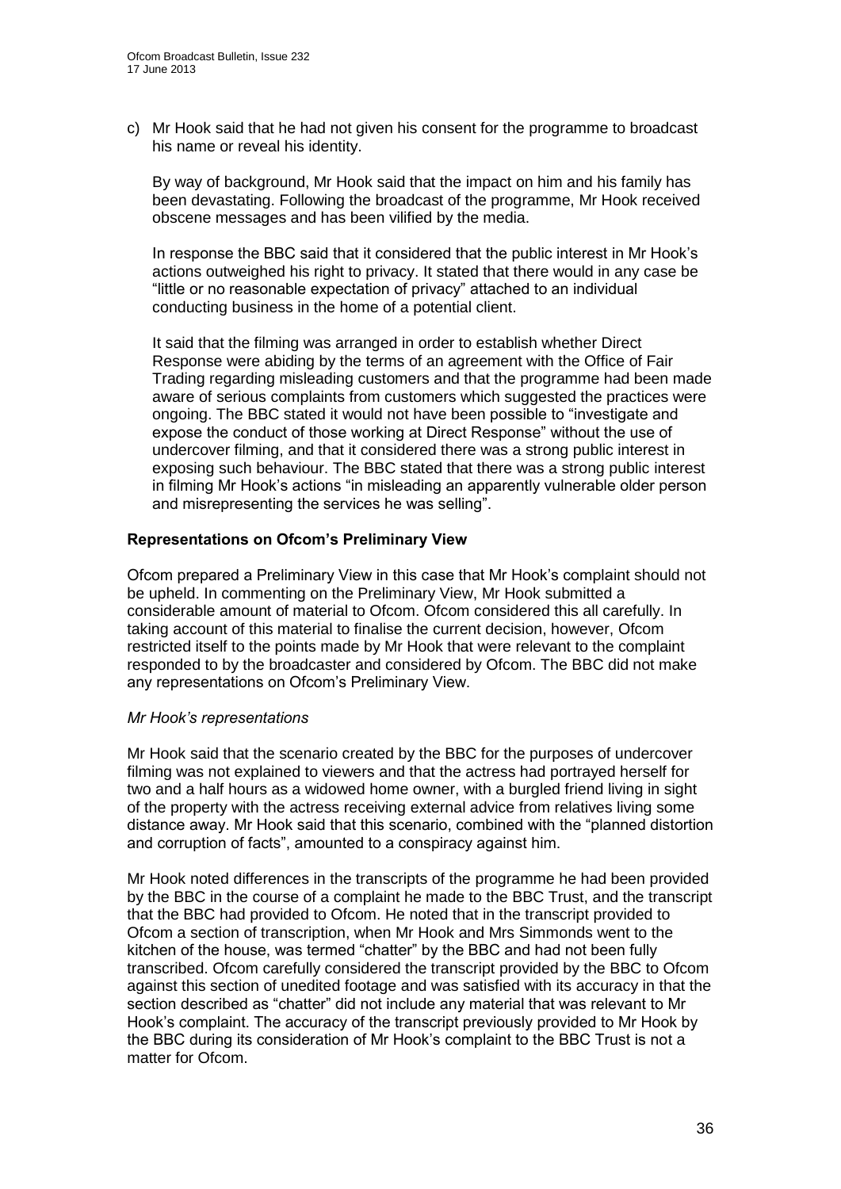c) Mr Hook said that he had not given his consent for the programme to broadcast his name or reveal his identity.

   By way of background, Mr Hook said that the impact on him and his family has been devastating. Following the broadcast of the programme, Mr Hook received obscene messages and has been vilified by the media.

   In response the BBC said that it considered that the public interest in Mr Hook's actions outweighed his right to privacy. It stated that there would in any case be "little or no reasonable expectation of privacy" attached to an individual conducting business in the home of a potential client.

   It said that the filming was arranged in order to establish whether Direct Response were abiding by the terms of an agreement with the Office of Fair Trading regarding misleading customers and that the programme had been made aware of serious complaints from customers which suggested the practices were ongoing. The BBC stated it would not have been possible to "investigate and expose the conduct of those working at Direct Response" without the use of undercover filming, and that it considered there was a strong public interest in exposing such behaviour. The BBC stated that there was a strong public interest in filming Mr Hook's actions "in misleading an apparently vulnerable older person and misrepresenting the services he was selling".

**Representations on Ofcom's Preliminary View**

Ofcom prepared a Preliminary View in this case that Mr Hook's complaint should not be upheld. In commenting on the Preliminary View, Mr Hook submitted a considerable amount of material to Ofcom. Ofcom considered this all carefully. In taking account of this material to finalise the current decision, however, Ofcom restricted itself to the points made by Mr Hook that were relevant to the complaint responded to by the broadcaster and considered by Ofcom. The BBC did not make any representations on Ofcom's Preliminary View.

*Mr Hook's representations*

Mr Hook said that the scenario created by the BBC for the purposes of undercover filming was not explained to viewers and that the actress had portrayed herself for two and a half hours as a widowed home owner, with a burgled friend living in sight of the property with the actress receiving external advice from relatives living some distance away. Mr Hook said that this scenario, combined with the "planned distortion and corruption of facts", amounted to a conspiracy against him.

Mr Hook noted differences in the transcripts of the programme he had been provided by the BBC in the course of a complaint he made to the BBC Trust, and the transcript that the BBC had provided to Ofcom. He noted that in the transcript provided to Ofcom a section of transcription, when Mr Hook and Mrs Simmonds went to the kitchen of the house, was termed "chatter" by the BBC and had not been fully transcribed. Ofcom carefully considered the transcript provided by the BBC to Ofcom against this section of unedited footage and was satisfied with its accuracy in that the section described as "chatter" did not include any material that was relevant to Mr Hook's complaint. The accuracy of the transcript previously provided to Mr Hook by the BBC during its consideration of Mr Hook's complaint to the BBC Trust is not a matter for Ofcom.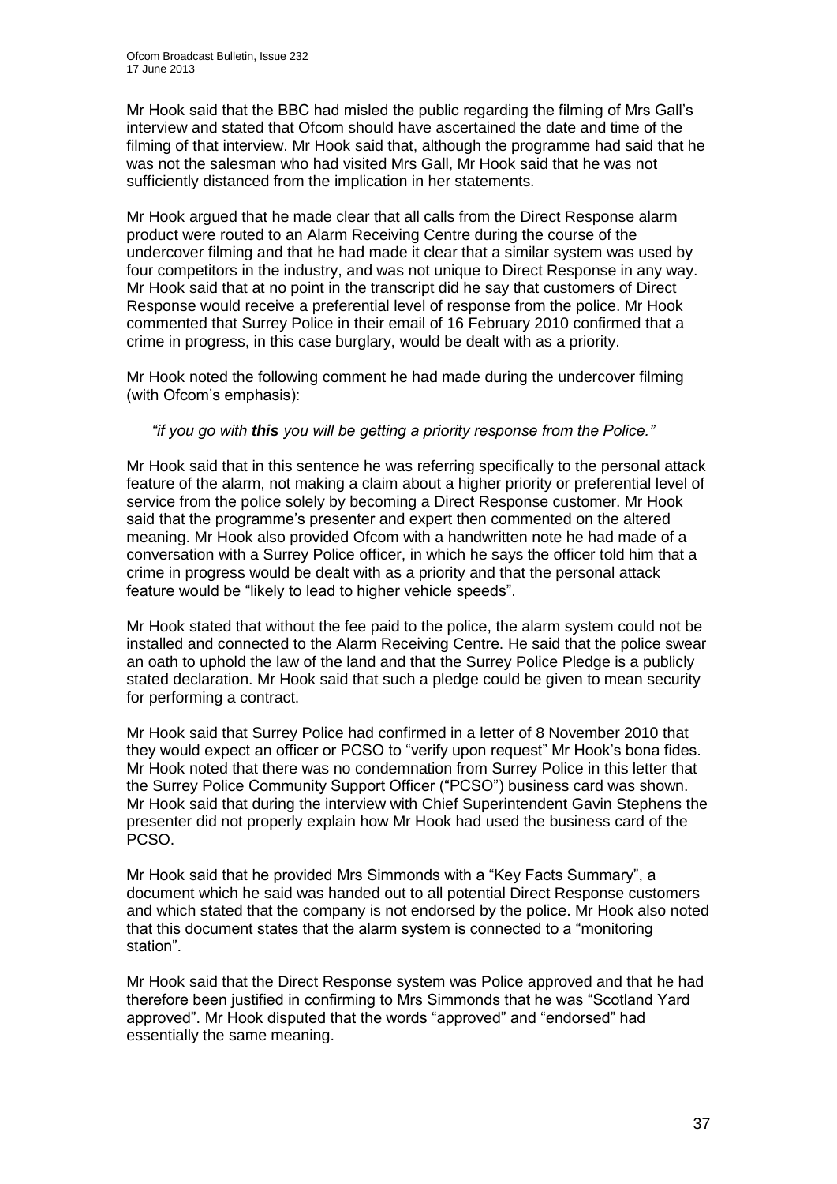Mr Hook said that the BBC had misled the public regarding the filming of Mrs Gall's interview and stated that Ofcom should have ascertained the date and time of the filming of that interview. Mr Hook said that, although the programme had said that he was not the salesman who had visited Mrs Gall, Mr Hook said that he was not sufficiently distanced from the implication in her statements.

Mr Hook argued that he made clear that all calls from the Direct Response alarm product were routed to an Alarm Receiving Centre during the course of the undercover filming and that he had made it clear that a similar system was used by four competitors in the industry, and was not unique to Direct Response in any way. Mr Hook said that at no point in the transcript did he say that customers of Direct Response would receive a preferential level of response from the police. Mr Hook commented that Surrey Police in their email of 16 February 2010 confirmed that a crime in progress, in this case burglary, would be dealt with as a priority.

Mr Hook noted the following comment he had made during the undercover filming (with Ofcom's emphasis):

> *"if you go with **this** you will be getting a priority response from the Police."*

Mr Hook said that in this sentence he was referring specifically to the personal attack feature of the alarm, not making a claim about a higher priority or preferential level of service from the police solely by becoming a Direct Response customer. Mr Hook said that the programme's presenter and expert then commented on the altered meaning. Mr Hook also provided Ofcom with a handwritten note he had made of a conversation with a Surrey Police officer, in which he says the officer told him that a crime in progress would be dealt with as a priority and that the personal attack feature would be "likely to lead to higher vehicle speeds".

Mr Hook stated that without the fee paid to the police, the alarm system could not be installed and connected to the Alarm Receiving Centre. He said that the police swear an oath to uphold the law of the land and that the Surrey Police Pledge is a publicly stated declaration. Mr Hook said that such a pledge could be given to mean security for performing a contract.

Mr Hook said that Surrey Police had confirmed in a letter of 8 November 2010 that they would expect an officer or PCSO to "verify upon request" Mr Hook's bona fides. Mr Hook noted that there was no condemnation from Surrey Police in this letter that the Surrey Police Community Support Officer ("PCSO") business card was shown. Mr Hook said that during the interview with Chief Superintendent Gavin Stephens the presenter did not properly explain how Mr Hook had used the business card of the PCSO.

Mr Hook said that he provided Mrs Simmonds with a "Key Facts Summary", a document which he said was handed out to all potential Direct Response customers and which stated that the company is not endorsed by the police. Mr Hook also noted that this document states that the alarm system is connected to a "monitoring station".

Mr Hook said that the Direct Response system was Police approved and that he had therefore been justified in confirming to Mrs Simmonds that he was "Scotland Yard approved". Mr Hook disputed that the words "approved" and "endorsed" had essentially the same meaning.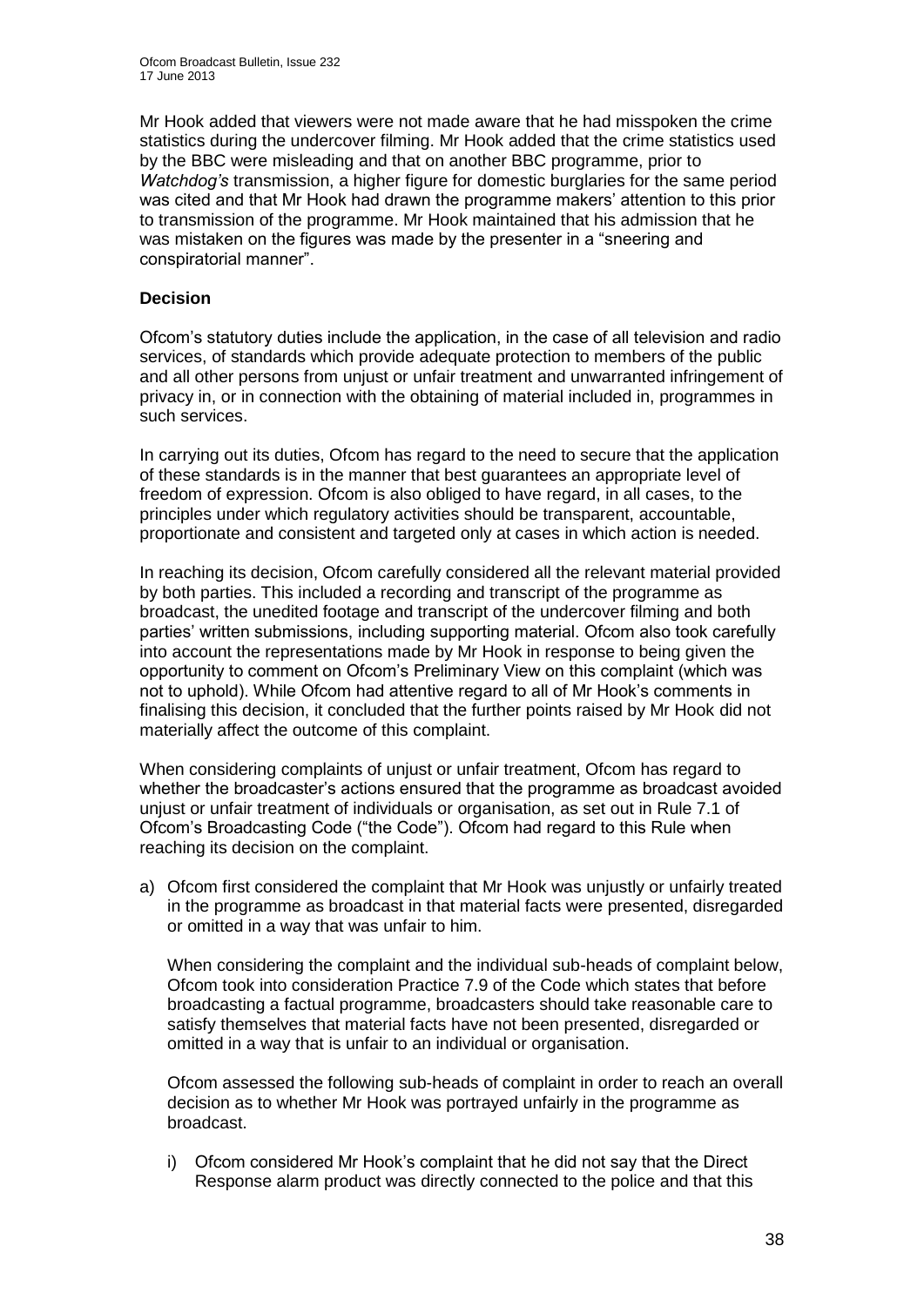Mr Hook added that viewers were not made aware that he had misspoken the crime statistics during the undercover filming. Mr Hook added that the crime statistics used by the BBC were misleading and that on another BBC programme, prior to *Watchdog's* transmission, a higher figure for domestic burglaries for the same period was cited and that Mr Hook had drawn the programme makers' attention to this prior to transmission of the programme. Mr Hook maintained that his admission that he was mistaken on the figures was made by the presenter in a "sneering and conspiratorial manner".

**Decision**

Ofcom's statutory duties include the application, in the case of all television and radio services, of standards which provide adequate protection to members of the public and all other persons from unjust or unfair treatment and unwarranted infringement of privacy in, or in connection with the obtaining of material included in, programmes in such services.

In carrying out its duties, Ofcom has regard to the need to secure that the application of these standards is in the manner that best guarantees an appropriate level of freedom of expression. Ofcom is also obliged to have regard, in all cases, to the principles under which regulatory activities should be transparent, accountable, proportionate and consistent and targeted only at cases in which action is needed.

In reaching its decision, Ofcom carefully considered all the relevant material provided by both parties. This included a recording and transcript of the programme as broadcast, the unedited footage and transcript of the undercover filming and both parties' written submissions, including supporting material. Ofcom also took carefully into account the representations made by Mr Hook in response to being given the opportunity to comment on Ofcom's Preliminary View on this complaint (which was not to uphold). While Ofcom had attentive regard to all of Mr Hook's comments in finalising this decision, it concluded that the further points raised by Mr Hook did not materially affect the outcome of this complaint.

When considering complaints of unjust or unfair treatment, Ofcom has regard to whether the broadcaster's actions ensured that the programme as broadcast avoided unjust or unfair treatment of individuals or organisation, as set out in Rule 7.1 of Ofcom's Broadcasting Code ("the Code"). Ofcom had regard to this Rule when reaching its decision on the complaint.

a) Ofcom first considered the complaint that Mr Hook was unjustly or unfairly treated in the programme as broadcast in that material facts were presented, disregarded or omitted in a way that was unfair to him.

   When considering the complaint and the individual sub-heads of complaint below, Ofcom took into consideration Practice 7.9 of the Code which states that before broadcasting a factual programme, broadcasters should take reasonable care to satisfy themselves that material facts have not been presented, disregarded or omitted in a way that is unfair to an individual or organisation.

   Ofcom assessed the following sub-heads of complaint in order to reach an overall decision as to whether Mr Hook was portrayed unfairly in the programme as broadcast.

   i) Ofcom considered Mr Hook's complaint that he did not say that the Direct Response alarm product was directly connected to the police and that this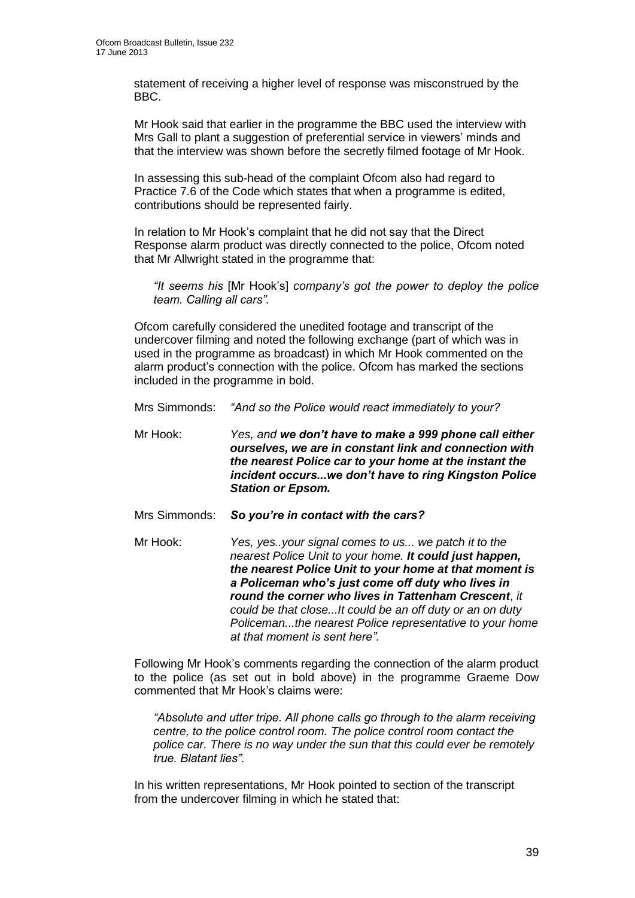statement of receiving a higher level of response was misconstrued by the BBC.

Mr Hook said that earlier in the programme the BBC used the interview with Mrs Gall to plant a suggestion of preferential service in viewers' minds and that the interview was shown before the secretly filmed footage of Mr Hook.

In assessing this sub-head of the complaint Ofcom also had regard to Practice 7.6 of the Code which states that when a programme is edited, contributions should be represented fairly.

In relation to Mr Hook's complaint that he did not say that the Direct Response alarm product was directly connected to the police, Ofcom noted that Mr Allwright stated in the programme that:

> *"It seems his* [Mr Hook's] *company's got the power to deploy the police team. Calling all cars".*

Ofcom carefully considered the unedited footage and transcript of the undercover filming and noted the following exchange (part of which was in used in the programme as broadcast) in which Mr Hook commented on the alarm product's connection with the police. Ofcom has marked the sections included in the programme in bold.

Mrs Simmonds: *"And so the Police would react immediately to your?*

Mr Hook: *Yes, and* ***we don't have to make a 999 phone call either ourselves, we are in constant link and connection with the nearest Police car to your home at the instant the incident occurs...we don't have to ring Kingston Police Station or Epsom.***

Mrs Simmonds: ***So you're in contact with the cars?***

Mr Hook: *Yes, yes..your signal comes to us... we patch it to the nearest Police Unit to your home.* ***It could just happen, the nearest Police Unit to your home at that moment is a Policeman who's just come off duty who lives in round the corner who lives in Tattenham Crescent****, it could be that close...It could be an off duty or an on duty Policeman...the nearest Police representative to your home at that moment is sent here".*

Following Mr Hook's comments regarding the connection of the alarm product to the police (as set out in bold above) in the programme Graeme Dow commented that Mr Hook's claims were:

> *"Absolute and utter tripe. All phone calls go through to the alarm receiving centre, to the police control room. The police control room contact the police car. There is no way under the sun that this could ever be remotely true. Blatant lies".*

In his written representations, Mr Hook pointed to section of the transcript from the undercover filming in which he stated that: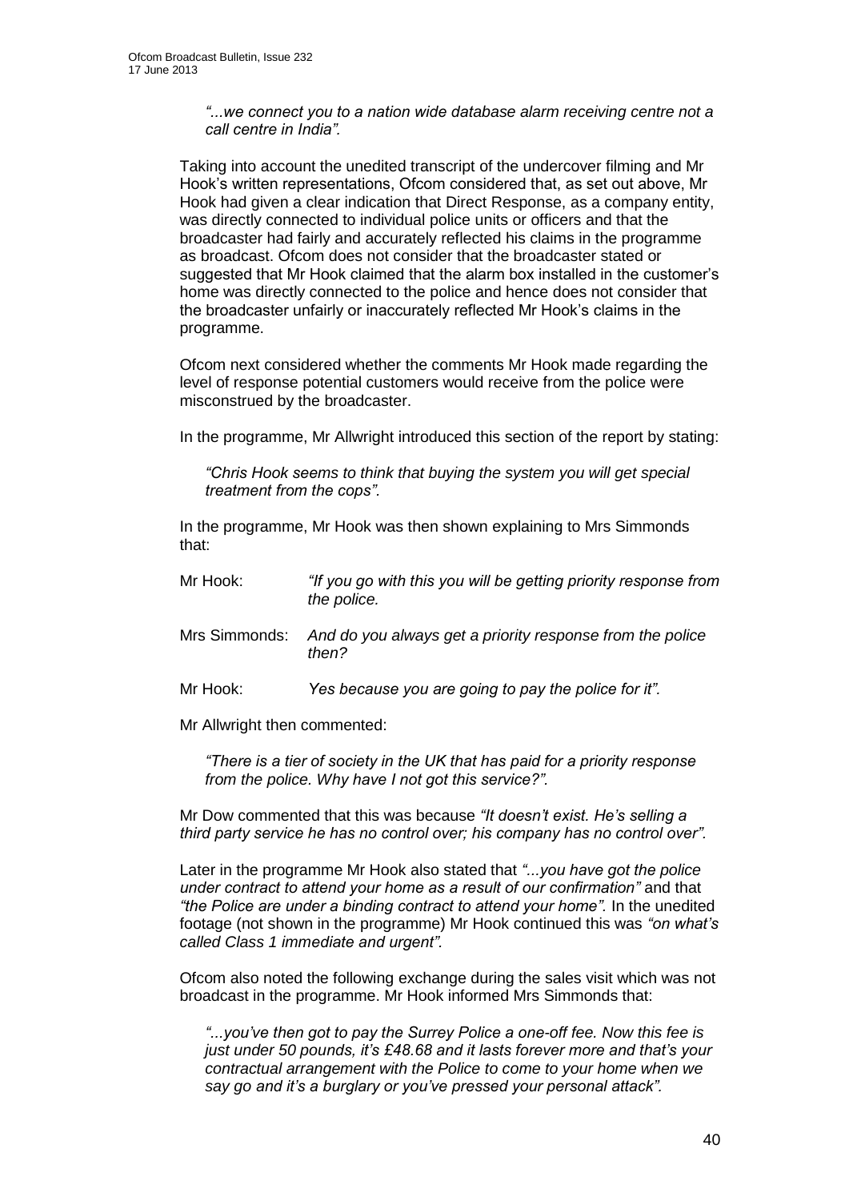*"...we connect you to a nation wide database alarm receiving centre not a call centre in India".*

Taking into account the unedited transcript of the undercover filming and Mr Hook's written representations, Ofcom considered that, as set out above, Mr Hook had given a clear indication that Direct Response, as a company entity, was directly connected to individual police units or officers and that the broadcaster had fairly and accurately reflected his claims in the programme as broadcast. Ofcom does not consider that the broadcaster stated or suggested that Mr Hook claimed that the alarm box installed in the customer's home was directly connected to the police and hence does not consider that the broadcaster unfairly or inaccurately reflected Mr Hook's claims in the programme.

Ofcom next considered whether the comments Mr Hook made regarding the level of response potential customers would receive from the police were misconstrued by the broadcaster.

In the programme, Mr Allwright introduced this section of the report by stating:

*"Chris Hook seems to think that buying the system you will get special treatment from the cops".*

In the programme, Mr Hook was then shown explaining to Mrs Simmonds that:

Mr Hook: *"If you go with this you will be getting priority response from the police.*

Mrs Simmonds: *And do you always get a priority response from the police then?*

Mr Hook: *Yes because you are going to pay the police for it".*

Mr Allwright then commented:

*"There is a tier of society in the UK that has paid for a priority response from the police. Why have I not got this service?".*

Mr Dow commented that this was because *"It doesn't exist. He's selling a third party service he has no control over; his company has no control over".*

Later in the programme Mr Hook also stated that *"...you have got the police under contract to attend your home as a result of our confirmation"* and that *"the Police are under a binding contract to attend your home".* In the unedited footage (not shown in the programme) Mr Hook continued this was *"on what's called Class 1 immediate and urgent".*

Ofcom also noted the following exchange during the sales visit which was not broadcast in the programme. Mr Hook informed Mrs Simmonds that:

*"...you've then got to pay the Surrey Police a one-off fee. Now this fee is just under 50 pounds, it's £48.68 and it lasts forever more and that's your contractual arrangement with the Police to come to your home when we say go and it's a burglary or you've pressed your personal attack".*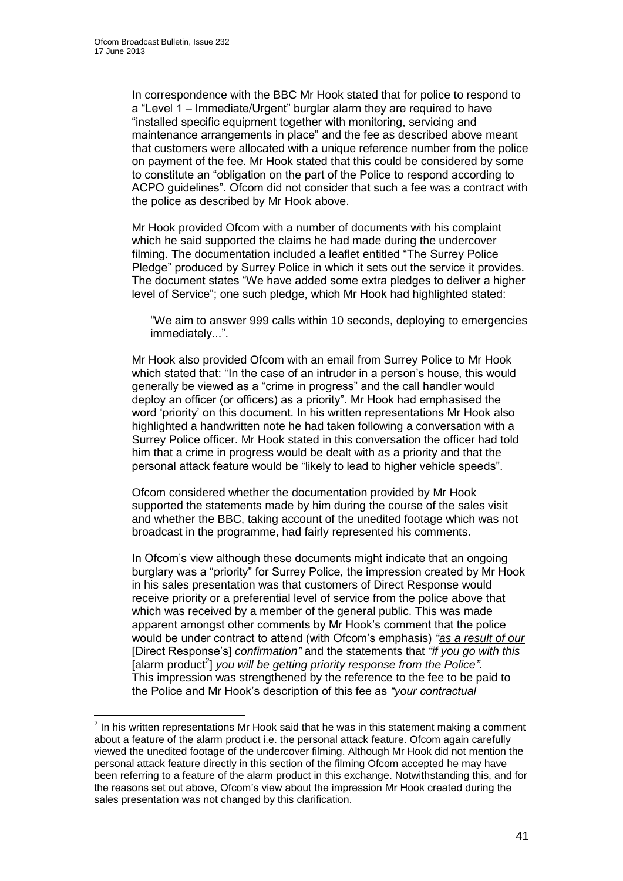In correspondence with the BBC Mr Hook stated that for police to respond to a "Level 1 – Immediate/Urgent" burglar alarm they are required to have "installed specific equipment together with monitoring, servicing and maintenance arrangements in place" and the fee as described above meant that customers were allocated with a unique reference number from the police on payment of the fee. Mr Hook stated that this could be considered by some to constitute an "obligation on the part of the Police to respond according to ACPO guidelines". Ofcom did not consider that such a fee was a contract with the police as described by Mr Hook above.

Mr Hook provided Ofcom with a number of documents with his complaint which he said supported the claims he had made during the undercover filming. The documentation included a leaflet entitled "The Surrey Police Pledge" produced by Surrey Police in which it sets out the service it provides. The document states "We have added some extra pledges to deliver a higher level of Service"; one such pledge, which Mr Hook had highlighted stated:

> "We aim to answer 999 calls within 10 seconds, deploying to emergencies immediately...".

Mr Hook also provided Ofcom with an email from Surrey Police to Mr Hook which stated that: "In the case of an intruder in a person's house, this would generally be viewed as a "crime in progress" and the call handler would deploy an officer (or officers) as a priority". Mr Hook had emphasised the word 'priority' on this document. In his written representations Mr Hook also highlighted a handwritten note he had taken following a conversation with a Surrey Police officer. Mr Hook stated in this conversation the officer had told him that a crime in progress would be dealt with as a priority and that the personal attack feature would be "likely to lead to higher vehicle speeds".

Ofcom considered whether the documentation provided by Mr Hook supported the statements made by him during the course of the sales visit and whether the BBC, taking account of the unedited footage which was not broadcast in the programme, had fairly represented his comments.

In Ofcom's view although these documents might indicate that an ongoing burglary was a "priority" for Surrey Police, the impression created by Mr Hook in his sales presentation was that customers of Direct Response would receive priority or a preferential level of service from the police above that which was received by a member of the general public. This was made apparent amongst other comments by Mr Hook's comment that the police would be under contract to attend (with Ofcom's emphasis) *"as a result of our* [Direct Response's] *confirmation"* and the statements that *"if you go with this* [alarm product[2]] *you will be getting priority response from the Police"*. This impression was strengthened by the reference to the fee to be paid to the Police and Mr Hook's description of this fee as *"your contractual*

[2] In his written representations Mr Hook said that he was in this statement making a comment about a feature of the alarm product i.e. the personal attack feature. Ofcom again carefully viewed the unedited footage of the undercover filming. Although Mr Hook did not mention the personal attack feature directly in this section of the filming Ofcom accepted he may have been referring to a feature of the alarm product in this exchange. Notwithstanding this, and for the reasons set out above, Ofcom's view about the impression Mr Hook created during the sales presentation was not changed by this clarification.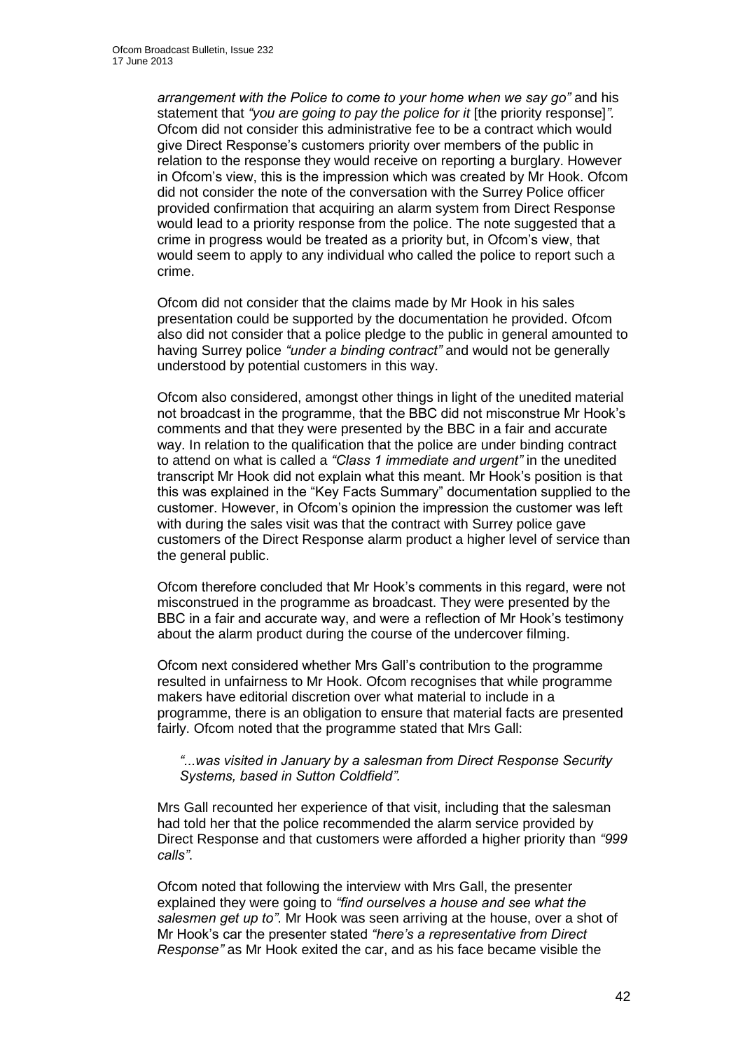*arrangement with the Police to come to your home when we say go"* and his statement that *"you are going to pay the police for it* [the priority response]*"*. Ofcom did not consider this administrative fee to be a contract which would give Direct Response's customers priority over members of the public in relation to the response they would receive on reporting a burglary. However in Ofcom's view, this is the impression which was created by Mr Hook. Ofcom did not consider the note of the conversation with the Surrey Police officer provided confirmation that acquiring an alarm system from Direct Response would lead to a priority response from the police. The note suggested that a crime in progress would be treated as a priority but, in Ofcom's view, that would seem to apply to any individual who called the police to report such a crime.

Ofcom did not consider that the claims made by Mr Hook in his sales presentation could be supported by the documentation he provided. Ofcom also did not consider that a police pledge to the public in general amounted to having Surrey police *"under a binding contract"* and would not be generally understood by potential customers in this way.

Ofcom also considered, amongst other things in light of the unedited material not broadcast in the programme, that the BBC did not misconstrue Mr Hook's comments and that they were presented by the BBC in a fair and accurate way. In relation to the qualification that the police are under binding contract to attend on what is called a *"Class 1 immediate and urgent"* in the unedited transcript Mr Hook did not explain what this meant. Mr Hook's position is that this was explained in the "Key Facts Summary" documentation supplied to the customer. However, in Ofcom's opinion the impression the customer was left with during the sales visit was that the contract with Surrey police gave customers of the Direct Response alarm product a higher level of service than the general public.

Ofcom therefore concluded that Mr Hook's comments in this regard, were not misconstrued in the programme as broadcast. They were presented by the BBC in a fair and accurate way, and were a reflection of Mr Hook's testimony about the alarm product during the course of the undercover filming.

Ofcom next considered whether Mrs Gall's contribution to the programme resulted in unfairness to Mr Hook. Ofcom recognises that while programme makers have editorial discretion over what material to include in a programme, there is an obligation to ensure that material facts are presented fairly. Ofcom noted that the programme stated that Mrs Gall:

*"...was visited in January by a salesman from Direct Response Security Systems, based in Sutton Coldfield".*

Mrs Gall recounted her experience of that visit, including that the salesman had told her that the police recommended the alarm service provided by Direct Response and that customers were afforded a higher priority than *"999 calls"*.

Ofcom noted that following the interview with Mrs Gall, the presenter explained they were going to *"find ourselves a house and see what the salesmen get up to"*. Mr Hook was seen arriving at the house, over a shot of Mr Hook's car the presenter stated *"here's a representative from Direct Response"* as Mr Hook exited the car, and as his face became visible the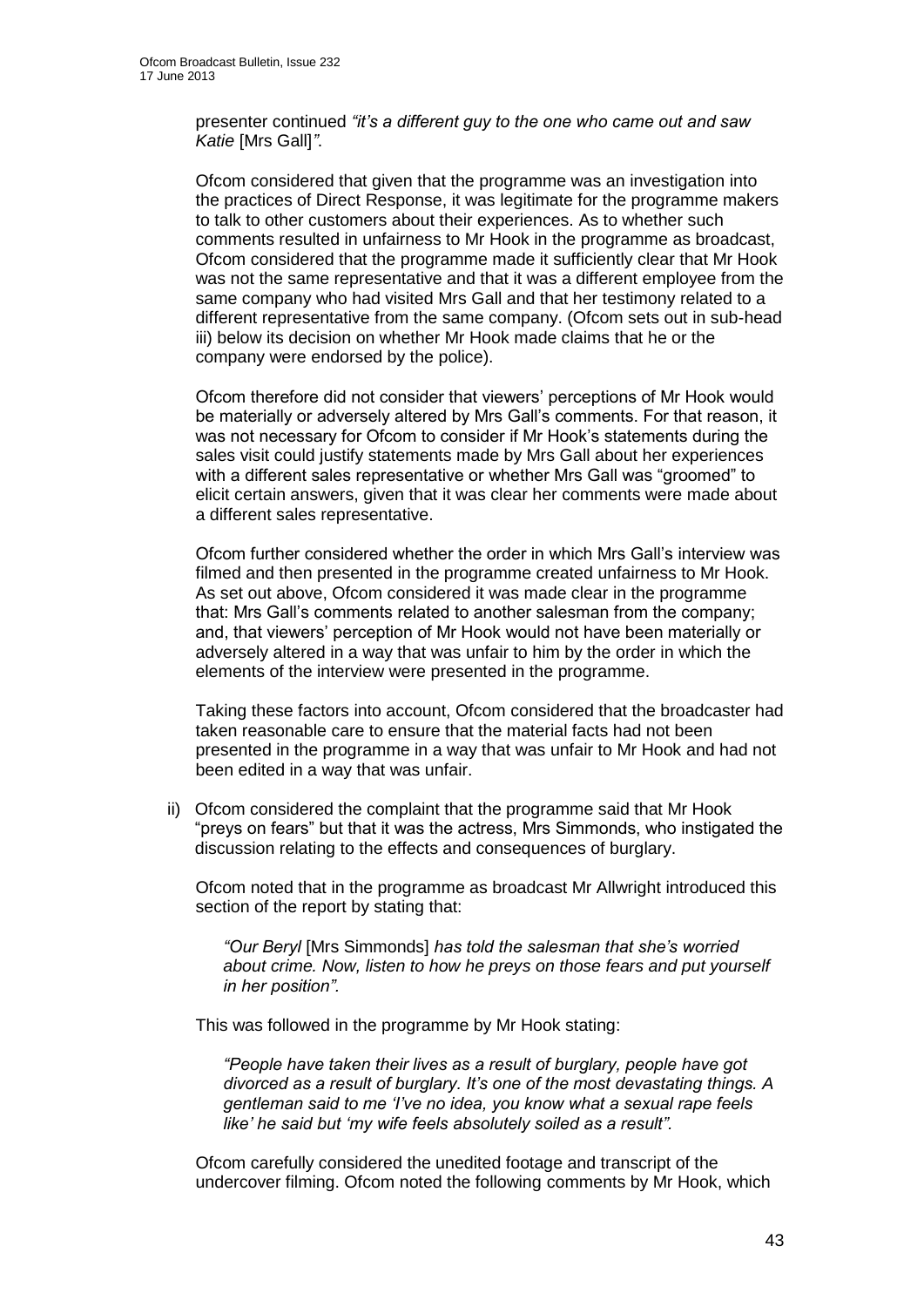presenter continued *"it's a different guy to the one who came out and saw Katie* [Mrs Gall]*"*.

Ofcom considered that given that the programme was an investigation into the practices of Direct Response, it was legitimate for the programme makers to talk to other customers about their experiences. As to whether such comments resulted in unfairness to Mr Hook in the programme as broadcast, Ofcom considered that the programme made it sufficiently clear that Mr Hook was not the same representative and that it was a different employee from the same company who had visited Mrs Gall and that her testimony related to a different representative from the same company. (Ofcom sets out in sub-head iii) below its decision on whether Mr Hook made claims that he or the company were endorsed by the police).

Ofcom therefore did not consider that viewers' perceptions of Mr Hook would be materially or adversely altered by Mrs Gall's comments. For that reason, it was not necessary for Ofcom to consider if Mr Hook's statements during the sales visit could justify statements made by Mrs Gall about her experiences with a different sales representative or whether Mrs Gall was "groomed" to elicit certain answers, given that it was clear her comments were made about a different sales representative.

Ofcom further considered whether the order in which Mrs Gall's interview was filmed and then presented in the programme created unfairness to Mr Hook. As set out above, Ofcom considered it was made clear in the programme that: Mrs Gall's comments related to another salesman from the company; and, that viewers' perception of Mr Hook would not have been materially or adversely altered in a way that was unfair to him by the order in which the elements of the interview were presented in the programme.

Taking these factors into account, Ofcom considered that the broadcaster had taken reasonable care to ensure that the material facts had not been presented in the programme in a way that was unfair to Mr Hook and had not been edited in a way that was unfair.

ii) Ofcom considered the complaint that the programme said that Mr Hook "preys on fears" but that it was the actress, Mrs Simmonds, who instigated the discussion relating to the effects and consequences of burglary.

Ofcom noted that in the programme as broadcast Mr Allwright introduced this section of the report by stating that:

> *"Our Beryl* [Mrs Simmonds] *has told the salesman that she's worried about crime. Now, listen to how he preys on those fears and put yourself in her position".*

This was followed in the programme by Mr Hook stating:

> *"People have taken their lives as a result of burglary, people have got divorced as a result of burglary. It's one of the most devastating things. A gentleman said to me 'I've no idea, you know what a sexual rape feels like' he said but 'my wife feels absolutely soiled as a result".*

Ofcom carefully considered the unedited footage and transcript of the undercover filming. Ofcom noted the following comments by Mr Hook, which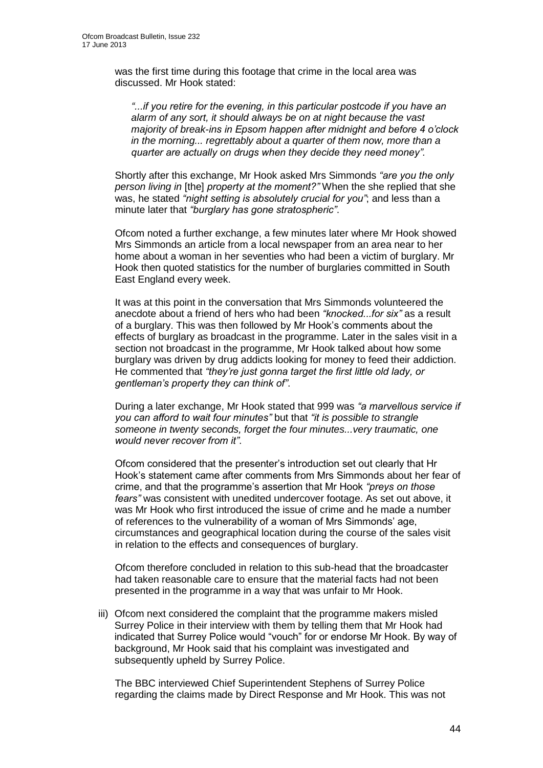was the first time during this footage that crime in the local area was discussed. Mr Hook stated:

> *"...if you retire for the evening, in this particular postcode if you have an alarm of any sort, it should always be on at night because the vast majority of break-ins in Epsom happen after midnight and before 4 o'clock in the morning... regrettably about a quarter of them now, more than a quarter are actually on drugs when they decide they need money".*

Shortly after this exchange, Mr Hook asked Mrs Simmonds *"are you the only person living in* [the] *property at the moment?"* When the she replied that she was, he stated *"night setting is absolutely crucial for you"*; and less than a minute later that *"burglary has gone stratospheric"*.

Ofcom noted a further exchange, a few minutes later where Mr Hook showed Mrs Simmonds an article from a local newspaper from an area near to her home about a woman in her seventies who had been a victim of burglary. Mr Hook then quoted statistics for the number of burglaries committed in South East England every week.

It was at this point in the conversation that Mrs Simmonds volunteered the anecdote about a friend of hers who had been *"knocked...for six"* as a result of a burglary. This was then followed by Mr Hook's comments about the effects of burglary as broadcast in the programme. Later in the sales visit in a section not broadcast in the programme, Mr Hook talked about how some burglary was driven by drug addicts looking for money to feed their addiction. He commented that *"they're just gonna target the first little old lady, or gentleman's property they can think of"*.

During a later exchange, Mr Hook stated that 999 was *"a marvellous service if you can afford to wait four minutes"* but that *"it is possible to strangle someone in twenty seconds, forget the four minutes...very traumatic, one would never recover from it"*.

Ofcom considered that the presenter's introduction set out clearly that Hr Hook's statement came after comments from Mrs Simmonds about her fear of crime, and that the programme's assertion that Mr Hook *"preys on those fears"* was consistent with unedited undercover footage. As set out above, it was Mr Hook who first introduced the issue of crime and he made a number of references to the vulnerability of a woman of Mrs Simmonds' age, circumstances and geographical location during the course of the sales visit in relation to the effects and consequences of burglary.

Ofcom therefore concluded in relation to this sub-head that the broadcaster had taken reasonable care to ensure that the material facts had not been presented in the programme in a way that was unfair to Mr Hook.

iii) Ofcom next considered the complaint that the programme makers misled Surrey Police in their interview with them by telling them that Mr Hook had indicated that Surrey Police would "vouch" for or endorse Mr Hook. By way of background, Mr Hook said that his complaint was investigated and subsequently upheld by Surrey Police.

The BBC interviewed Chief Superintendent Stephens of Surrey Police regarding the claims made by Direct Response and Mr Hook. This was not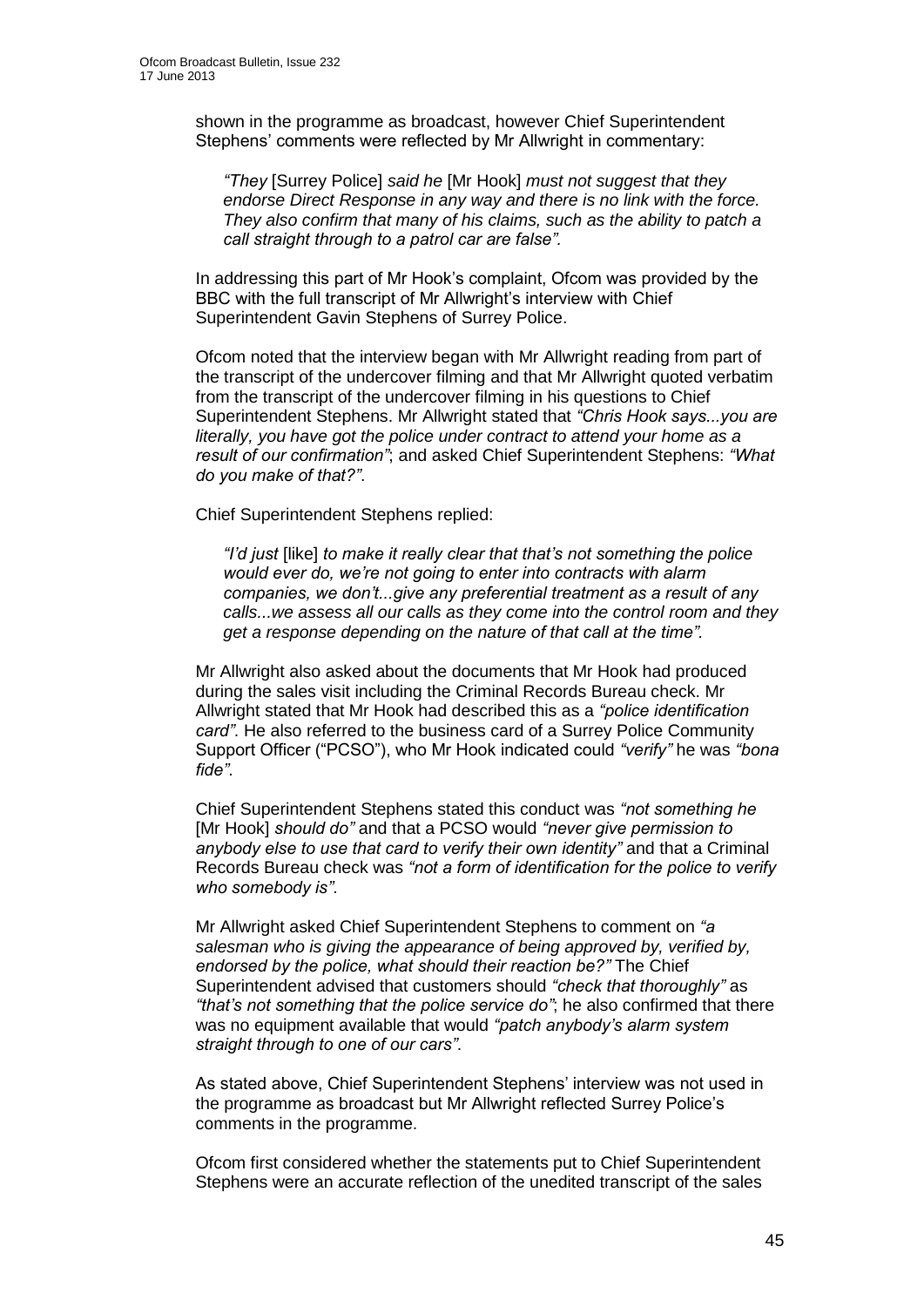shown in the programme as broadcast, however Chief Superintendent Stephens' comments were reflected by Mr Allwright in commentary:

> *"They* [Surrey Police] *said he* [Mr Hook] *must not suggest that they endorse Direct Response in any way and there is no link with the force. They also confirm that many of his claims, such as the ability to patch a call straight through to a patrol car are false".*

In addressing this part of Mr Hook's complaint, Ofcom was provided by the BBC with the full transcript of Mr Allwright's interview with Chief Superintendent Gavin Stephens of Surrey Police.

Ofcom noted that the interview began with Mr Allwright reading from part of the transcript of the undercover filming and that Mr Allwright quoted verbatim from the transcript of the undercover filming in his questions to Chief Superintendent Stephens. Mr Allwright stated that *"Chris Hook says...you are literally, you have got the police under contract to attend your home as a result of our confirmation"*; and asked Chief Superintendent Stephens: *"What do you make of that?"*.

Chief Superintendent Stephens replied:

> *"I'd just* [like] *to make it really clear that that's not something the police would ever do, we're not going to enter into contracts with alarm companies, we don't...give any preferential treatment as a result of any calls...we assess all our calls as they come into the control room and they get a response depending on the nature of that call at the time".*

Mr Allwright also asked about the documents that Mr Hook had produced during the sales visit including the Criminal Records Bureau check. Mr Allwright stated that Mr Hook had described this as a *"police identification card"*. He also referred to the business card of a Surrey Police Community Support Officer ("PCSO"), who Mr Hook indicated could *"verify"* he was *"bona fide"*.

Chief Superintendent Stephens stated this conduct was *"not something he* [Mr Hook] *should do"* and that a PCSO would *"never give permission to anybody else to use that card to verify their own identity"* and that a Criminal Records Bureau check was *"not a form of identification for the police to verify who somebody is"*.

Mr Allwright asked Chief Superintendent Stephens to comment on *"a salesman who is giving the appearance of being approved by, verified by, endorsed by the police, what should their reaction be?"* The Chief Superintendent advised that customers should *"check that thoroughly"* as *"that's not something that the police service do"*; he also confirmed that there was no equipment available that would *"patch anybody's alarm system straight through to one of our cars"*.

As stated above, Chief Superintendent Stephens' interview was not used in the programme as broadcast but Mr Allwright reflected Surrey Police's comments in the programme.

Ofcom first considered whether the statements put to Chief Superintendent Stephens were an accurate reflection of the unedited transcript of the sales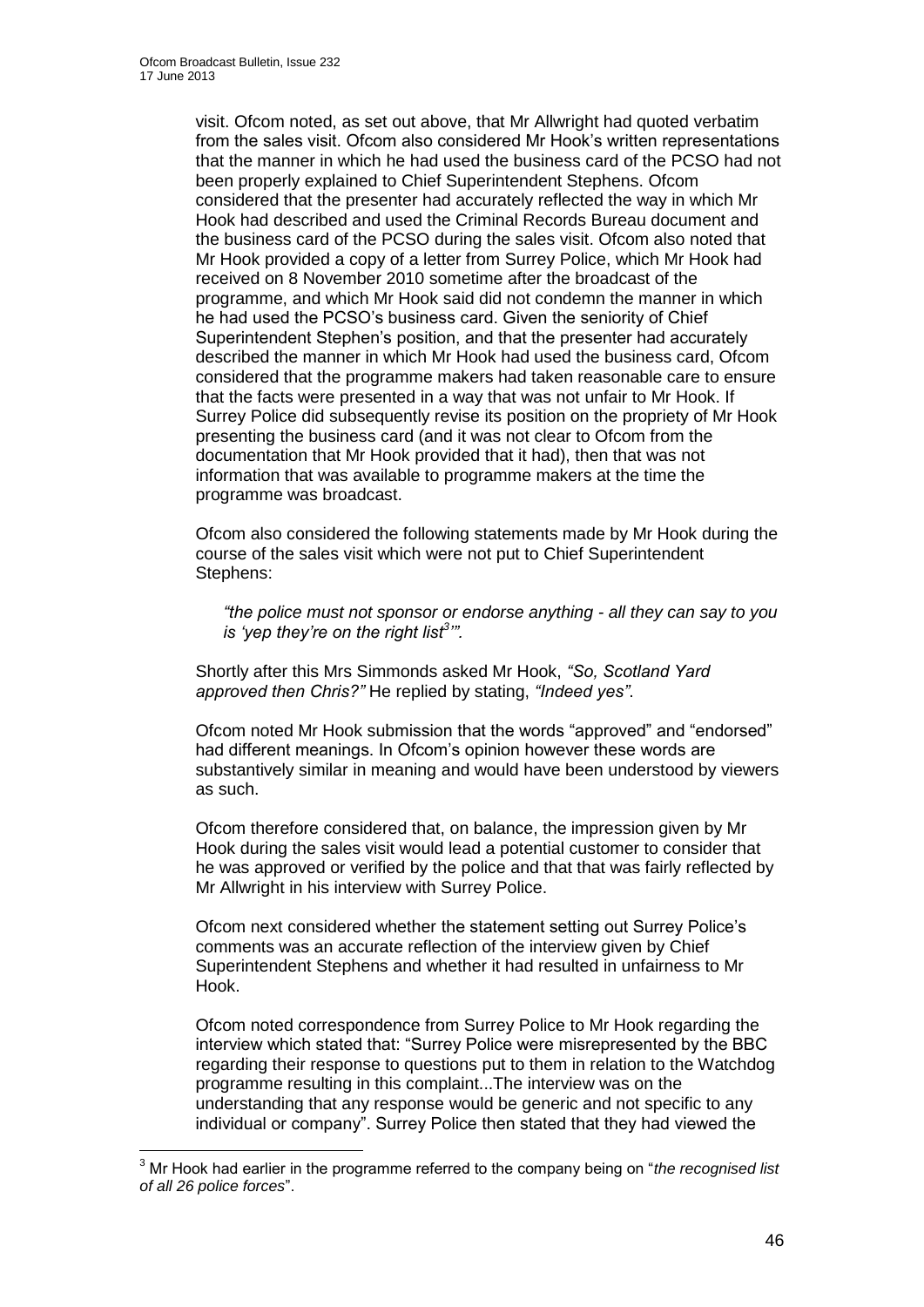visit. Ofcom noted, as set out above, that Mr Allwright had quoted verbatim from the sales visit. Ofcom also considered Mr Hook's written representations that the manner in which he had used the business card of the PCSO had not been properly explained to Chief Superintendent Stephens. Ofcom considered that the presenter had accurately reflected the way in which Mr Hook had described and used the Criminal Records Bureau document and the business card of the PCSO during the sales visit. Ofcom also noted that Mr Hook provided a copy of a letter from Surrey Police, which Mr Hook had received on 8 November 2010 sometime after the broadcast of the programme, and which Mr Hook said did not condemn the manner in which he had used the PCSO's business card. Given the seniority of Chief Superintendent Stephen's position, and that the presenter had accurately described the manner in which Mr Hook had used the business card, Ofcom considered that the programme makers had taken reasonable care to ensure that the facts were presented in a way that was not unfair to Mr Hook. If Surrey Police did subsequently revise its position on the propriety of Mr Hook presenting the business card (and it was not clear to Ofcom from the documentation that Mr Hook provided that it had), then that was not information that was available to programme makers at the time the programme was broadcast.

Ofcom also considered the following statements made by Mr Hook during the course of the sales visit which were not put to Chief Superintendent Stephens:

> *"the police must not sponsor or endorse anything - all they can say to you is 'yep they're on the right list[3]'".*

Shortly after this Mrs Simmonds asked Mr Hook, *"So, Scotland Yard approved then Chris?"* He replied by stating, *"Indeed yes"*.

Ofcom noted Mr Hook submission that the words "approved" and "endorsed" had different meanings. In Ofcom's opinion however these words are substantively similar in meaning and would have been understood by viewers as such.

Ofcom therefore considered that, on balance, the impression given by Mr Hook during the sales visit would lead a potential customer to consider that he was approved or verified by the police and that that was fairly reflected by Mr Allwright in his interview with Surrey Police.

Ofcom next considered whether the statement setting out Surrey Police's comments was an accurate reflection of the interview given by Chief Superintendent Stephens and whether it had resulted in unfairness to Mr Hook.

Ofcom noted correspondence from Surrey Police to Mr Hook regarding the interview which stated that: "Surrey Police were misrepresented by the BBC regarding their response to questions put to them in relation to the Watchdog programme resulting in this complaint...The interview was on the understanding that any response would be generic and not specific to any individual or company". Surrey Police then stated that they had viewed the

---

[3] Mr Hook had earlier in the programme referred to the company being on "*the recognised list of all 26 police forces*".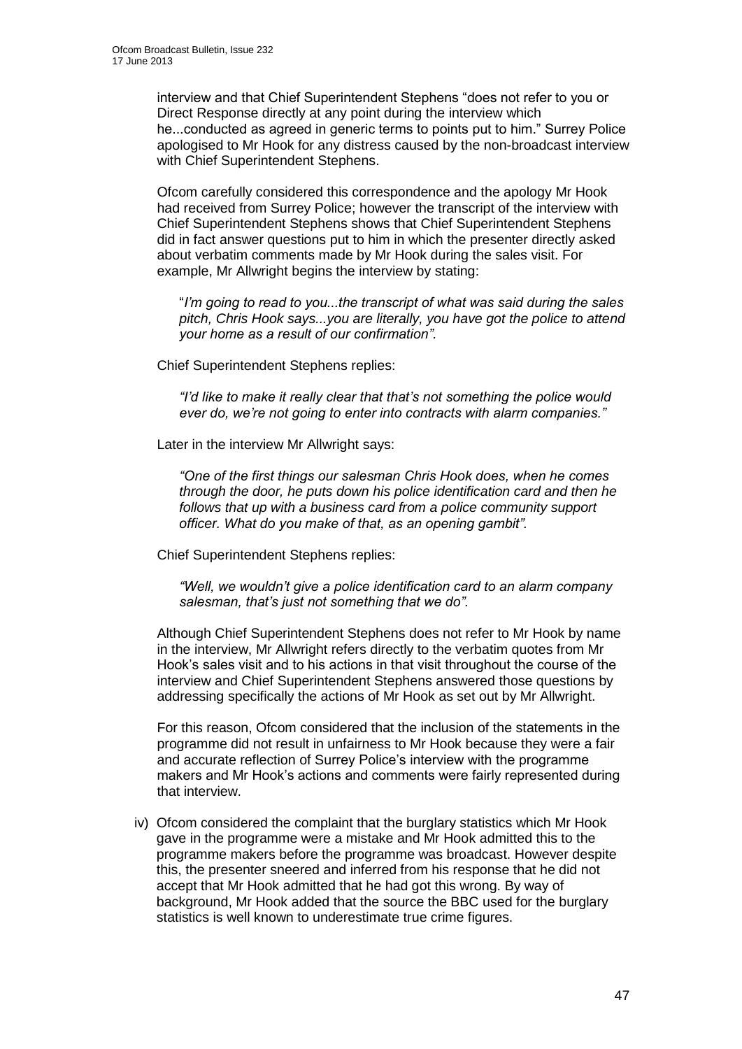interview and that Chief Superintendent Stephens "does not refer to you or Direct Response directly at any point during the interview which he...conducted as agreed in generic terms to points put to him." Surrey Police apologised to Mr Hook for any distress caused by the non-broadcast interview with Chief Superintendent Stephens.

Ofcom carefully considered this correspondence and the apology Mr Hook had received from Surrey Police; however the transcript of the interview with Chief Superintendent Stephens shows that Chief Superintendent Stephens did in fact answer questions put to him in which the presenter directly asked about verbatim comments made by Mr Hook during the sales visit. For example, Mr Allwright begins the interview by stating:

> "*I'm going to read to you...the transcript of what was said during the sales pitch, Chris Hook says...you are literally, you have got the police to attend your home as a result of our confirmation".*

Chief Superintendent Stephens replies:

> *"I'd like to make it really clear that that's not something the police would ever do, we're not going to enter into contracts with alarm companies."*

Later in the interview Mr Allwright says:

> *"One of the first things our salesman Chris Hook does, when he comes through the door, he puts down his police identification card and then he follows that up with a business card from a police community support officer. What do you make of that, as an opening gambit".*

Chief Superintendent Stephens replies:

> *"Well, we wouldn't give a police identification card to an alarm company salesman, that's just not something that we do".*

Although Chief Superintendent Stephens does not refer to Mr Hook by name in the interview, Mr Allwright refers directly to the verbatim quotes from Mr Hook's sales visit and to his actions in that visit throughout the course of the interview and Chief Superintendent Stephens answered those questions by addressing specifically the actions of Mr Hook as set out by Mr Allwright.

For this reason, Ofcom considered that the inclusion of the statements in the programme did not result in unfairness to Mr Hook because they were a fair and accurate reflection of Surrey Police's interview with the programme makers and Mr Hook's actions and comments were fairly represented during that interview.

iv) Ofcom considered the complaint that the burglary statistics which Mr Hook gave in the programme were a mistake and Mr Hook admitted this to the programme makers before the programme was broadcast. However despite this, the presenter sneered and inferred from his response that he did not accept that Mr Hook admitted that he had got this wrong. By way of background, Mr Hook added that the source the BBC used for the burglary statistics is well known to underestimate true crime figures.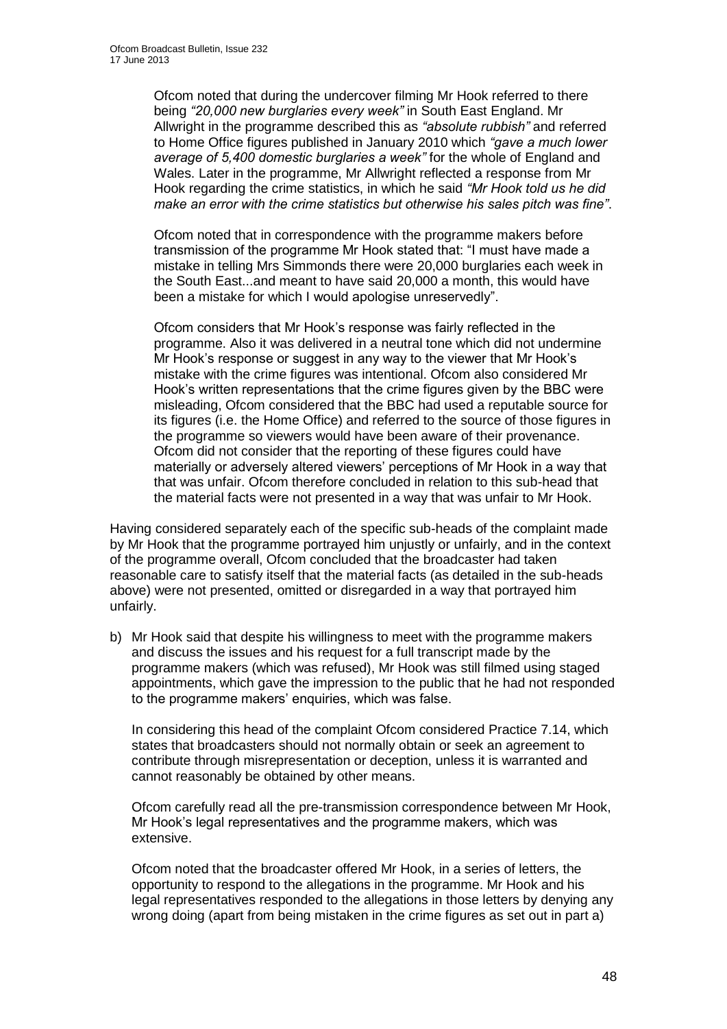Ofcom noted that during the undercover filming Mr Hook referred to there being *"20,000 new burglaries every week"* in South East England. Mr Allwright in the programme described this as *"absolute rubbish"* and referred to Home Office figures published in January 2010 which *"gave a much lower average of 5,400 domestic burglaries a week"* for the whole of England and Wales. Later in the programme, Mr Allwright reflected a response from Mr Hook regarding the crime statistics, in which he said *"Mr Hook told us he did make an error with the crime statistics but otherwise his sales pitch was fine"*.

Ofcom noted that in correspondence with the programme makers before transmission of the programme Mr Hook stated that: "I must have made a mistake in telling Mrs Simmonds there were 20,000 burglaries each week in the South East...and meant to have said 20,000 a month, this would have been a mistake for which I would apologise unreservedly".

Ofcom considers that Mr Hook's response was fairly reflected in the programme. Also it was delivered in a neutral tone which did not undermine Mr Hook's response or suggest in any way to the viewer that Mr Hook's mistake with the crime figures was intentional. Ofcom also considered Mr Hook's written representations that the crime figures given by the BBC were misleading, Ofcom considered that the BBC had used a reputable source for its figures (i.e. the Home Office) and referred to the source of those figures in the programme so viewers would have been aware of their provenance. Ofcom did not consider that the reporting of these figures could have materially or adversely altered viewers' perceptions of Mr Hook in a way that that was unfair. Ofcom therefore concluded in relation to this sub-head that the material facts were not presented in a way that was unfair to Mr Hook.

Having considered separately each of the specific sub-heads of the complaint made by Mr Hook that the programme portrayed him unjustly or unfairly, and in the context of the programme overall, Ofcom concluded that the broadcaster had taken reasonable care to satisfy itself that the material facts (as detailed in the sub-heads above) were not presented, omitted or disregarded in a way that portrayed him unfairly.

b) Mr Hook said that despite his willingness to meet with the programme makers and discuss the issues and his request for a full transcript made by the programme makers (which was refused), Mr Hook was still filmed using staged appointments, which gave the impression to the public that he had not responded to the programme makers' enquiries, which was false.

   In considering this head of the complaint Ofcom considered Practice 7.14, which states that broadcasters should not normally obtain or seek an agreement to contribute through misrepresentation or deception, unless it is warranted and cannot reasonably be obtained by other means.

   Ofcom carefully read all the pre-transmission correspondence between Mr Hook, Mr Hook's legal representatives and the programme makers, which was extensive.

   Ofcom noted that the broadcaster offered Mr Hook, in a series of letters, the opportunity to respond to the allegations in the programme. Mr Hook and his legal representatives responded to the allegations in those letters by denying any wrong doing (apart from being mistaken in the crime figures as set out in part a)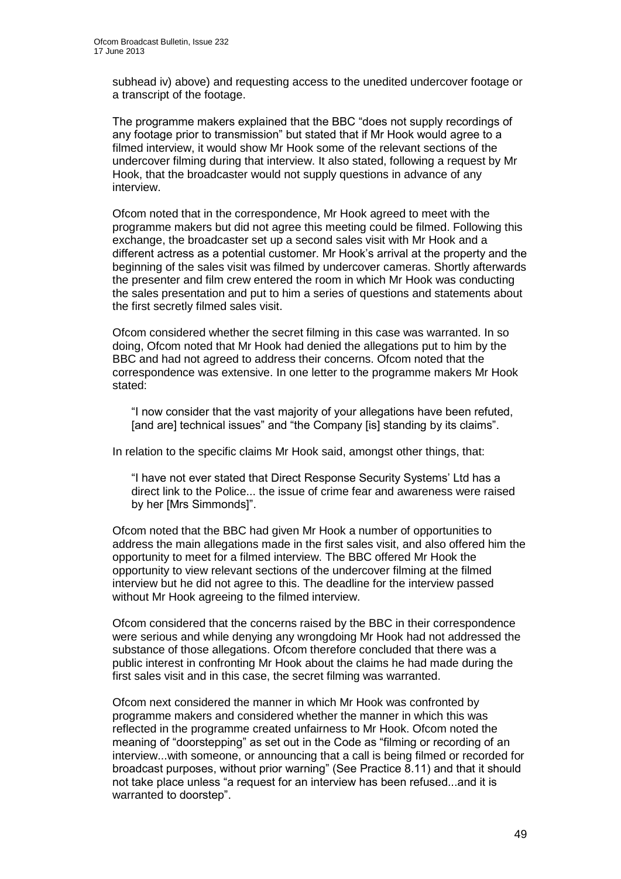subhead iv) above) and requesting access to the unedited undercover footage or a transcript of the footage.

The programme makers explained that the BBC "does not supply recordings of any footage prior to transmission" but stated that if Mr Hook would agree to a filmed interview, it would show Mr Hook some of the relevant sections of the undercover filming during that interview. It also stated, following a request by Mr Hook, that the broadcaster would not supply questions in advance of any interview.

Ofcom noted that in the correspondence, Mr Hook agreed to meet with the programme makers but did not agree this meeting could be filmed. Following this exchange, the broadcaster set up a second sales visit with Mr Hook and a different actress as a potential customer. Mr Hook's arrival at the property and the beginning of the sales visit was filmed by undercover cameras. Shortly afterwards the presenter and film crew entered the room in which Mr Hook was conducting the sales presentation and put to him a series of questions and statements about the first secretly filmed sales visit.

Ofcom considered whether the secret filming in this case was warranted. In so doing, Ofcom noted that Mr Hook had denied the allegations put to him by the BBC and had not agreed to address their concerns. Ofcom noted that the correspondence was extensive. In one letter to the programme makers Mr Hook stated:

> "I now consider that the vast majority of your allegations have been refuted, [and are] technical issues" and "the Company [is] standing by its claims".

In relation to the specific claims Mr Hook said, amongst other things, that:

> "I have not ever stated that Direct Response Security Systems' Ltd has a direct link to the Police... the issue of crime fear and awareness were raised by her [Mrs Simmonds]".

Ofcom noted that the BBC had given Mr Hook a number of opportunities to address the main allegations made in the first sales visit, and also offered him the opportunity to meet for a filmed interview. The BBC offered Mr Hook the opportunity to view relevant sections of the undercover filming at the filmed interview but he did not agree to this. The deadline for the interview passed without Mr Hook agreeing to the filmed interview.

Ofcom considered that the concerns raised by the BBC in their correspondence were serious and while denying any wrongdoing Mr Hook had not addressed the substance of those allegations. Ofcom therefore concluded that there was a public interest in confronting Mr Hook about the claims he had made during the first sales visit and in this case, the secret filming was warranted.

Ofcom next considered the manner in which Mr Hook was confronted by programme makers and considered whether the manner in which this was reflected in the programme created unfairness to Mr Hook. Ofcom noted the meaning of "doorstepping" as set out in the Code as "filming or recording of an interview...with someone, or announcing that a call is being filmed or recorded for broadcast purposes, without prior warning" (See Practice 8.11) and that it should not take place unless "a request for an interview has been refused...and it is warranted to doorstep".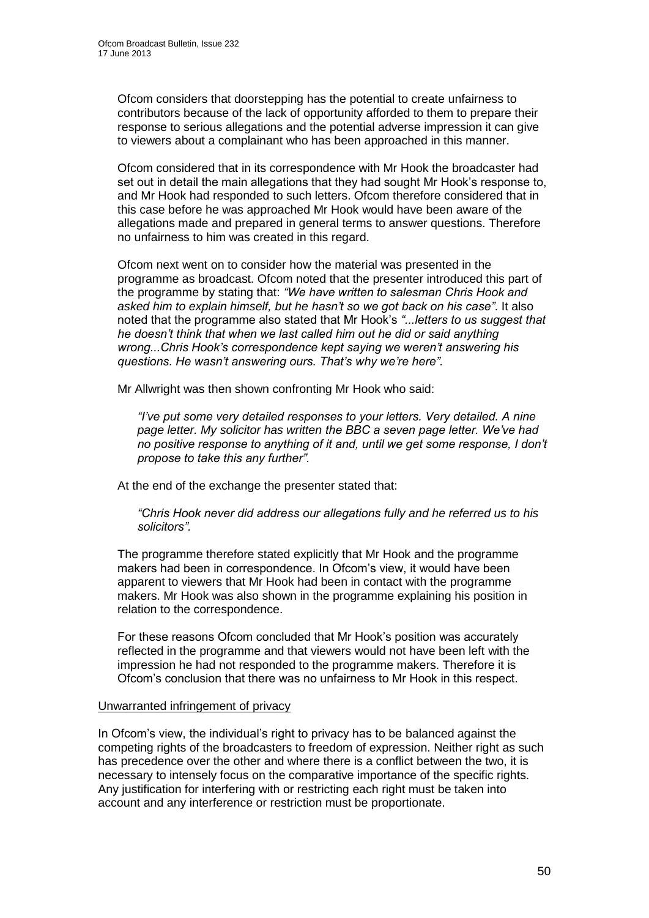Ofcom considers that doorstepping has the potential to create unfairness to contributors because of the lack of opportunity afforded to them to prepare their response to serious allegations and the potential adverse impression it can give to viewers about a complainant who has been approached in this manner.

Ofcom considered that in its correspondence with Mr Hook the broadcaster had set out in detail the main allegations that they had sought Mr Hook's response to, and Mr Hook had responded to such letters. Ofcom therefore considered that in this case before he was approached Mr Hook would have been aware of the allegations made and prepared in general terms to answer questions. Therefore no unfairness to him was created in this regard.

Ofcom next went on to consider how the material was presented in the programme as broadcast. Ofcom noted that the presenter introduced this part of the programme by stating that: *"We have written to salesman Chris Hook and asked him to explain himself, but he hasn't so we got back on his case"*. It also noted that the programme also stated that Mr Hook's *"...letters to us suggest that he doesn't think that when we last called him out he did or said anything wrong...Chris Hook's correspondence kept saying we weren't answering his questions. He wasn't answering ours. That's why we're here"*.

Mr Allwright was then shown confronting Mr Hook who said:

> *"I've put some very detailed responses to your letters. Very detailed. A nine page letter. My solicitor has written the BBC a seven page letter. We've had no positive response to anything of it and, until we get some response, I don't propose to take this any further"*.

At the end of the exchange the presenter stated that:

> *"Chris Hook never did address our allegations fully and he referred us to his solicitors"*.

The programme therefore stated explicitly that Mr Hook and the programme makers had been in correspondence. In Ofcom's view, it would have been apparent to viewers that Mr Hook had been in contact with the programme makers. Mr Hook was also shown in the programme explaining his position in relation to the correspondence.

For these reasons Ofcom concluded that Mr Hook's position was accurately reflected in the programme and that viewers would not have been left with the impression he had not responded to the programme makers. Therefore it is Ofcom's conclusion that there was no unfairness to Mr Hook in this respect.

Unwarranted infringement of privacy

In Ofcom's view, the individual's right to privacy has to be balanced against the competing rights of the broadcasters to freedom of expression. Neither right as such has precedence over the other and where there is a conflict between the two, it is necessary to intensely focus on the comparative importance of the specific rights. Any justification for interfering with or restricting each right must be taken into account and any interference or restriction must be proportionate.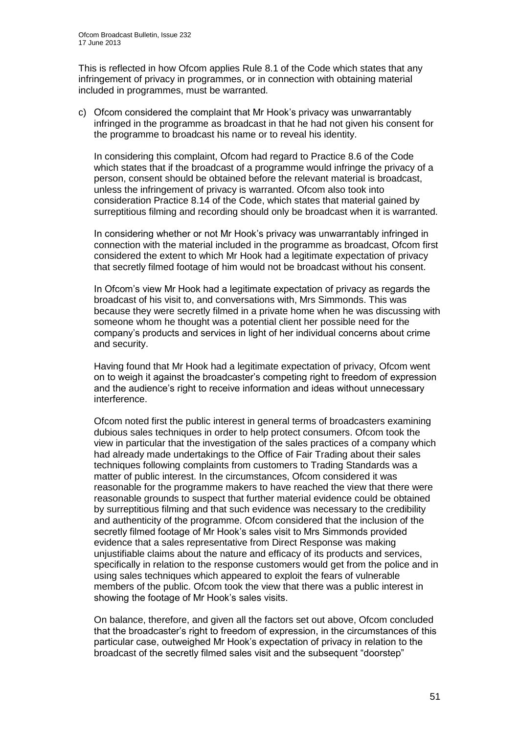This is reflected in how Ofcom applies Rule 8.1 of the Code which states that any infringement of privacy in programmes, or in connection with obtaining material included in programmes, must be warranted.

c) Ofcom considered the complaint that Mr Hook's privacy was unwarrantably infringed in the programme as broadcast in that he had not given his consent for the programme to broadcast his name or to reveal his identity.

   In considering this complaint, Ofcom had regard to Practice 8.6 of the Code which states that if the broadcast of a programme would infringe the privacy of a person, consent should be obtained before the relevant material is broadcast, unless the infringement of privacy is warranted. Ofcom also took into consideration Practice 8.14 of the Code, which states that material gained by surreptitious filming and recording should only be broadcast when it is warranted.

   In considering whether or not Mr Hook's privacy was unwarrantably infringed in connection with the material included in the programme as broadcast, Ofcom first considered the extent to which Mr Hook had a legitimate expectation of privacy that secretly filmed footage of him would not be broadcast without his consent.

   In Ofcom's view Mr Hook had a legitimate expectation of privacy as regards the broadcast of his visit to, and conversations with, Mrs Simmonds. This was because they were secretly filmed in a private home when he was discussing with someone whom he thought was a potential client her possible need for the company's products and services in light of her individual concerns about crime and security.

   Having found that Mr Hook had a legitimate expectation of privacy, Ofcom went on to weigh it against the broadcaster's competing right to freedom of expression and the audience's right to receive information and ideas without unnecessary interference.

   Ofcom noted first the public interest in general terms of broadcasters examining dubious sales techniques in order to help protect consumers. Ofcom took the view in particular that the investigation of the sales practices of a company which had already made undertakings to the Office of Fair Trading about their sales techniques following complaints from customers to Trading Standards was a matter of public interest. In the circumstances, Ofcom considered it was reasonable for the programme makers to have reached the view that there were reasonable grounds to suspect that further material evidence could be obtained by surreptitious filming and that such evidence was necessary to the credibility and authenticity of the programme. Ofcom considered that the inclusion of the secretly filmed footage of Mr Hook's sales visit to Mrs Simmonds provided evidence that a sales representative from Direct Response was making unjustifiable claims about the nature and efficacy of its products and services, specifically in relation to the response customers would get from the police and in using sales techniques which appeared to exploit the fears of vulnerable members of the public. Ofcom took the view that there was a public interest in showing the footage of Mr Hook's sales visits.

   On balance, therefore, and given all the factors set out above, Ofcom concluded that the broadcaster's right to freedom of expression, in the circumstances of this particular case, outweighed Mr Hook's expectation of privacy in relation to the broadcast of the secretly filmed sales visit and the subsequent "doorstep"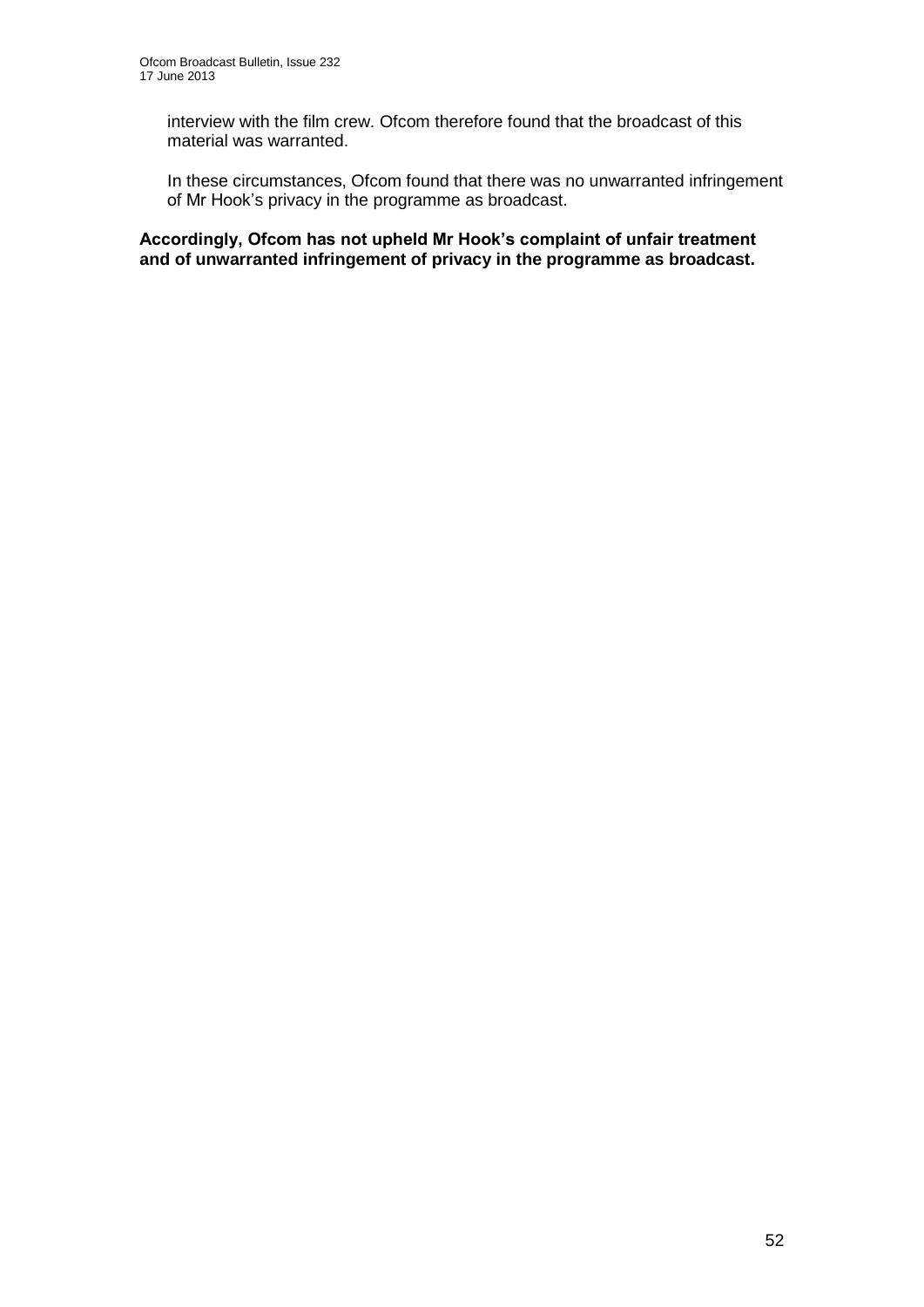interview with the film crew. Ofcom therefore found that the broadcast of this material was warranted.

In these circumstances, Ofcom found that there was no unwarranted infringement of Mr Hook's privacy in the programme as broadcast.

**Accordingly, Ofcom has not upheld Mr Hook's complaint of unfair treatment and of unwarranted infringement of privacy in the programme as broadcast.**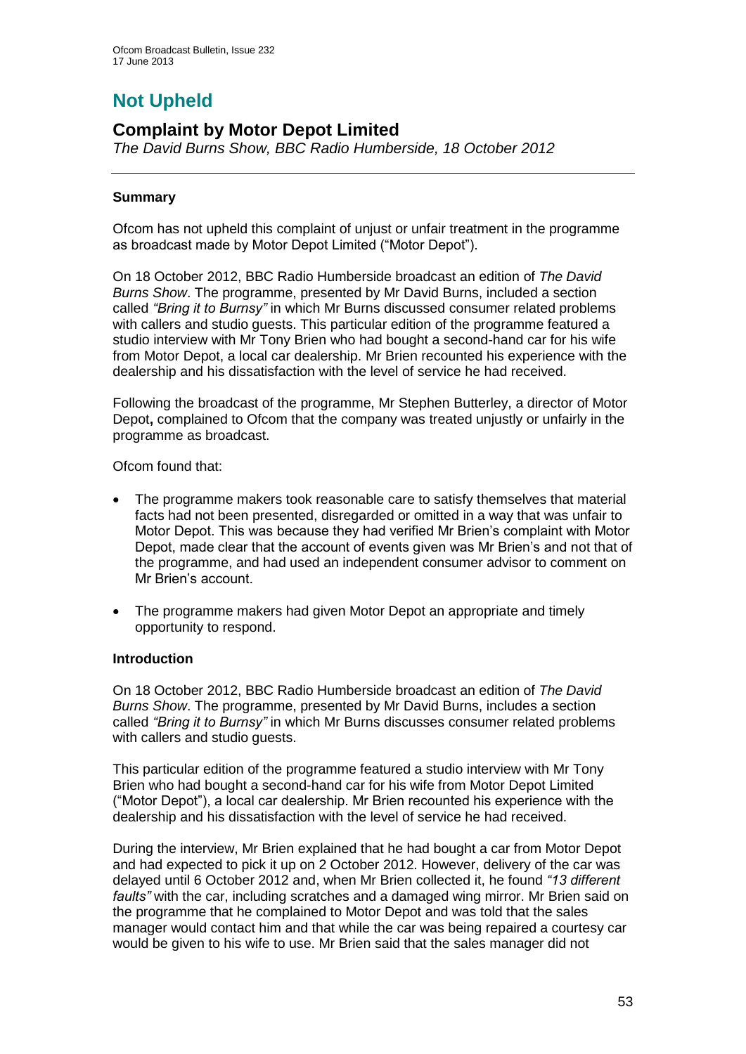# Not Upheld

## Complaint by Motor Depot Limited

*The David Burns Show, BBC Radio Humberside, 18 October 2012*

### Summary

Ofcom has not upheld this complaint of unjust or unfair treatment in the programme as broadcast made by Motor Depot Limited ("Motor Depot").

On 18 October 2012, BBC Radio Humberside broadcast an edition of *The David Burns Show*. The programme, presented by Mr David Burns, included a section called *"Bring it to Burnsy"* in which Mr Burns discussed consumer related problems with callers and studio guests. This particular edition of the programme featured a studio interview with Mr Tony Brien who had bought a second-hand car for his wife from Motor Depot, a local car dealership. Mr Brien recounted his experience with the dealership and his dissatisfaction with the level of service he had received.

Following the broadcast of the programme, Mr Stephen Butterley, a director of Motor Depot**,** complained to Ofcom that the company was treated unjustly or unfairly in the programme as broadcast.

Ofcom found that:

- The programme makers took reasonable care to satisfy themselves that material facts had not been presented, disregarded or omitted in a way that was unfair to Motor Depot. This was because they had verified Mr Brien's complaint with Motor Depot, made clear that the account of events given was Mr Brien's and not that of the programme, and had used an independent consumer advisor to comment on Mr Brien's account.
- The programme makers had given Motor Depot an appropriate and timely opportunity to respond.

### Introduction

On 18 October 2012, BBC Radio Humberside broadcast an edition of *The David Burns Show*. The programme, presented by Mr David Burns, includes a section called *"Bring it to Burnsy"* in which Mr Burns discusses consumer related problems with callers and studio guests.

This particular edition of the programme featured a studio interview with Mr Tony Brien who had bought a second-hand car for his wife from Motor Depot Limited ("Motor Depot"), a local car dealership. Mr Brien recounted his experience with the dealership and his dissatisfaction with the level of service he had received.

During the interview, Mr Brien explained that he had bought a car from Motor Depot and had expected to pick it up on 2 October 2012. However, delivery of the car was delayed until 6 October 2012 and, when Mr Brien collected it, he found *"13 different faults"* with the car, including scratches and a damaged wing mirror. Mr Brien said on the programme that he complained to Motor Depot and was told that the sales manager would contact him and that while the car was being repaired a courtesy car would be given to his wife to use. Mr Brien said that the sales manager did not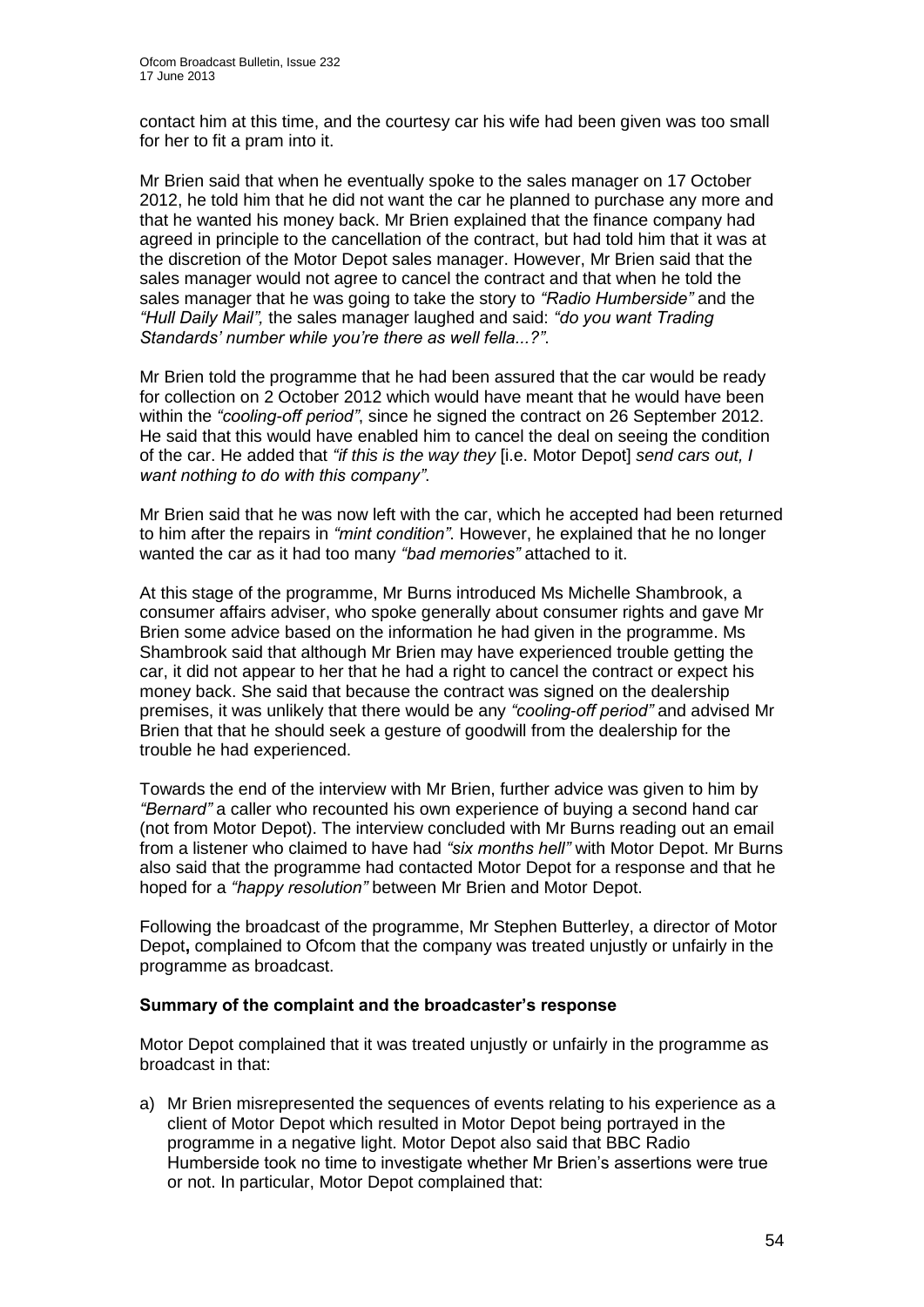contact him at this time, and the courtesy car his wife had been given was too small for her to fit a pram into it.

Mr Brien said that when he eventually spoke to the sales manager on 17 October 2012, he told him that he did not want the car he planned to purchase any more and that he wanted his money back. Mr Brien explained that the finance company had agreed in principle to the cancellation of the contract, but had told him that it was at the discretion of the Motor Depot sales manager. However, Mr Brien said that the sales manager would not agree to cancel the contract and that when he told the sales manager that he was going to take the story to *"Radio Humberside"* and the *"Hull Daily Mail",* the sales manager laughed and said: *"do you want Trading Standards' number while you're there as well fella...?"*.

Mr Brien told the programme that he had been assured that the car would be ready for collection on 2 October 2012 which would have meant that he would have been within the *"cooling-off period"*, since he signed the contract on 26 September 2012. He said that this would have enabled him to cancel the deal on seeing the condition of the car. He added that *"if this is the way they* [i.e. Motor Depot] *send cars out, I want nothing to do with this company"*.

Mr Brien said that he was now left with the car, which he accepted had been returned to him after the repairs in *"mint condition".* However, he explained that he no longer wanted the car as it had too many *"bad memories"* attached to it.

At this stage of the programme, Mr Burns introduced Ms Michelle Shambrook, a consumer affairs adviser, who spoke generally about consumer rights and gave Mr Brien some advice based on the information he had given in the programme. Ms Shambrook said that although Mr Brien may have experienced trouble getting the car, it did not appear to her that he had a right to cancel the contract or expect his money back. She said that because the contract was signed on the dealership premises, it was unlikely that there would be any *"cooling-off period"* and advised Mr Brien that that he should seek a gesture of goodwill from the dealership for the trouble he had experienced.

Towards the end of the interview with Mr Brien, further advice was given to him by *"Bernard"* a caller who recounted his own experience of buying a second hand car (not from Motor Depot). The interview concluded with Mr Burns reading out an email from a listener who claimed to have had *"six months hell"* with Motor Depot. Mr Burns also said that the programme had contacted Motor Depot for a response and that he hoped for a *"happy resolution"* between Mr Brien and Motor Depot.

Following the broadcast of the programme, Mr Stephen Butterley, a director of Motor Depot**,** complained to Ofcom that the company was treated unjustly or unfairly in the programme as broadcast.

**Summary of the complaint and the broadcaster's response**

Motor Depot complained that it was treated unjustly or unfairly in the programme as broadcast in that:

a) Mr Brien misrepresented the sequences of events relating to his experience as a client of Motor Depot which resulted in Motor Depot being portrayed in the programme in a negative light. Motor Depot also said that BBC Radio Humberside took no time to investigate whether Mr Brien's assertions were true or not. In particular, Motor Depot complained that: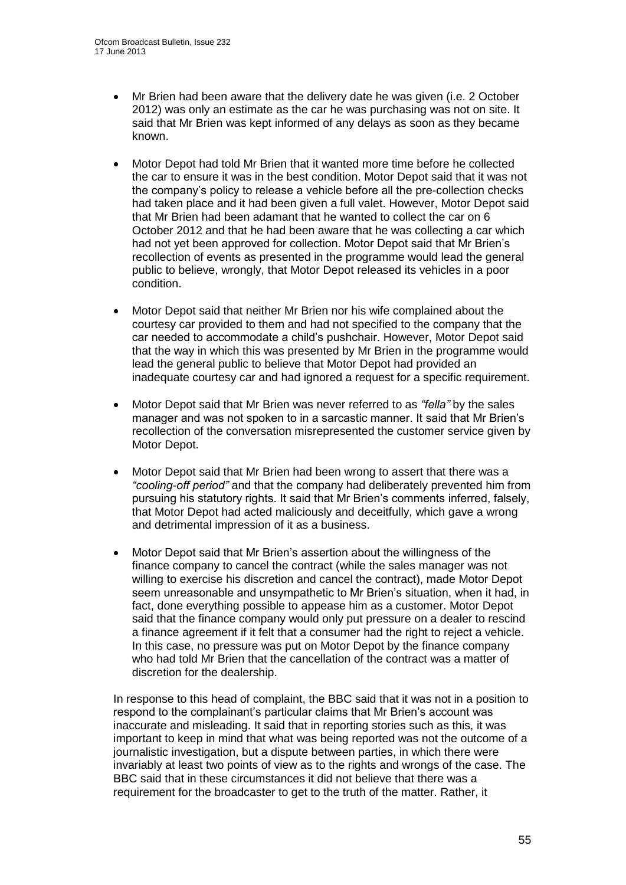- Mr Brien had been aware that the delivery date he was given (i.e. 2 October 2012) was only an estimate as the car he was purchasing was not on site. It said that Mr Brien was kept informed of any delays as soon as they became known.

- Motor Depot had told Mr Brien that it wanted more time before he collected the car to ensure it was in the best condition. Motor Depot said that it was not the company's policy to release a vehicle before all the pre-collection checks had taken place and it had been given a full valet. However, Motor Depot said that Mr Brien had been adamant that he wanted to collect the car on 6 October 2012 and that he had been aware that he was collecting a car which had not yet been approved for collection. Motor Depot said that Mr Brien's recollection of events as presented in the programme would lead the general public to believe, wrongly, that Motor Depot released its vehicles in a poor condition.

- Motor Depot said that neither Mr Brien nor his wife complained about the courtesy car provided to them and had not specified to the company that the car needed to accommodate a child's pushchair. However, Motor Depot said that the way in which this was presented by Mr Brien in the programme would lead the general public to believe that Motor Depot had provided an inadequate courtesy car and had ignored a request for a specific requirement.

- Motor Depot said that Mr Brien was never referred to as *"fella"* by the sales manager and was not spoken to in a sarcastic manner. It said that Mr Brien's recollection of the conversation misrepresented the customer service given by Motor Depot.

- Motor Depot said that Mr Brien had been wrong to assert that there was a *"cooling-off period"* and that the company had deliberately prevented him from pursuing his statutory rights. It said that Mr Brien's comments inferred, falsely, that Motor Depot had acted maliciously and deceitfully, which gave a wrong and detrimental impression of it as a business.

- Motor Depot said that Mr Brien's assertion about the willingness of the finance company to cancel the contract (while the sales manager was not willing to exercise his discretion and cancel the contract), made Motor Depot seem unreasonable and unsympathetic to Mr Brien's situation, when it had, in fact, done everything possible to appease him as a customer. Motor Depot said that the finance company would only put pressure on a dealer to rescind a finance agreement if it felt that a consumer had the right to reject a vehicle. In this case, no pressure was put on Motor Depot by the finance company who had told Mr Brien that the cancellation of the contract was a matter of discretion for the dealership.

In response to this head of complaint, the BBC said that it was not in a position to respond to the complainant's particular claims that Mr Brien's account was inaccurate and misleading. It said that in reporting stories such as this, it was important to keep in mind that what was being reported was not the outcome of a journalistic investigation, but a dispute between parties, in which there were invariably at least two points of view as to the rights and wrongs of the case. The BBC said that in these circumstances it did not believe that there was a requirement for the broadcaster to get to the truth of the matter. Rather, it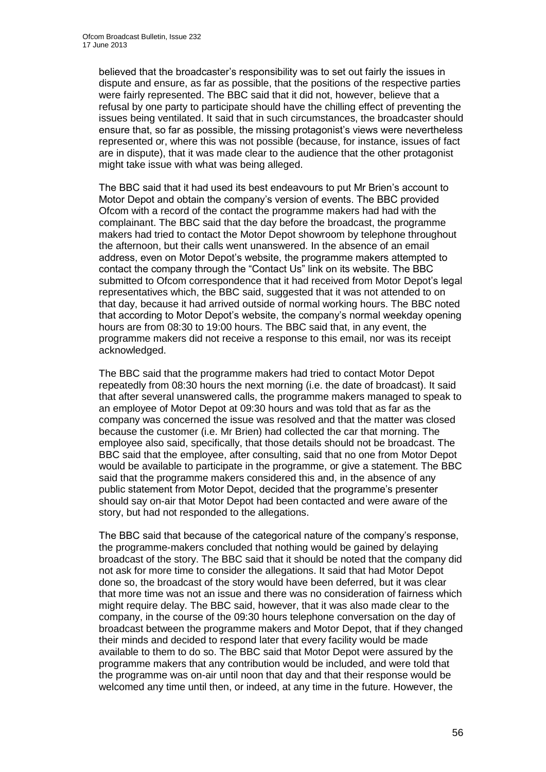believed that the broadcaster's responsibility was to set out fairly the issues in dispute and ensure, as far as possible, that the positions of the respective parties were fairly represented. The BBC said that it did not, however, believe that a refusal by one party to participate should have the chilling effect of preventing the issues being ventilated. It said that in such circumstances, the broadcaster should ensure that, so far as possible, the missing protagonist's views were nevertheless represented or, where this was not possible (because, for instance, issues of fact are in dispute), that it was made clear to the audience that the other protagonist might take issue with what was being alleged.

The BBC said that it had used its best endeavours to put Mr Brien's account to Motor Depot and obtain the company's version of events. The BBC provided Ofcom with a record of the contact the programme makers had had with the complainant. The BBC said that the day before the broadcast, the programme makers had tried to contact the Motor Depot showroom by telephone throughout the afternoon, but their calls went unanswered. In the absence of an email address, even on Motor Depot's website, the programme makers attempted to contact the company through the "Contact Us" link on its website. The BBC submitted to Ofcom correspondence that it had received from Motor Depot's legal representatives which, the BBC said, suggested that it was not attended to on that day, because it had arrived outside of normal working hours. The BBC noted that according to Motor Depot's website, the company's normal weekday opening hours are from 08:30 to 19:00 hours. The BBC said that, in any event, the programme makers did not receive a response to this email, nor was its receipt acknowledged.

The BBC said that the programme makers had tried to contact Motor Depot repeatedly from 08:30 hours the next morning (i.e. the date of broadcast). It said that after several unanswered calls, the programme makers managed to speak to an employee of Motor Depot at 09:30 hours and was told that as far as the company was concerned the issue was resolved and that the matter was closed because the customer (i.e. Mr Brien) had collected the car that morning. The employee also said, specifically, that those details should not be broadcast. The BBC said that the employee, after consulting, said that no one from Motor Depot would be available to participate in the programme, or give a statement. The BBC said that the programme makers considered this and, in the absence of any public statement from Motor Depot, decided that the programme's presenter should say on-air that Motor Depot had been contacted and were aware of the story, but had not responded to the allegations.

The BBC said that because of the categorical nature of the company's response, the programme-makers concluded that nothing would be gained by delaying broadcast of the story. The BBC said that it should be noted that the company did not ask for more time to consider the allegations. It said that had Motor Depot done so, the broadcast of the story would have been deferred, but it was clear that more time was not an issue and there was no consideration of fairness which might require delay. The BBC said, however, that it was also made clear to the company, in the course of the 09:30 hours telephone conversation on the day of broadcast between the programme makers and Motor Depot, that if they changed their minds and decided to respond later that every facility would be made available to them to do so. The BBC said that Motor Depot were assured by the programme makers that any contribution would be included, and were told that the programme was on-air until noon that day and that their response would be welcomed any time until then, or indeed, at any time in the future. However, the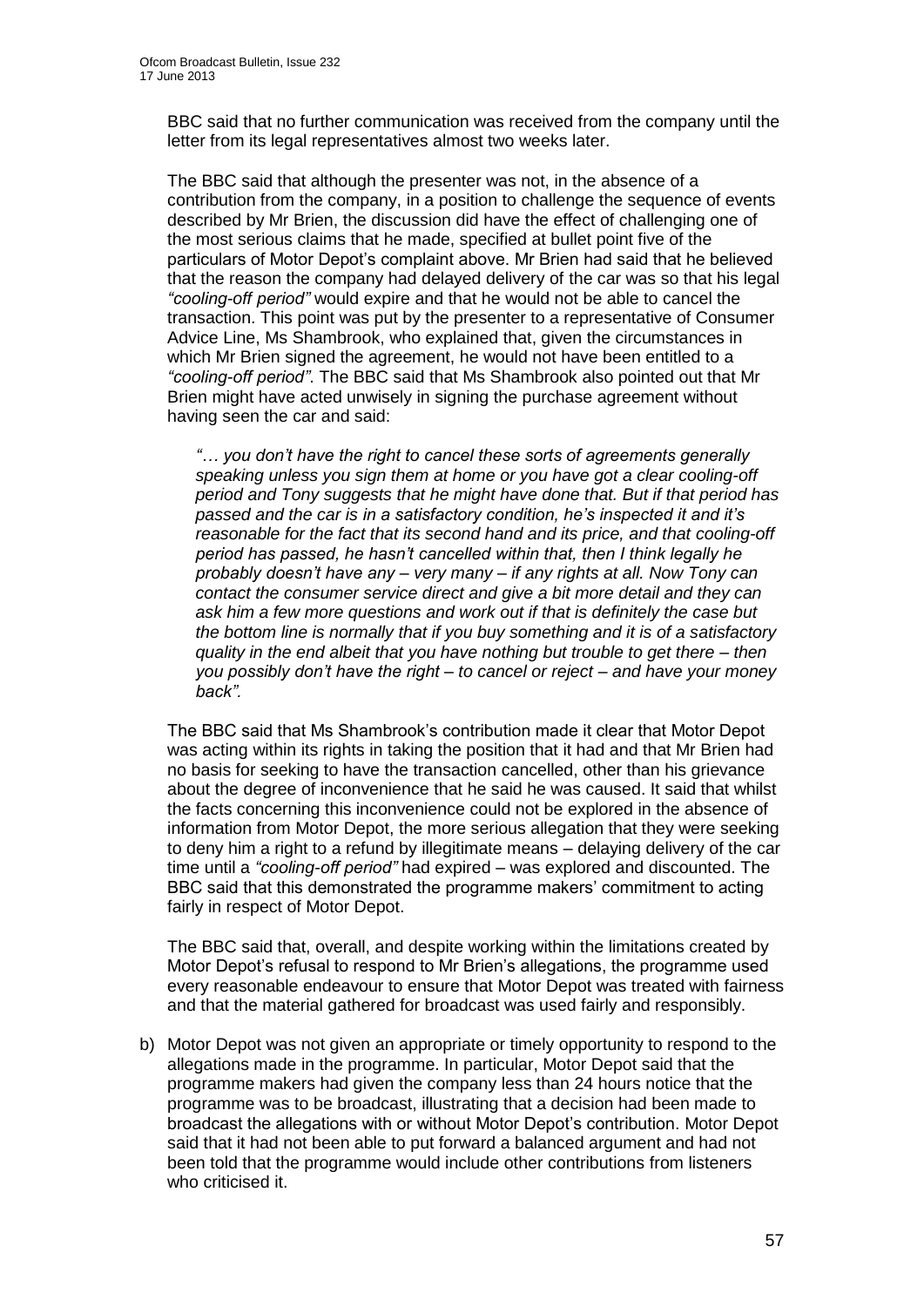BBC said that no further communication was received from the company until the letter from its legal representatives almost two weeks later.

The BBC said that although the presenter was not, in the absence of a contribution from the company, in a position to challenge the sequence of events described by Mr Brien, the discussion did have the effect of challenging one of the most serious claims that he made, specified at bullet point five of the particulars of Motor Depot's complaint above. Mr Brien had said that he believed that the reason the company had delayed delivery of the car was so that his legal *"cooling-off period"* would expire and that he would not be able to cancel the transaction. This point was put by the presenter to a representative of Consumer Advice Line, Ms Shambrook, who explained that, given the circumstances in which Mr Brien signed the agreement, he would not have been entitled to a *"cooling-off period"*. The BBC said that Ms Shambrook also pointed out that Mr Brien might have acted unwisely in signing the purchase agreement without having seen the car and said:

> *"… you don't have the right to cancel these sorts of agreements generally speaking unless you sign them at home or you have got a clear cooling-off period and Tony suggests that he might have done that. But if that period has passed and the car is in a satisfactory condition, he's inspected it and it's reasonable for the fact that its second hand and its price, and that cooling-off period has passed, he hasn't cancelled within that, then I think legally he probably doesn't have any – very many – if any rights at all. Now Tony can contact the consumer service direct and give a bit more detail and they can ask him a few more questions and work out if that is definitely the case but the bottom line is normally that if you buy something and it is of a satisfactory quality in the end albeit that you have nothing but trouble to get there – then you possibly don't have the right – to cancel or reject – and have your money back".*

The BBC said that Ms Shambrook's contribution made it clear that Motor Depot was acting within its rights in taking the position that it had and that Mr Brien had no basis for seeking to have the transaction cancelled, other than his grievance about the degree of inconvenience that he said he was caused. It said that whilst the facts concerning this inconvenience could not be explored in the absence of information from Motor Depot, the more serious allegation that they were seeking to deny him a right to a refund by illegitimate means – delaying delivery of the car time until a *"cooling-off period"* had expired – was explored and discounted. The BBC said that this demonstrated the programme makers' commitment to acting fairly in respect of Motor Depot.

The BBC said that, overall, and despite working within the limitations created by Motor Depot's refusal to respond to Mr Brien's allegations, the programme used every reasonable endeavour to ensure that Motor Depot was treated with fairness and that the material gathered for broadcast was used fairly and responsibly.

b) Motor Depot was not given an appropriate or timely opportunity to respond to the allegations made in the programme. In particular, Motor Depot said that the programme makers had given the company less than 24 hours notice that the programme was to be broadcast, illustrating that a decision had been made to broadcast the allegations with or without Motor Depot's contribution. Motor Depot said that it had not been able to put forward a balanced argument and had not been told that the programme would include other contributions from listeners who criticised it.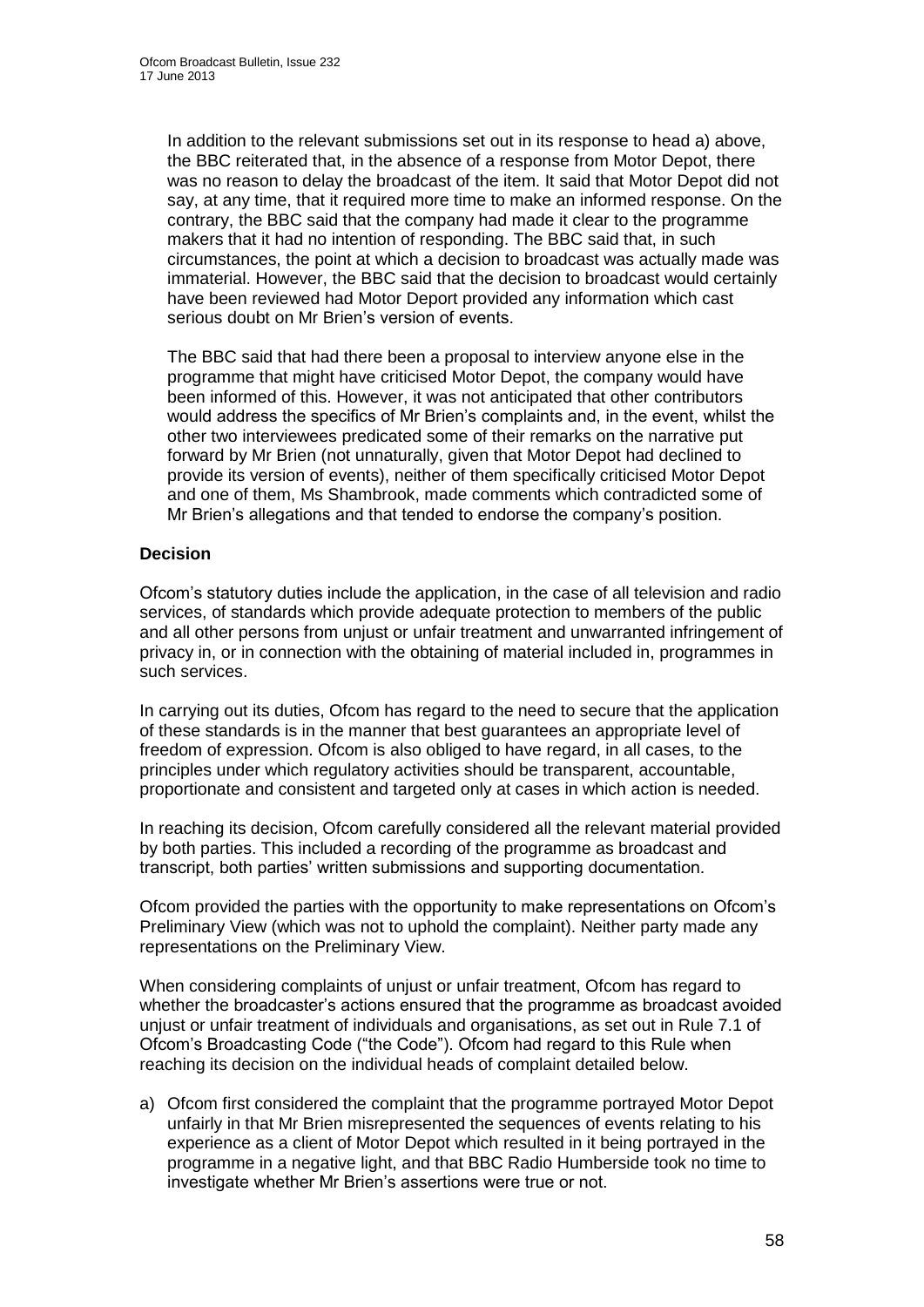In addition to the relevant submissions set out in its response to head a) above, the BBC reiterated that, in the absence of a response from Motor Depot, there was no reason to delay the broadcast of the item. It said that Motor Depot did not say, at any time, that it required more time to make an informed response. On the contrary, the BBC said that the company had made it clear to the programme makers that it had no intention of responding. The BBC said that, in such circumstances, the point at which a decision to broadcast was actually made was immaterial. However, the BBC said that the decision to broadcast would certainly have been reviewed had Motor Deport provided any information which cast serious doubt on Mr Brien's version of events.

The BBC said that had there been a proposal to interview anyone else in the programme that might have criticised Motor Depot, the company would have been informed of this. However, it was not anticipated that other contributors would address the specifics of Mr Brien's complaints and, in the event, whilst the other two interviewees predicated some of their remarks on the narrative put forward by Mr Brien (not unnaturally, given that Motor Depot had declined to provide its version of events), neither of them specifically criticised Motor Depot and one of them, Ms Shambrook, made comments which contradicted some of Mr Brien's allegations and that tended to endorse the company's position.

**Decision**

Ofcom's statutory duties include the application, in the case of all television and radio services, of standards which provide adequate protection to members of the public and all other persons from unjust or unfair treatment and unwarranted infringement of privacy in, or in connection with the obtaining of material included in, programmes in such services.

In carrying out its duties, Ofcom has regard to the need to secure that the application of these standards is in the manner that best guarantees an appropriate level of freedom of expression. Ofcom is also obliged to have regard, in all cases, to the principles under which regulatory activities should be transparent, accountable, proportionate and consistent and targeted only at cases in which action is needed.

In reaching its decision, Ofcom carefully considered all the relevant material provided by both parties. This included a recording of the programme as broadcast and transcript, both parties' written submissions and supporting documentation.

Ofcom provided the parties with the opportunity to make representations on Ofcom's Preliminary View (which was not to uphold the complaint). Neither party made any representations on the Preliminary View.

When considering complaints of unjust or unfair treatment, Ofcom has regard to whether the broadcaster's actions ensured that the programme as broadcast avoided unjust or unfair treatment of individuals and organisations, as set out in Rule 7.1 of Ofcom's Broadcasting Code ("the Code"). Ofcom had regard to this Rule when reaching its decision on the individual heads of complaint detailed below.

a) Ofcom first considered the complaint that the programme portrayed Motor Depot unfairly in that Mr Brien misrepresented the sequences of events relating to his experience as a client of Motor Depot which resulted in it being portrayed in the programme in a negative light, and that BBC Radio Humberside took no time to investigate whether Mr Brien's assertions were true or not.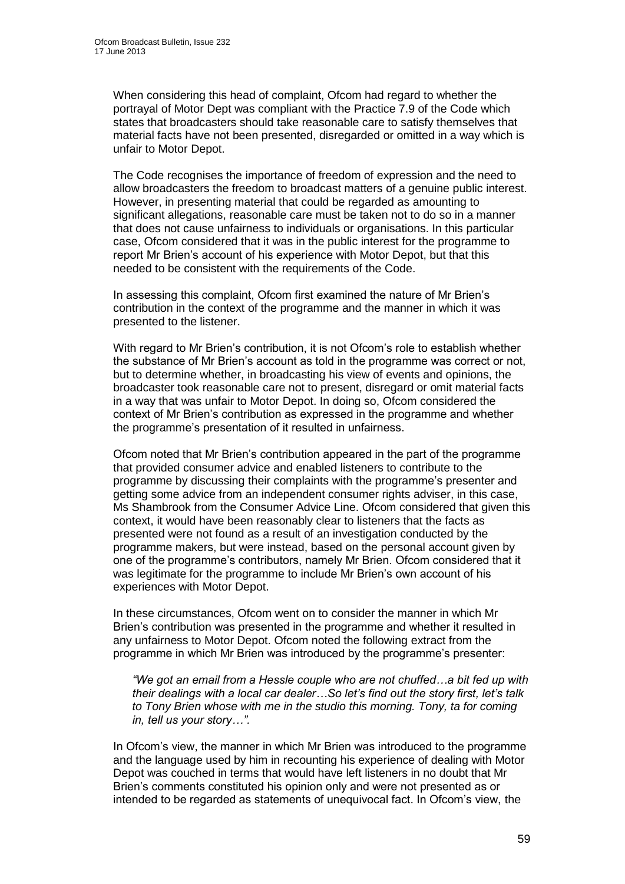When considering this head of complaint, Ofcom had regard to whether the portrayal of Motor Dept was compliant with the Practice 7.9 of the Code which states that broadcasters should take reasonable care to satisfy themselves that material facts have not been presented, disregarded or omitted in a way which is unfair to Motor Depot.

The Code recognises the importance of freedom of expression and the need to allow broadcasters the freedom to broadcast matters of a genuine public interest. However, in presenting material that could be regarded as amounting to significant allegations, reasonable care must be taken not to do so in a manner that does not cause unfairness to individuals or organisations. In this particular case, Ofcom considered that it was in the public interest for the programme to report Mr Brien's account of his experience with Motor Depot, but that this needed to be consistent with the requirements of the Code.

In assessing this complaint, Ofcom first examined the nature of Mr Brien's contribution in the context of the programme and the manner in which it was presented to the listener.

With regard to Mr Brien's contribution, it is not Ofcom's role to establish whether the substance of Mr Brien's account as told in the programme was correct or not, but to determine whether, in broadcasting his view of events and opinions, the broadcaster took reasonable care not to present, disregard or omit material facts in a way that was unfair to Motor Depot. In doing so, Ofcom considered the context of Mr Brien's contribution as expressed in the programme and whether the programme's presentation of it resulted in unfairness.

Ofcom noted that Mr Brien's contribution appeared in the part of the programme that provided consumer advice and enabled listeners to contribute to the programme by discussing their complaints with the programme's presenter and getting some advice from an independent consumer rights adviser, in this case, Ms Shambrook from the Consumer Advice Line. Ofcom considered that given this context, it would have been reasonably clear to listeners that the facts as presented were not found as a result of an investigation conducted by the programme makers, but were instead, based on the personal account given by one of the programme's contributors, namely Mr Brien. Ofcom considered that it was legitimate for the programme to include Mr Brien's own account of his experiences with Motor Depot.

In these circumstances, Ofcom went on to consider the manner in which Mr Brien's contribution was presented in the programme and whether it resulted in any unfairness to Motor Depot. Ofcom noted the following extract from the programme in which Mr Brien was introduced by the programme's presenter:

> *"We got an email from a Hessle couple who are not chuffed…a bit fed up with their dealings with a local car dealer…So let's find out the story first, let's talk to Tony Brien whose with me in the studio this morning. Tony, ta for coming in, tell us your story…".*

In Ofcom's view, the manner in which Mr Brien was introduced to the programme and the language used by him in recounting his experience of dealing with Motor Depot was couched in terms that would have left listeners in no doubt that Mr Brien's comments constituted his opinion only and were not presented as or intended to be regarded as statements of unequivocal fact. In Ofcom's view, the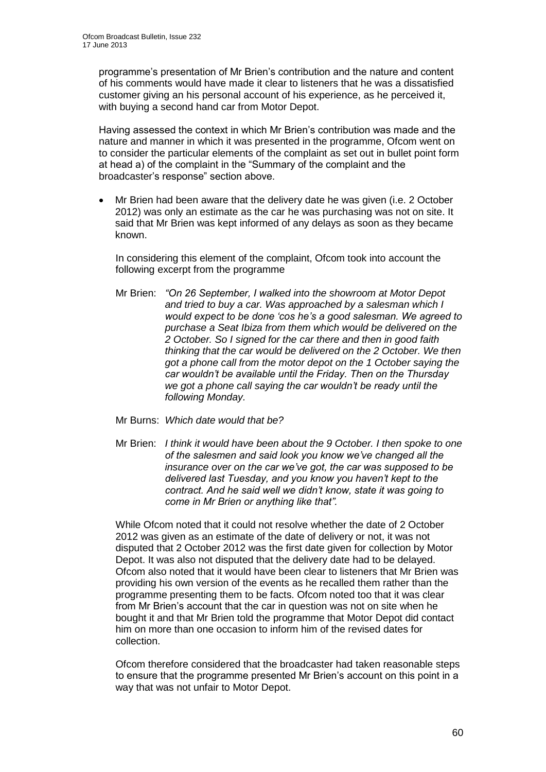programme's presentation of Mr Brien's contribution and the nature and content of his comments would have made it clear to listeners that he was a dissatisfied customer giving an his personal account of his experience, as he perceived it, with buying a second hand car from Motor Depot.

Having assessed the context in which Mr Brien's contribution was made and the nature and manner in which it was presented in the programme, Ofcom went on to consider the particular elements of the complaint as set out in bullet point form at head a) of the complaint in the "Summary of the complaint and the broadcaster's response" section above.

- Mr Brien had been aware that the delivery date he was given (i.e. 2 October 2012) was only an estimate as the car he was purchasing was not on site. It said that Mr Brien was kept informed of any delays as soon as they became known.

  In considering this element of the complaint, Ofcom took into account the following excerpt from the programme

  Mr Brien: *"On 26 September, I walked into the showroom at Motor Depot and tried to buy a car. Was approached by a salesman which I would expect to be done 'cos he's a good salesman. We agreed to purchase a Seat Ibiza from them which would be delivered on the 2 October. So I signed for the car there and then in good faith thinking that the car would be delivered on the 2 October. We then got a phone call from the motor depot on the 1 October saying the car wouldn't be available until the Friday. Then on the Thursday we got a phone call saying the car wouldn't be ready until the following Monday.*

  Mr Burns: *Which date would that be?*

  Mr Brien: *I think it would have been about the 9 October. I then spoke to one of the salesmen and said look you know we've changed all the insurance over on the car we've got, the car was supposed to be delivered last Tuesday, and you know you haven't kept to the contract. And he said well we didn't know, state it was going to come in Mr Brien or anything like that".*

  While Ofcom noted that it could not resolve whether the date of 2 October 2012 was given as an estimate of the date of delivery or not, it was not disputed that 2 October 2012 was the first date given for collection by Motor Depot. It was also not disputed that the delivery date had to be delayed. Ofcom also noted that it would have been clear to listeners that Mr Brien was providing his own version of the events as he recalled them rather than the programme presenting them to be facts. Ofcom noted too that it was clear from Mr Brien's account that the car in question was not on site when he bought it and that Mr Brien told the programme that Motor Depot did contact him on more than one occasion to inform him of the revised dates for collection.

  Ofcom therefore considered that the broadcaster had taken reasonable steps to ensure that the programme presented Mr Brien's account on this point in a way that was not unfair to Motor Depot.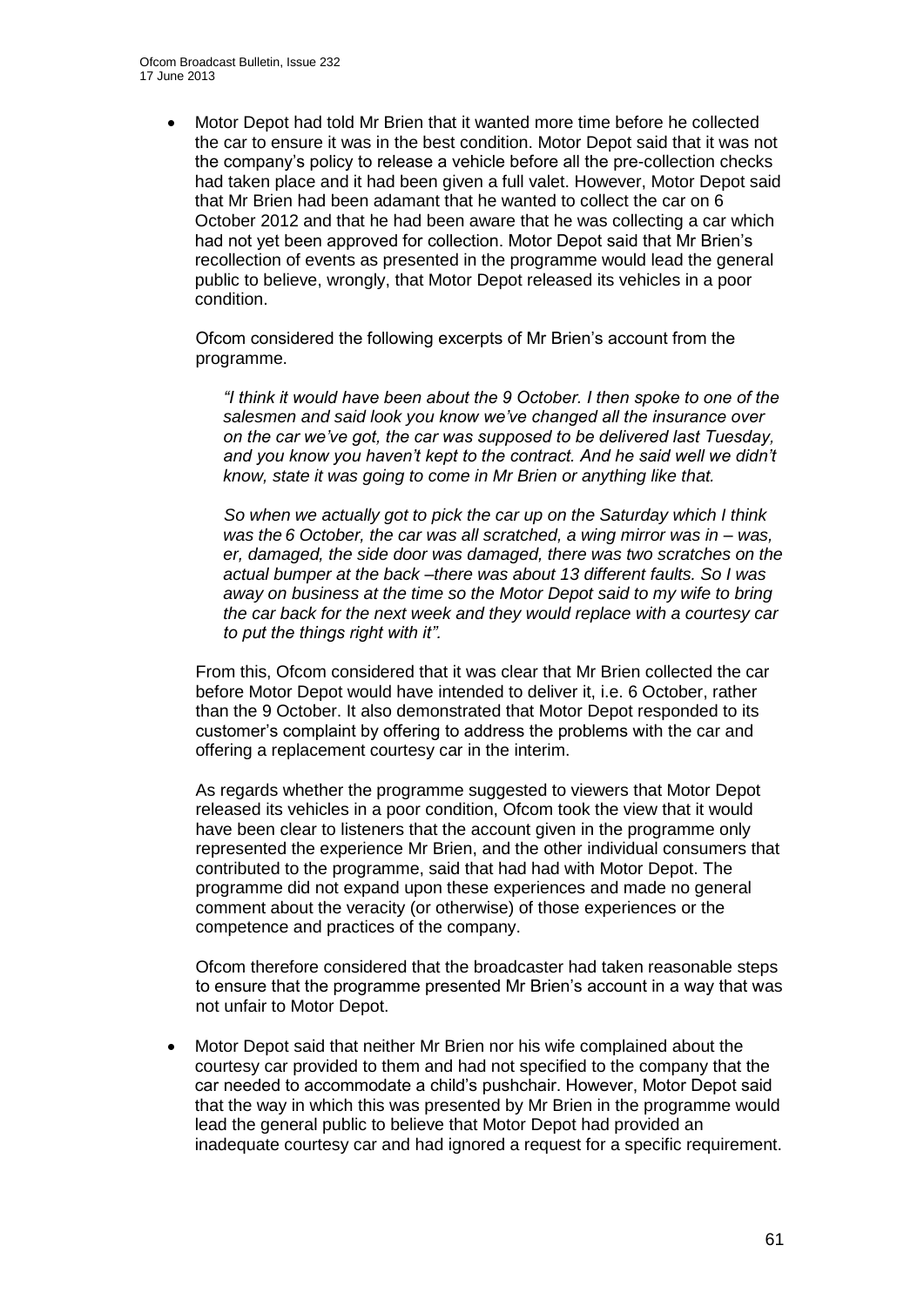- Motor Depot had told Mr Brien that it wanted more time before he collected the car to ensure it was in the best condition. Motor Depot said that it was not the company's policy to release a vehicle before all the pre-collection checks had taken place and it had been given a full valet. However, Motor Depot said that Mr Brien had been adamant that he wanted to collect the car on 6 October 2012 and that he had been aware that he was collecting a car which had not yet been approved for collection. Motor Depot said that Mr Brien's recollection of events as presented in the programme would lead the general public to believe, wrongly, that Motor Depot released its vehicles in a poor condition.

  Ofcom considered the following excerpts of Mr Brien's account from the programme.

  *"I think it would have been about the 9 October. I then spoke to one of the salesmen and said look you know we've changed all the insurance over on the car we've got, the car was supposed to be delivered last Tuesday, and you know you haven't kept to the contract. And he said well we didn't know, state it was going to come in Mr Brien or anything like that.*

  *So when we actually got to pick the car up on the Saturday which I think was the 6 October, the car was all scratched, a wing mirror was in – was, er, damaged, the side door was damaged, there was two scratches on the actual bumper at the back –there was about 13 different faults. So I was away on business at the time so the Motor Depot said to my wife to bring the car back for the next week and they would replace with a courtesy car to put the things right with it".*

  From this, Ofcom considered that it was clear that Mr Brien collected the car before Motor Depot would have intended to deliver it, i.e. 6 October, rather than the 9 October. It also demonstrated that Motor Depot responded to its customer's complaint by offering to address the problems with the car and offering a replacement courtesy car in the interim.

  As regards whether the programme suggested to viewers that Motor Depot released its vehicles in a poor condition, Ofcom took the view that it would have been clear to listeners that the account given in the programme only represented the experience Mr Brien, and the other individual consumers that contributed to the programme, said that had had with Motor Depot. The programme did not expand upon these experiences and made no general comment about the veracity (or otherwise) of those experiences or the competence and practices of the company.

  Ofcom therefore considered that the broadcaster had taken reasonable steps to ensure that the programme presented Mr Brien's account in a way that was not unfair to Motor Depot.

- Motor Depot said that neither Mr Brien nor his wife complained about the courtesy car provided to them and had not specified to the company that the car needed to accommodate a child's pushchair. However, Motor Depot said that the way in which this was presented by Mr Brien in the programme would lead the general public to believe that Motor Depot had provided an inadequate courtesy car and had ignored a request for a specific requirement.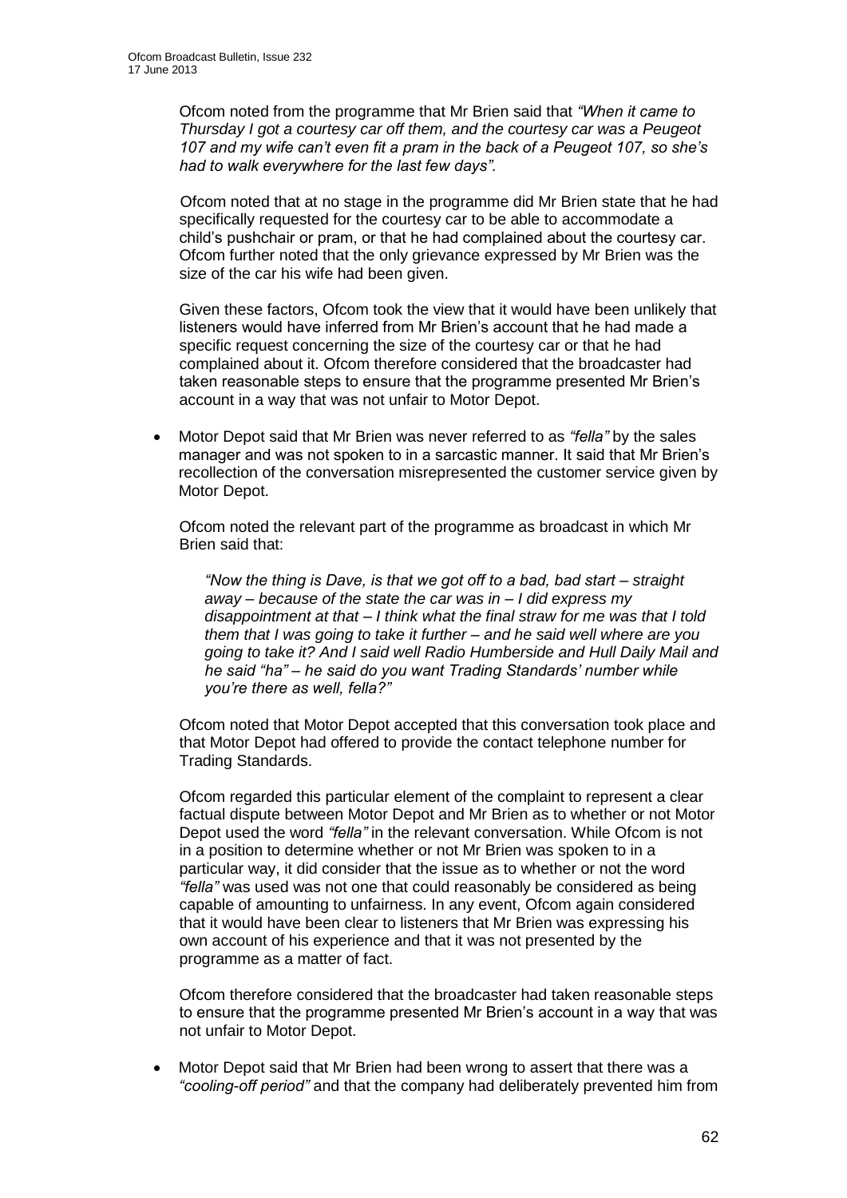Ofcom noted from the programme that Mr Brien said that *"When it came to Thursday I got a courtesy car off them, and the courtesy car was a Peugeot 107 and my wife can't even fit a pram in the back of a Peugeot 107, so she's had to walk everywhere for the last few days".*

Ofcom noted that at no stage in the programme did Mr Brien state that he had specifically requested for the courtesy car to be able to accommodate a child's pushchair or pram, or that he had complained about the courtesy car. Ofcom further noted that the only grievance expressed by Mr Brien was the size of the car his wife had been given.

Given these factors, Ofcom took the view that it would have been unlikely that listeners would have inferred from Mr Brien's account that he had made a specific request concerning the size of the courtesy car or that he had complained about it. Ofcom therefore considered that the broadcaster had taken reasonable steps to ensure that the programme presented Mr Brien's account in a way that was not unfair to Motor Depot.

- Motor Depot said that Mr Brien was never referred to as *"fella"* by the sales manager and was not spoken to in a sarcastic manner. It said that Mr Brien's recollection of the conversation misrepresented the customer service given by Motor Depot.

  Ofcom noted the relevant part of the programme as broadcast in which Mr Brien said that:

  > *"Now the thing is Dave, is that we got off to a bad, bad start – straight away – because of the state the car was in – I did express my disappointment at that – I think what the final straw for me was that I told them that I was going to take it further – and he said well where are you going to take it? And I said well Radio Humberside and Hull Daily Mail and he said "ha" – he said do you want Trading Standards' number while you're there as well, fella?"*

  Ofcom noted that Motor Depot accepted that this conversation took place and that Motor Depot had offered to provide the contact telephone number for Trading Standards.

  Ofcom regarded this particular element of the complaint to represent a clear factual dispute between Motor Depot and Mr Brien as to whether or not Motor Depot used the word *"fella"* in the relevant conversation. While Ofcom is not in a position to determine whether or not Mr Brien was spoken to in a particular way, it did consider that the issue as to whether or not the word *"fella"* was used was not one that could reasonably be considered as being capable of amounting to unfairness. In any event, Ofcom again considered that it would have been clear to listeners that Mr Brien was expressing his own account of his experience and that it was not presented by the programme as a matter of fact.

  Ofcom therefore considered that the broadcaster had taken reasonable steps to ensure that the programme presented Mr Brien's account in a way that was not unfair to Motor Depot.

- Motor Depot said that Mr Brien had been wrong to assert that there was a *"cooling-off period"* and that the company had deliberately prevented him from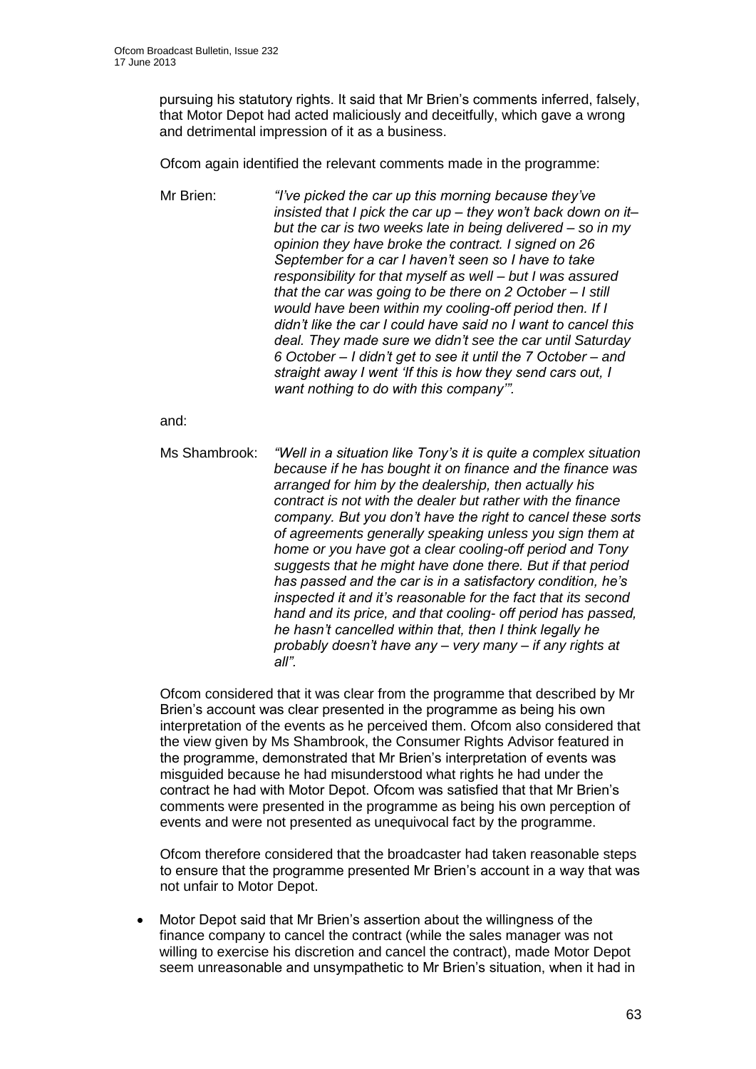pursuing his statutory rights. It said that Mr Brien's comments inferred, falsely, that Motor Depot had acted maliciously and deceitfully, which gave a wrong and detrimental impression of it as a business.

Ofcom again identified the relevant comments made in the programme:

Mr Brien: *"I've picked the car up this morning because they've insisted that I pick the car up – they won't back down on it– but the car is two weeks late in being delivered – so in my opinion they have broke the contract. I signed on 26 September for a car I haven't seen so I have to take responsibility for that myself as well – but I was assured that the car was going to be there on 2 October – I still would have been within my cooling-off period then. If I didn't like the car I could have said no I want to cancel this deal. They made sure we didn't see the car until Saturday 6 October – I didn't get to see it until the 7 October – and straight away I went 'If this is how they send cars out, I want nothing to do with this company'".*

and:

Ms Shambrook: *"Well in a situation like Tony's it is quite a complex situation because if he has bought it on finance and the finance was arranged for him by the dealership, then actually his contract is not with the dealer but rather with the finance company. But you don't have the right to cancel these sorts of agreements generally speaking unless you sign them at home or you have got a clear cooling-off period and Tony suggests that he might have done there. But if that period has passed and the car is in a satisfactory condition, he's inspected it and it's reasonable for the fact that its second hand and its price, and that cooling- off period has passed, he hasn't cancelled within that, then I think legally he probably doesn't have any – very many – if any rights at all".*

Ofcom considered that it was clear from the programme that described by Mr Brien's account was clear presented in the programme as being his own interpretation of the events as he perceived them. Ofcom also considered that the view given by Ms Shambrook, the Consumer Rights Advisor featured in the programme, demonstrated that Mr Brien's interpretation of events was misguided because he had misunderstood what rights he had under the contract he had with Motor Depot. Ofcom was satisfied that that Mr Brien's comments were presented in the programme as being his own perception of events and were not presented as unequivocal fact by the programme.

Ofcom therefore considered that the broadcaster had taken reasonable steps to ensure that the programme presented Mr Brien's account in a way that was not unfair to Motor Depot.

- Motor Depot said that Mr Brien's assertion about the willingness of the finance company to cancel the contract (while the sales manager was not willing to exercise his discretion and cancel the contract), made Motor Depot seem unreasonable and unsympathetic to Mr Brien's situation, when it had in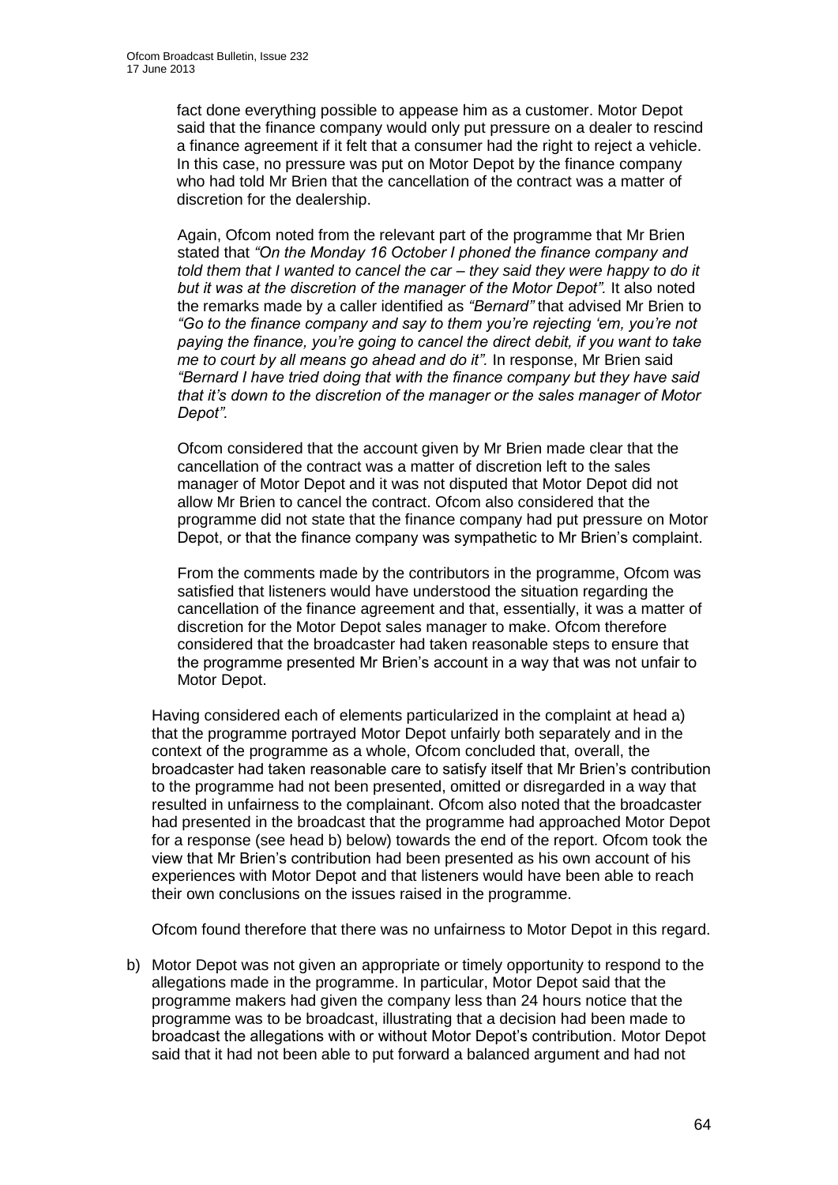fact done everything possible to appease him as a customer. Motor Depot said that the finance company would only put pressure on a dealer to rescind a finance agreement if it felt that a consumer had the right to reject a vehicle. In this case, no pressure was put on Motor Depot by the finance company who had told Mr Brien that the cancellation of the contract was a matter of discretion for the dealership.

Again, Ofcom noted from the relevant part of the programme that Mr Brien stated that *"On the Monday 16 October I phoned the finance company and told them that I wanted to cancel the car – they said they were happy to do it but it was at the discretion of the manager of the Motor Depot".* It also noted the remarks made by a caller identified as *"Bernard"* that advised Mr Brien to *"Go to the finance company and say to them you're rejecting 'em, you're not paying the finance, you're going to cancel the direct debit, if you want to take me to court by all means go ahead and do it".* In response, Mr Brien said *"Bernard I have tried doing that with the finance company but they have said that it's down to the discretion of the manager or the sales manager of Motor Depot".*

Ofcom considered that the account given by Mr Brien made clear that the cancellation of the contract was a matter of discretion left to the sales manager of Motor Depot and it was not disputed that Motor Depot did not allow Mr Brien to cancel the contract. Ofcom also considered that the programme did not state that the finance company had put pressure on Motor Depot, or that the finance company was sympathetic to Mr Brien's complaint.

From the comments made by the contributors in the programme, Ofcom was satisfied that listeners would have understood the situation regarding the cancellation of the finance agreement and that, essentially, it was a matter of discretion for the Motor Depot sales manager to make. Ofcom therefore considered that the broadcaster had taken reasonable steps to ensure that the programme presented Mr Brien's account in a way that was not unfair to Motor Depot.

Having considered each of elements particularized in the complaint at head a) that the programme portrayed Motor Depot unfairly both separately and in the context of the programme as a whole, Ofcom concluded that, overall, the broadcaster had taken reasonable care to satisfy itself that Mr Brien's contribution to the programme had not been presented, omitted or disregarded in a way that resulted in unfairness to the complainant. Ofcom also noted that the broadcaster had presented in the broadcast that the programme had approached Motor Depot for a response (see head b) below) towards the end of the report. Ofcom took the view that Mr Brien's contribution had been presented as his own account of his experiences with Motor Depot and that listeners would have been able to reach their own conclusions on the issues raised in the programme.

Ofcom found therefore that there was no unfairness to Motor Depot in this regard.

b) Motor Depot was not given an appropriate or timely opportunity to respond to the allegations made in the programme. In particular, Motor Depot said that the programme makers had given the company less than 24 hours notice that the programme was to be broadcast, illustrating that a decision had been made to broadcast the allegations with or without Motor Depot's contribution. Motor Depot said that it had not been able to put forward a balanced argument and had not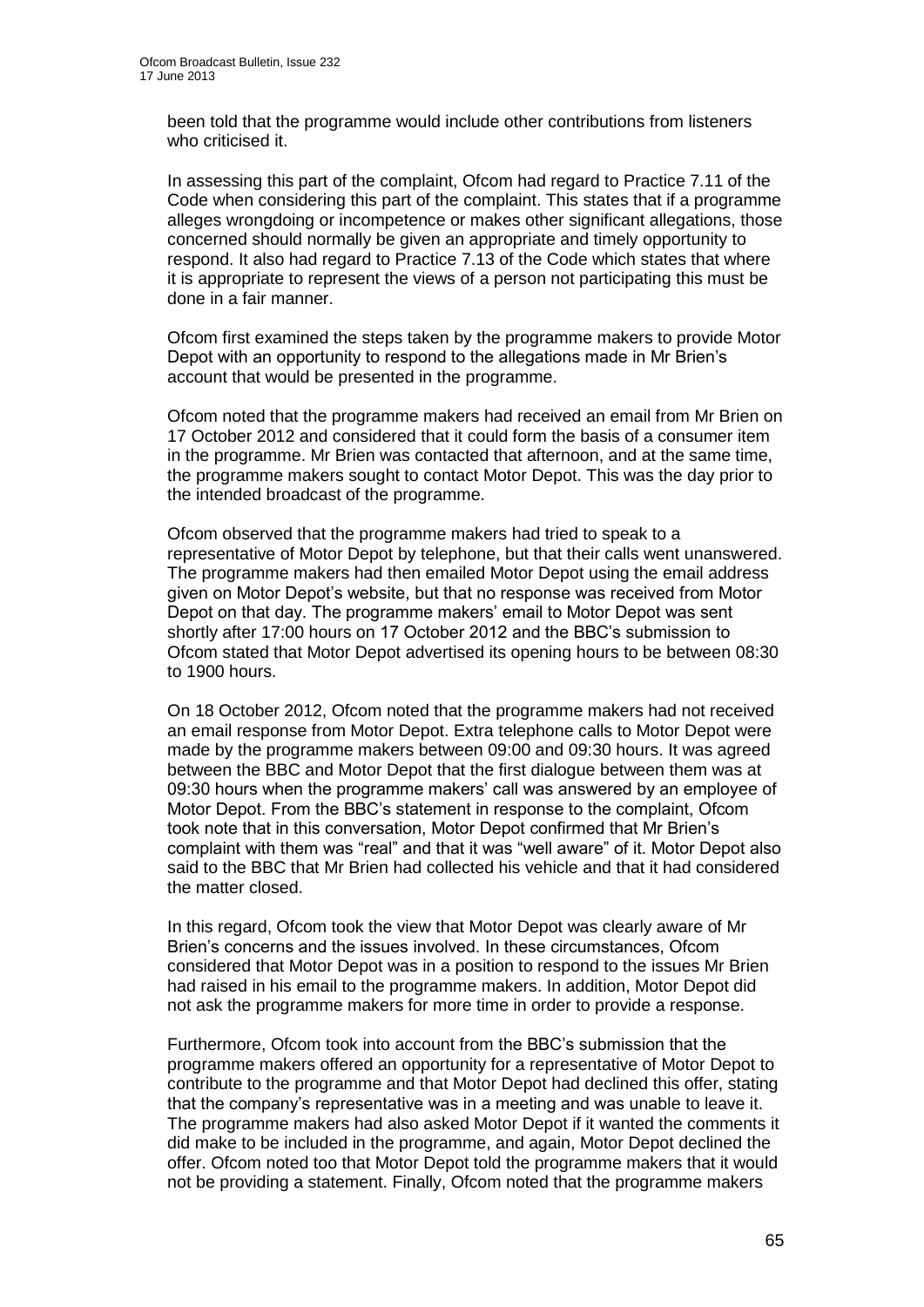been told that the programme would include other contributions from listeners who criticised it.

In assessing this part of the complaint, Ofcom had regard to Practice 7.11 of the Code when considering this part of the complaint. This states that if a programme alleges wrongdoing or incompetence or makes other significant allegations, those concerned should normally be given an appropriate and timely opportunity to respond. It also had regard to Practice 7.13 of the Code which states that where it is appropriate to represent the views of a person not participating this must be done in a fair manner.

Ofcom first examined the steps taken by the programme makers to provide Motor Depot with an opportunity to respond to the allegations made in Mr Brien's account that would be presented in the programme.

Ofcom noted that the programme makers had received an email from Mr Brien on 17 October 2012 and considered that it could form the basis of a consumer item in the programme. Mr Brien was contacted that afternoon, and at the same time, the programme makers sought to contact Motor Depot. This was the day prior to the intended broadcast of the programme.

Ofcom observed that the programme makers had tried to speak to a representative of Motor Depot by telephone, but that their calls went unanswered. The programme makers had then emailed Motor Depot using the email address given on Motor Depot's website, but that no response was received from Motor Depot on that day. The programme makers' email to Motor Depot was sent shortly after 17:00 hours on 17 October 2012 and the BBC's submission to Ofcom stated that Motor Depot advertised its opening hours to be between 08:30 to 1900 hours.

On 18 October 2012, Ofcom noted that the programme makers had not received an email response from Motor Depot. Extra telephone calls to Motor Depot were made by the programme makers between 09:00 and 09:30 hours. It was agreed between the BBC and Motor Depot that the first dialogue between them was at 09:30 hours when the programme makers' call was answered by an employee of Motor Depot. From the BBC's statement in response to the complaint, Ofcom took note that in this conversation, Motor Depot confirmed that Mr Brien's complaint with them was "real" and that it was "well aware" of it. Motor Depot also said to the BBC that Mr Brien had collected his vehicle and that it had considered the matter closed.

In this regard, Ofcom took the view that Motor Depot was clearly aware of Mr Brien's concerns and the issues involved. In these circumstances, Ofcom considered that Motor Depot was in a position to respond to the issues Mr Brien had raised in his email to the programme makers. In addition, Motor Depot did not ask the programme makers for more time in order to provide a response.

Furthermore, Ofcom took into account from the BBC's submission that the programme makers offered an opportunity for a representative of Motor Depot to contribute to the programme and that Motor Depot had declined this offer, stating that the company's representative was in a meeting and was unable to leave it. The programme makers had also asked Motor Depot if it wanted the comments it did make to be included in the programme, and again, Motor Depot declined the offer. Ofcom noted too that Motor Depot told the programme makers that it would not be providing a statement. Finally, Ofcom noted that the programme makers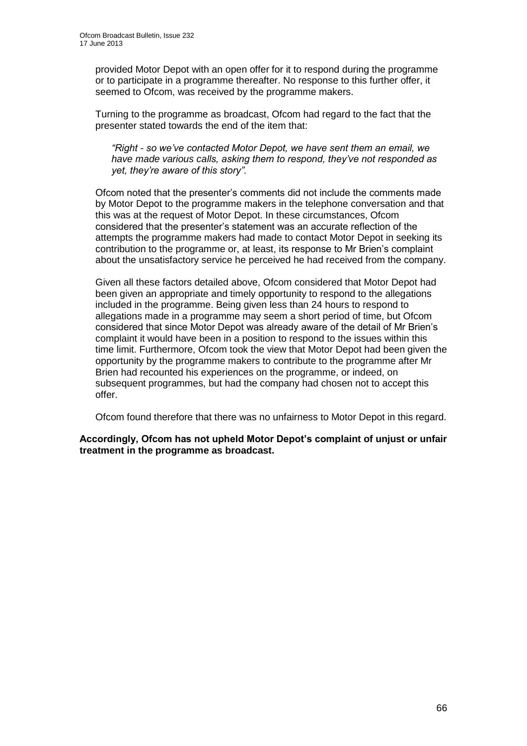provided Motor Depot with an open offer for it to respond during the programme or to participate in a programme thereafter. No response to this further offer, it seemed to Ofcom, was received by the programme makers.

Turning to the programme as broadcast, Ofcom had regard to the fact that the presenter stated towards the end of the item that:

> *"Right - so we've contacted Motor Depot, we have sent them an email, we have made various calls, asking them to respond, they've not responded as yet, they're aware of this story".*

Ofcom noted that the presenter's comments did not include the comments made by Motor Depot to the programme makers in the telephone conversation and that this was at the request of Motor Depot. In these circumstances, Ofcom considered that the presenter's statement was an accurate reflection of the attempts the programme makers had made to contact Motor Depot in seeking its contribution to the programme or, at least, its response to Mr Brien's complaint about the unsatisfactory service he perceived he had received from the company.

Given all these factors detailed above, Ofcom considered that Motor Depot had been given an appropriate and timely opportunity to respond to the allegations included in the programme. Being given less than 24 hours to respond to allegations made in a programme may seem a short period of time, but Ofcom considered that since Motor Depot was already aware of the detail of Mr Brien's complaint it would have been in a position to respond to the issues within this time limit. Furthermore, Ofcom took the view that Motor Depot had been given the opportunity by the programme makers to contribute to the programme after Mr Brien had recounted his experiences on the programme, or indeed, on subsequent programmes, but had the company had chosen not to accept this offer.

Ofcom found therefore that there was no unfairness to Motor Depot in this regard.

**Accordingly, Ofcom has not upheld Motor Depot's complaint of unjust or unfair treatment in the programme as broadcast.**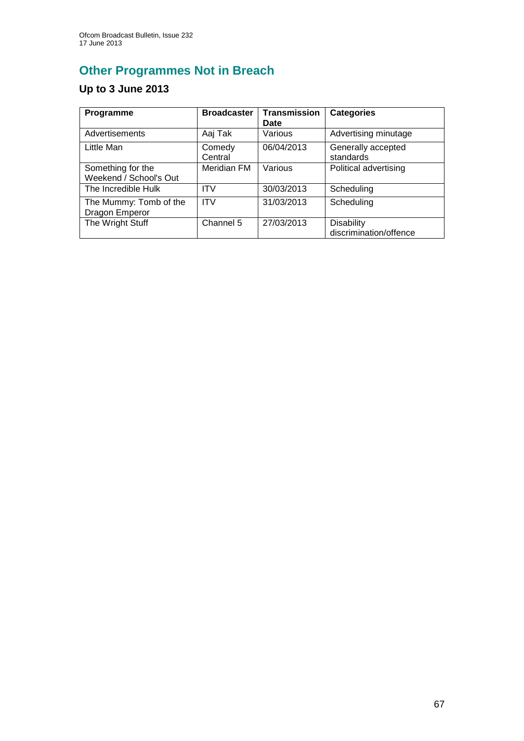## Other Programmes Not in Breach

### Up to 3 June 2013

| Programme | Broadcaster | Transmission Date | Categories |
|---|---|---|---|
| Advertisements | Aaj Tak | Various | Advertising minutage |
| Little Man | Comedy Central | 06/04/2013 | Generally accepted standards |
| Something for the Weekend / School's Out | Meridian FM | Various | Political advertising |
| The Incredible Hulk | ITV | 30/03/2013 | Scheduling |
| The Mummy: Tomb of the Dragon Emperor | ITV | 31/03/2013 | Scheduling |
| The Wright Stuff | Channel 5 | 27/03/2013 | Disability discrimination/offence |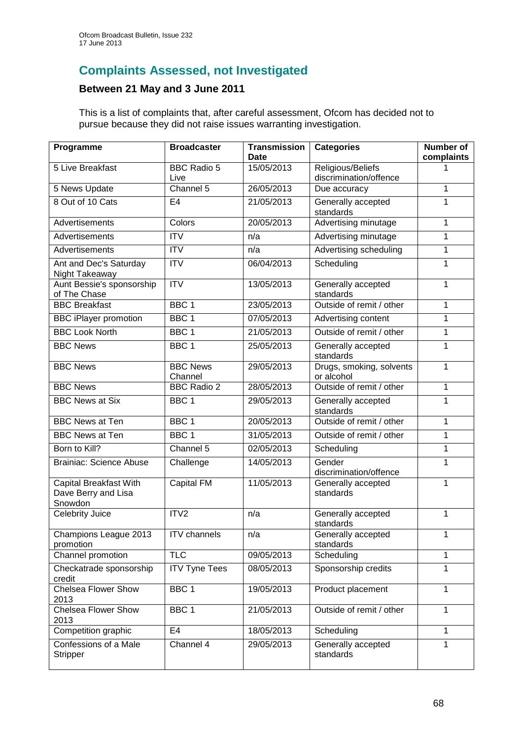## Complaints Assessed, not Investigated

### Between 21 May and 3 June 2011

This is a list of complaints that, after careful assessment, Ofcom has decided not to pursue because they did not raise issues warranting investigation.

| Programme | Broadcaster | Transmission Date | Categories | Number of complaints |
|---|---|---|---|---|
| 5 Live Breakfast | BBC Radio 5 Live | 15/05/2013 | Religious/Beliefs discrimination/offence | 1 |
| 5 News Update | Channel 5 | 26/05/2013 | Due accuracy | 1 |
| 8 Out of 10 Cats | E4 | 21/05/2013 | Generally accepted standards | 1 |
| Advertisements | Colors | 20/05/2013 | Advertising minutage | 1 |
| Advertisements | ITV | n/a | Advertising minutage | 1 |
| Advertisements | ITV | n/a | Advertising scheduling | 1 |
| Ant and Dec's Saturday Night Takeaway | ITV | 06/04/2013 | Scheduling | 1 |
| Aunt Bessie's sponsorship of The Chase | ITV | 13/05/2013 | Generally accepted standards | 1 |
| BBC Breakfast | BBC 1 | 23/05/2013 | Outside of remit / other | 1 |
| BBC iPlayer promotion | BBC 1 | 07/05/2013 | Advertising content | 1 |
| BBC Look North | BBC 1 | 21/05/2013 | Outside of remit / other | 1 |
| BBC News | BBC 1 | 25/05/2013 | Generally accepted standards | 1 |
| BBC News | BBC News Channel | 29/05/2013 | Drugs, smoking, solvents or alcohol | 1 |
| BBC News | BBC Radio 2 | 28/05/2013 | Outside of remit / other | 1 |
| BBC News at Six | BBC 1 | 29/05/2013 | Generally accepted standards | 1 |
| BBC News at Ten | BBC 1 | 20/05/2013 | Outside of remit / other | 1 |
| BBC News at Ten | BBC 1 | 31/05/2013 | Outside of remit / other | 1 |
| Born to Kill? | Channel 5 | 02/05/2013 | Scheduling | 1 |
| Brainiac: Science Abuse | Challenge | 14/05/2013 | Gender discrimination/offence | 1 |
| Capital Breakfast With Dave Berry and Lisa Snowdon | Capital FM | 11/05/2013 | Generally accepted standards | 1 |
| Celebrity Juice | ITV2 | n/a | Generally accepted standards | 1 |
| Champions League 2013 promotion | ITV channels | n/a | Generally accepted standards | 1 |
| Channel promotion | TLC | 09/05/2013 | Scheduling | 1 |
| Checkatrade sponsorship credit | ITV Tyne Tees | 08/05/2013 | Sponsorship credits | 1 |
| Chelsea Flower Show 2013 | BBC 1 | 19/05/2013 | Product placement | 1 |
| Chelsea Flower Show 2013 | BBC 1 | 21/05/2013 | Outside of remit / other | 1 |
| Competition graphic | E4 | 18/05/2013 | Scheduling | 1 |
| Confessions of a Male Stripper | Channel 4 | 29/05/2013 | Generally accepted standards | 1 |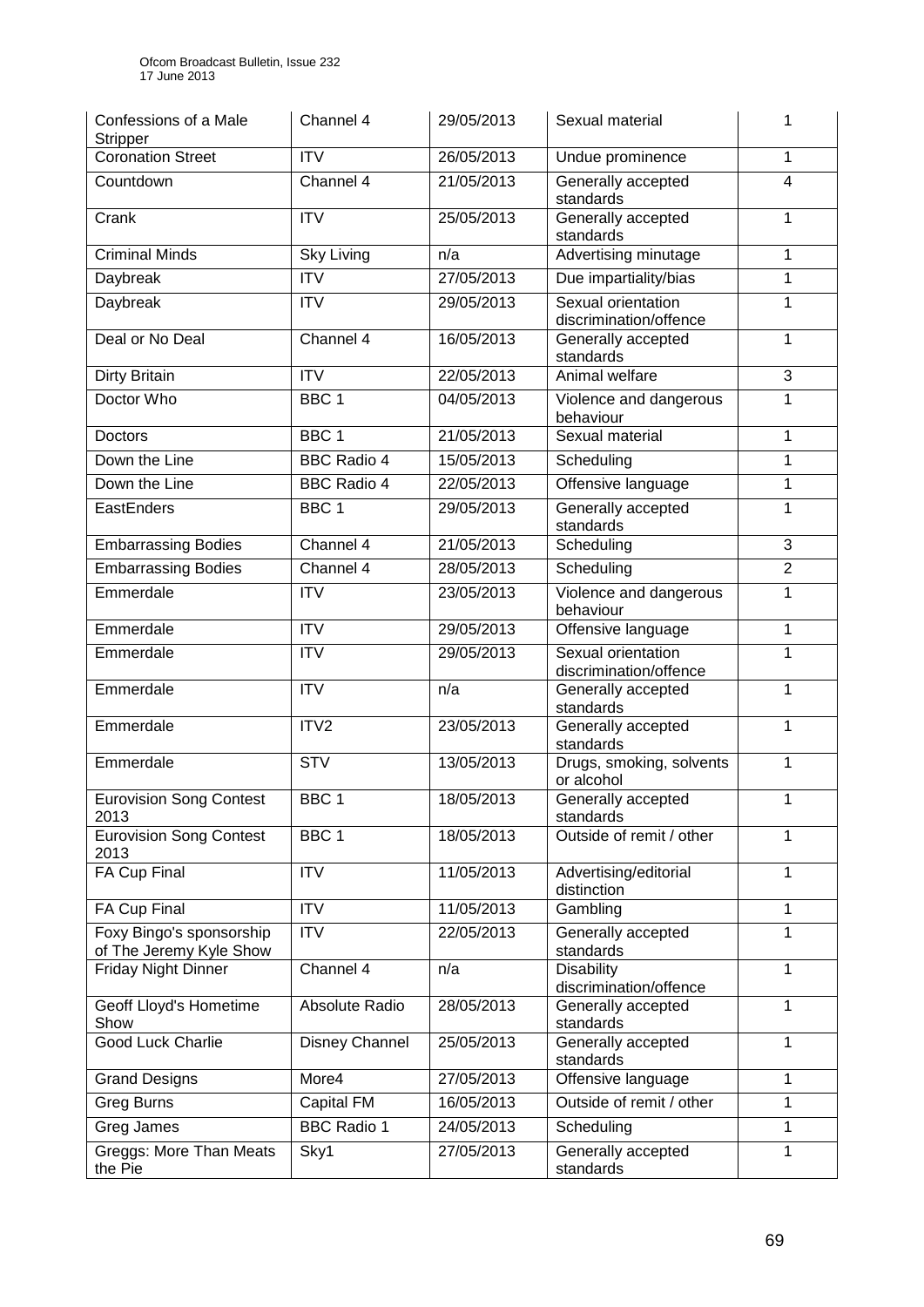| Confessions of a Male Stripper | Channel 4 | 29/05/2013 | Sexual material | 1 |
|---|---|---|---|---|
| Coronation Street | ITV | 26/05/2013 | Undue prominence | 1 |
| Countdown | Channel 4 | 21/05/2013 | Generally accepted standards | 4 |
| Crank | ITV | 25/05/2013 | Generally accepted standards | 1 |
| Criminal Minds | Sky Living | n/a | Advertising minutage | 1 |
| Daybreak | ITV | 27/05/2013 | Due impartiality/bias | 1 |
| Daybreak | ITV | 29/05/2013 | Sexual orientation discrimination/offence | 1 |
| Deal or No Deal | Channel 4 | 16/05/2013 | Generally accepted standards | 1 |
| Dirty Britain | ITV | 22/05/2013 | Animal welfare | 3 |
| Doctor Who | BBC 1 | 04/05/2013 | Violence and dangerous behaviour | 1 |
| Doctors | BBC 1 | 21/05/2013 | Sexual material | 1 |
| Down the Line | BBC Radio 4 | 15/05/2013 | Scheduling | 1 |
| Down the Line | BBC Radio 4 | 22/05/2013 | Offensive language | 1 |
| EastEnders | BBC 1 | 29/05/2013 | Generally accepted standards | 1 |
| Embarrassing Bodies | Channel 4 | 21/05/2013 | Scheduling | 3 |
| Embarrassing Bodies | Channel 4 | 28/05/2013 | Scheduling | 2 |
| Emmerdale | ITV | 23/05/2013 | Violence and dangerous behaviour | 1 |
| Emmerdale | ITV | 29/05/2013 | Offensive language | 1 |
| Emmerdale | ITV | 29/05/2013 | Sexual orientation discrimination/offence | 1 |
| Emmerdale | ITV | n/a | Generally accepted standards | 1 |
| Emmerdale | ITV2 | 23/05/2013 | Generally accepted standards | 1 |
| Emmerdale | STV | 13/05/2013 | Drugs, smoking, solvents or alcohol | 1 |
| Eurovision Song Contest 2013 | BBC 1 | 18/05/2013 | Generally accepted standards | 1 |
| Eurovision Song Contest 2013 | BBC 1 | 18/05/2013 | Outside of remit / other | 1 |
| FA Cup Final | ITV | 11/05/2013 | Advertising/editorial distinction | 1 |
| FA Cup Final | ITV | 11/05/2013 | Gambling | 1 |
| Foxy Bingo's sponsorship of The Jeremy Kyle Show | ITV | 22/05/2013 | Generally accepted standards | 1 |
| Friday Night Dinner | Channel 4 | n/a | Disability discrimination/offence | 1 |
| Geoff Lloyd's Hometime Show | Absolute Radio | 28/05/2013 | Generally accepted standards | 1 |
| Good Luck Charlie | Disney Channel | 25/05/2013 | Generally accepted standards | 1 |
| Grand Designs | More4 | 27/05/2013 | Offensive language | 1 |
| Greg Burns | Capital FM | 16/05/2013 | Outside of remit / other | 1 |
| Greg James | BBC Radio 1 | 24/05/2013 | Scheduling | 1 |
| Greggs: More Than Meats the Pie | Sky1 | 27/05/2013 | Generally accepted standards | 1 |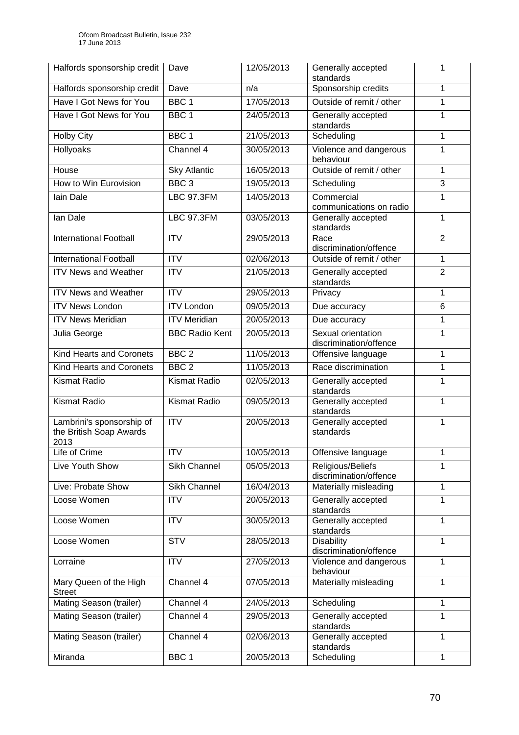| Halfords sponsorship credit | Dave | 12/05/2013 | Generally accepted standards | 1 |
|---|---|---|---|---|
| Halfords sponsorship credit | Dave | n/a | Sponsorship credits | 1 |
| Have I Got News for You | BBC 1 | 17/05/2013 | Outside of remit / other | 1 |
| Have I Got News for You | BBC 1 | 24/05/2013 | Generally accepted standards | 1 |
| Holby City | BBC 1 | 21/05/2013 | Scheduling | 1 |
| Hollyoaks | Channel 4 | 30/05/2013 | Violence and dangerous behaviour | 1 |
| House | Sky Atlantic | 16/05/2013 | Outside of remit / other | 1 |
| How to Win Eurovision | BBC 3 | 19/05/2013 | Scheduling | 3 |
| Iain Dale | LBC 97.3FM | 14/05/2013 | Commercial communications on radio | 1 |
| Ian Dale | LBC 97.3FM | 03/05/2013 | Generally accepted standards | 1 |
| International Football | ITV | 29/05/2013 | Race discrimination/offence | 2 |
| International Football | ITV | 02/06/2013 | Outside of remit / other | 1 |
| ITV News and Weather | ITV | 21/05/2013 | Generally accepted standards | 2 |
| ITV News and Weather | ITV | 29/05/2013 | Privacy | 1 |
| ITV News London | ITV London | 09/05/2013 | Due accuracy | 6 |
| ITV News Meridian | ITV Meridian | 20/05/2013 | Due accuracy | 1 |
| Julia George | BBC Radio Kent | 20/05/2013 | Sexual orientation discrimination/offence | 1 |
| Kind Hearts and Coronets | BBC 2 | 11/05/2013 | Offensive language | 1 |
| Kind Hearts and Coronets | BBC 2 | 11/05/2013 | Race discrimination | 1 |
| Kismat Radio | Kismat Radio | 02/05/2013 | Generally accepted standards | 1 |
| Kismat Radio | Kismat Radio | 09/05/2013 | Generally accepted standards | 1 |
| Lambrini's sponsorship of the British Soap Awards 2013 | ITV | 20/05/2013 | Generally accepted standards | 1 |
| Life of Crime | ITV | 10/05/2013 | Offensive language | 1 |
| Live Youth Show | Sikh Channel | 05/05/2013 | Religious/Beliefs discrimination/offence | 1 |
| Live: Probate Show | Sikh Channel | 16/04/2013 | Materially misleading | 1 |
| Loose Women | ITV | 20/05/2013 | Generally accepted standards | 1 |
| Loose Women | ITV | 30/05/2013 | Generally accepted standards | 1 |
| Loose Women | STV | 28/05/2013 | Disability discrimination/offence | 1 |
| Lorraine | ITV | 27/05/2013 | Violence and dangerous behaviour | 1 |
| Mary Queen of the High Street | Channel 4 | 07/05/2013 | Materially misleading | 1 |
| Mating Season (trailer) | Channel 4 | 24/05/2013 | Scheduling | 1 |
| Mating Season (trailer) | Channel 4 | 29/05/2013 | Generally accepted standards | 1 |
| Mating Season (trailer) | Channel 4 | 02/06/2013 | Generally accepted standards | 1 |
| Miranda | BBC 1 | 20/05/2013 | Scheduling | 1 |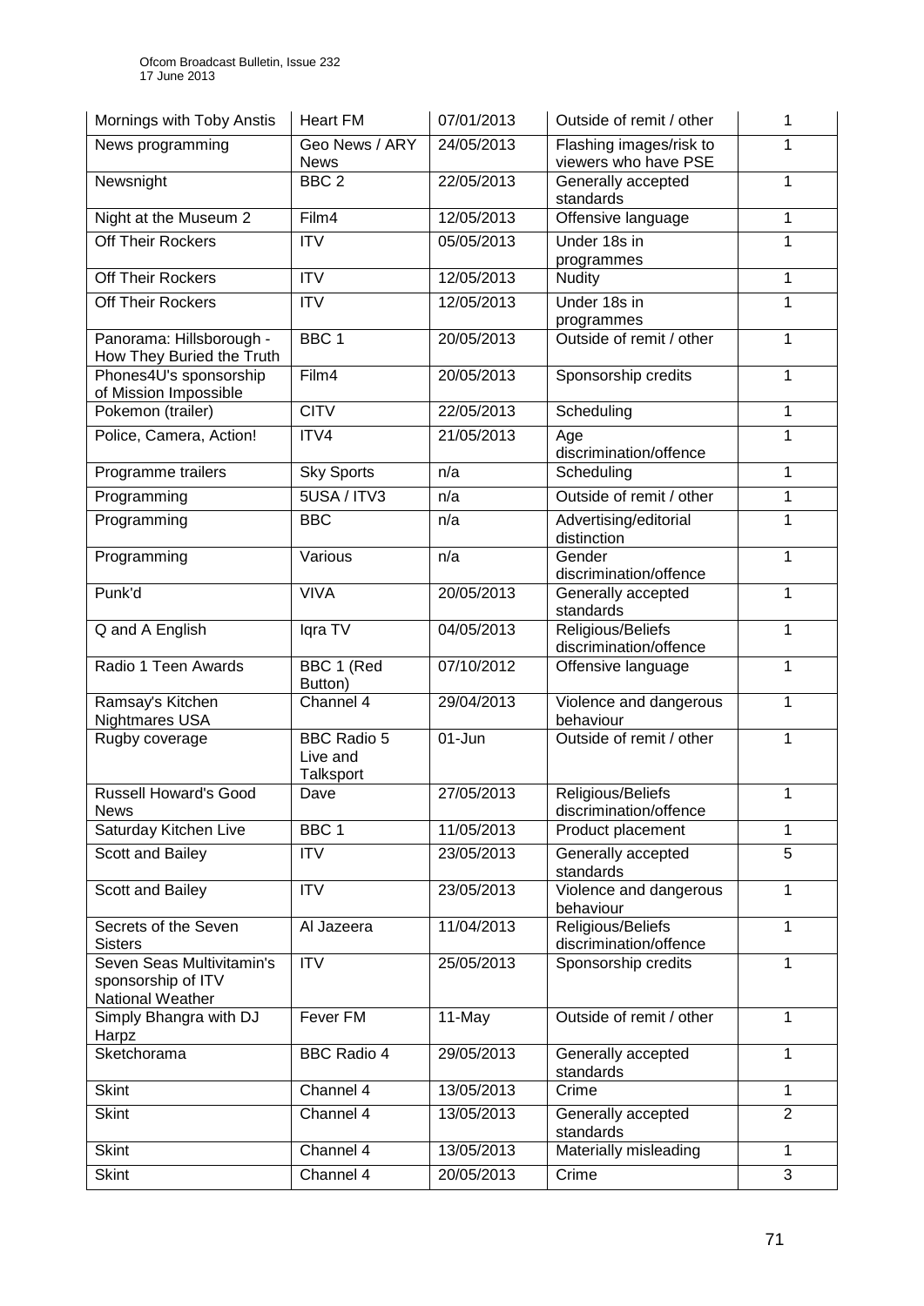| Mornings with Toby Anstis | Heart FM | 07/01/2013 | Outside of remit / other | 1 |
|---|---|---|---|---|
| News programming | Geo News / ARY News | 24/05/2013 | Flashing images/risk to viewers who have PSE | 1 |
| Newsnight | BBC 2 | 22/05/2013 | Generally accepted standards | 1 |
| Night at the Museum 2 | Film4 | 12/05/2013 | Offensive language | 1 |
| Off Their Rockers | ITV | 05/05/2013 | Under 18s in programmes | 1 |
| Off Their Rockers | ITV | 12/05/2013 | Nudity | 1 |
| Off Their Rockers | ITV | 12/05/2013 | Under 18s in programmes | 1 |
| Panorama: Hillsborough - How They Buried the Truth | BBC 1 | 20/05/2013 | Outside of remit / other | 1 |
| Phones4U's sponsorship of Mission Impossible | Film4 | 20/05/2013 | Sponsorship credits | 1 |
| Pokemon (trailer) | CITV | 22/05/2013 | Scheduling | 1 |
| Police, Camera, Action! | ITV4 | 21/05/2013 | Age discrimination/offence | 1 |
| Programme trailers | Sky Sports | n/a | Scheduling | 1 |
| Programming | 5USA / ITV3 | n/a | Outside of remit / other | 1 |
| Programming | BBC | n/a | Advertising/editorial distinction | 1 |
| Programming | Various | n/a | Gender discrimination/offence | 1 |
| Punk'd | VIVA | 20/05/2013 | Generally accepted standards | 1 |
| Q and A English | Iqra TV | 04/05/2013 | Religious/Beliefs discrimination/offence | 1 |
| Radio 1 Teen Awards | BBC 1 (Red Button) | 07/10/2012 | Offensive language | 1 |
| Ramsay's Kitchen Nightmares USA | Channel 4 | 29/04/2013 | Violence and dangerous behaviour | 1 |
| Rugby coverage | BBC Radio 5 Live and Talksport | 01-Jun | Outside of remit / other | 1 |
| Russell Howard's Good News | Dave | 27/05/2013 | Religious/Beliefs discrimination/offence | 1 |
| Saturday Kitchen Live | BBC 1 | 11/05/2013 | Product placement | 1 |
| Scott and Bailey | ITV | 23/05/2013 | Generally accepted standards | 5 |
| Scott and Bailey | ITV | 23/05/2013 | Violence and dangerous behaviour | 1 |
| Secrets of the Seven Sisters | Al Jazeera | 11/04/2013 | Religious/Beliefs discrimination/offence | 1 |
| Seven Seas Multivitamin's sponsorship of ITV National Weather | ITV | 25/05/2013 | Sponsorship credits | 1 |
| Simply Bhangra with DJ Harpz | Fever FM | 11-May | Outside of remit / other | 1 |
| Sketchorama | BBC Radio 4 | 29/05/2013 | Generally accepted standards | 1 |
| Skint | Channel 4 | 13/05/2013 | Crime | 1 |
| Skint | Channel 4 | 13/05/2013 | Generally accepted standards | 2 |
| Skint | Channel 4 | 13/05/2013 | Materially misleading | 1 |
| Skint | Channel 4 | 20/05/2013 | Crime | 3 |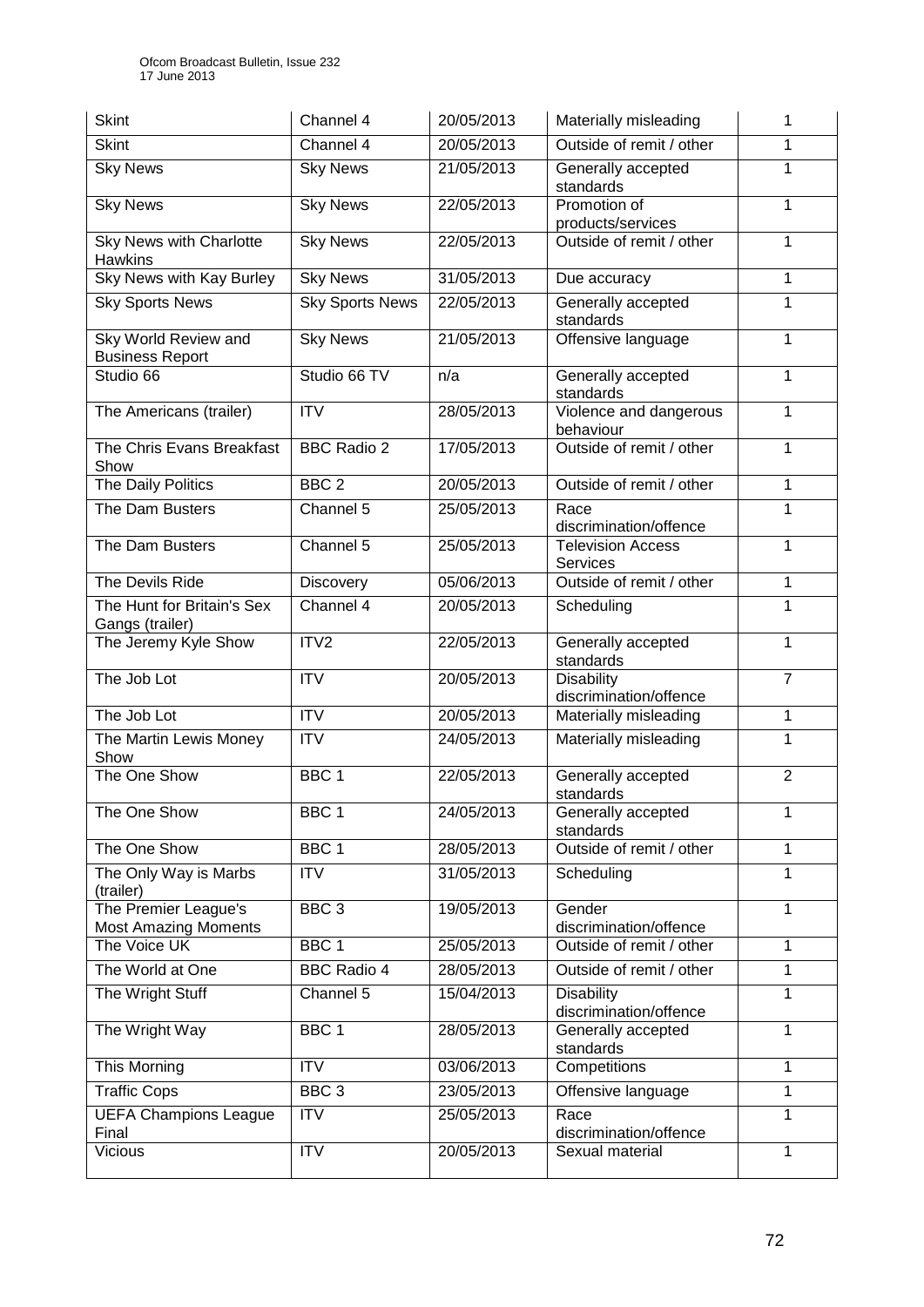| Skint | Channel 4 | 20/05/2013 | Materially misleading | 1 |
|---|---|---|---|---|
| Skint | Channel 4 | 20/05/2013 | Outside of remit / other | 1 |
| Sky News | Sky News | 21/05/2013 | Generally accepted standards | 1 |
| Sky News | Sky News | 22/05/2013 | Promotion of products/services | 1 |
| Sky News with Charlotte Hawkins | Sky News | 22/05/2013 | Outside of remit / other | 1 |
| Sky News with Kay Burley | Sky News | 31/05/2013 | Due accuracy | 1 |
| Sky Sports News | Sky Sports News | 22/05/2013 | Generally accepted standards | 1 |
| Sky World Review and Business Report | Sky News | 21/05/2013 | Offensive language | 1 |
| Studio 66 | Studio 66 TV | n/a | Generally accepted standards | 1 |
| The Americans (trailer) | ITV | 28/05/2013 | Violence and dangerous behaviour | 1 |
| The Chris Evans Breakfast Show | BBC Radio 2 | 17/05/2013 | Outside of remit / other | 1 |
| The Daily Politics | BBC 2 | 20/05/2013 | Outside of remit / other | 1 |
| The Dam Busters | Channel 5 | 25/05/2013 | Race discrimination/offence | 1 |
| The Dam Busters | Channel 5 | 25/05/2013 | Television Access Services | 1 |
| The Devils Ride | Discovery | 05/06/2013 | Outside of remit / other | 1 |
| The Hunt for Britain's Sex Gangs (trailer) | Channel 4 | 20/05/2013 | Scheduling | 1 |
| The Jeremy Kyle Show | ITV2 | 22/05/2013 | Generally accepted standards | 1 |
| The Job Lot | ITV | 20/05/2013 | Disability discrimination/offence | 7 |
| The Job Lot | ITV | 20/05/2013 | Materially misleading | 1 |
| The Martin Lewis Money Show | ITV | 24/05/2013 | Materially misleading | 1 |
| The One Show | BBC 1 | 22/05/2013 | Generally accepted standards | 2 |
| The One Show | BBC 1 | 24/05/2013 | Generally accepted standards | 1 |
| The One Show | BBC 1 | 28/05/2013 | Outside of remit / other | 1 |
| The Only Way is Marbs (trailer) | ITV | 31/05/2013 | Scheduling | 1 |
| The Premier League's Most Amazing Moments | BBC 3 | 19/05/2013 | Gender discrimination/offence | 1 |
| The Voice UK | BBC 1 | 25/05/2013 | Outside of remit / other | 1 |
| The World at One | BBC Radio 4 | 28/05/2013 | Outside of remit / other | 1 |
| The Wright Stuff | Channel 5 | 15/04/2013 | Disability discrimination/offence | 1 |
| The Wright Way | BBC 1 | 28/05/2013 | Generally accepted standards | 1 |
| This Morning | ITV | 03/06/2013 | Competitions | 1 |
| Traffic Cops | BBC 3 | 23/05/2013 | Offensive language | 1 |
| UEFA Champions League Final | ITV | 25/05/2013 | Race discrimination/offence | 1 |
| Vicious | ITV | 20/05/2013 | Sexual material | 1 |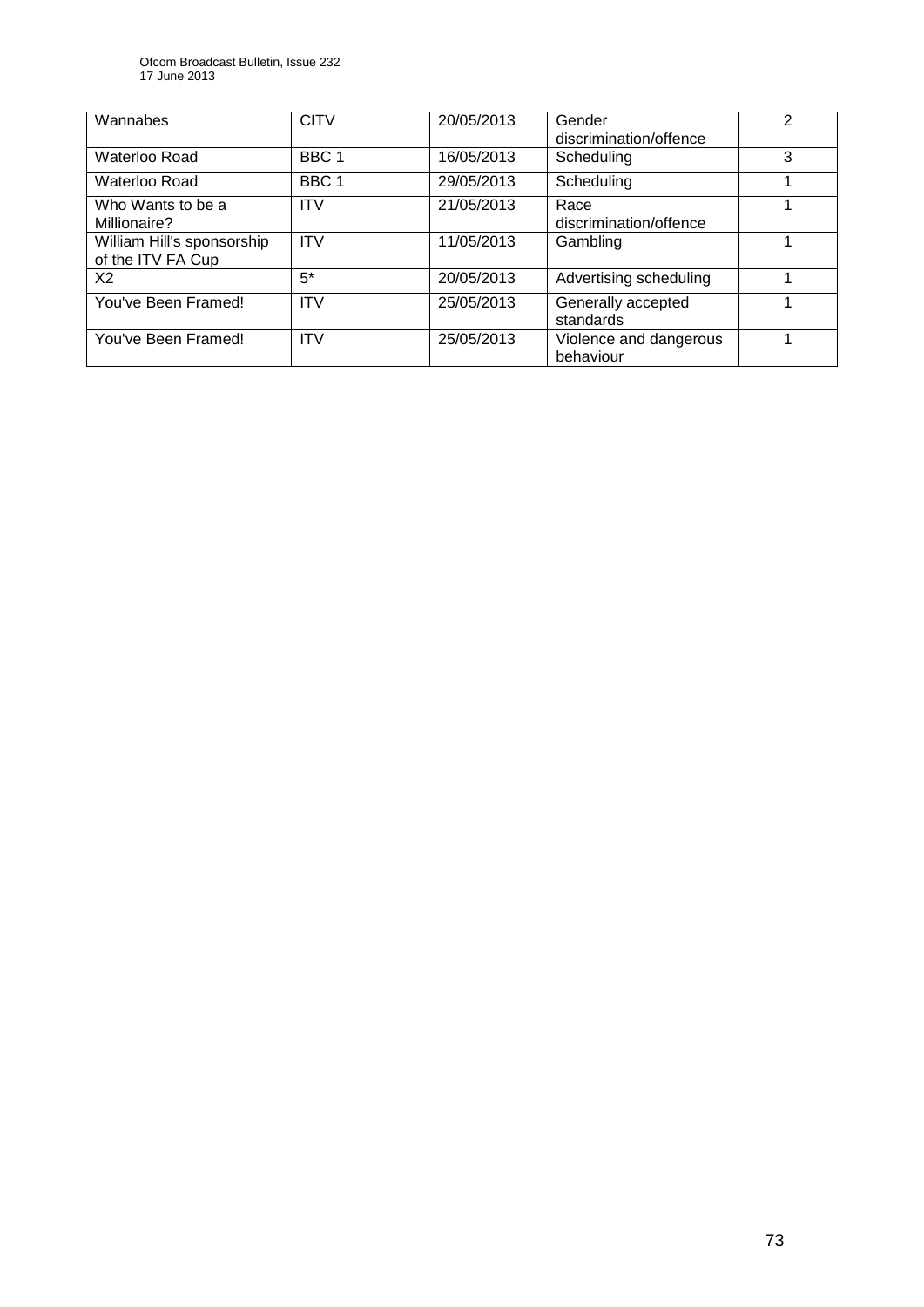| Wannabes | CITV | 20/05/2013 | Gender discrimination/offence | 2 |
|---|---|---|---|---|
| Waterloo Road | BBC 1 | 16/05/2013 | Scheduling | 3 |
| Waterloo Road | BBC 1 | 29/05/2013 | Scheduling | 1 |
| Who Wants to be a Millionaire? | ITV | 21/05/2013 | Race discrimination/offence | 1 |
| William Hill's sponsorship of the ITV FA Cup | ITV | 11/05/2013 | Gambling | 1 |
| X2 | 5* | 20/05/2013 | Advertising scheduling | 1 |
| You've Been Framed! | ITV | 25/05/2013 | Generally accepted standards | 1 |
| You've Been Framed! | ITV | 25/05/2013 | Violence and dangerous behaviour | 1 |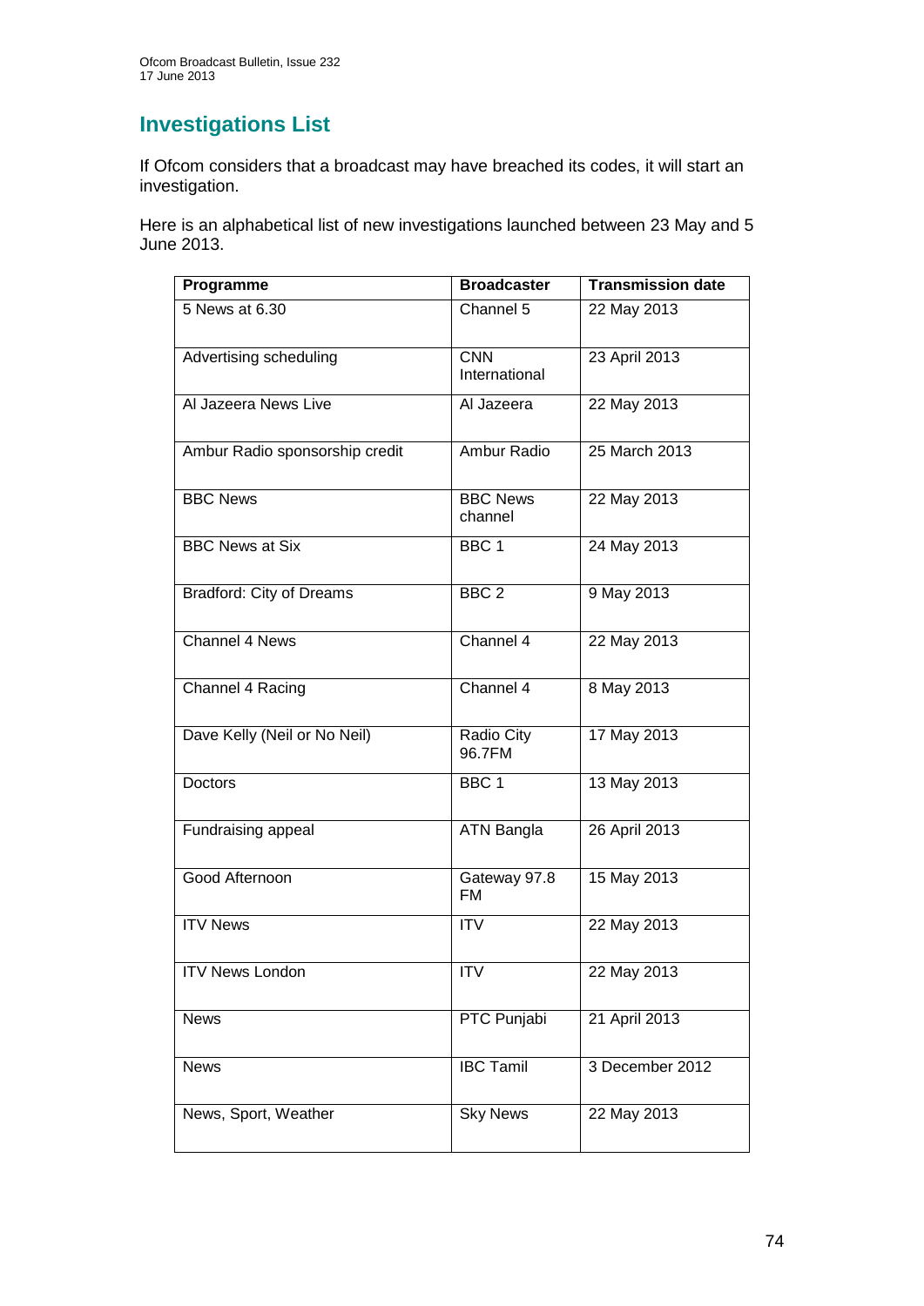## Investigations List

If Ofcom considers that a broadcast may have breached its codes, it will start an investigation.

Here is an alphabetical list of new investigations launched between 23 May and 5 June 2013.

| Programme | Broadcaster | Transmission date |
|---|---|---|
| 5 News at 6.30 | Channel 5 | 22 May 2013 |
| Advertising scheduling | CNN International | 23 April 2013 |
| Al Jazeera News Live | Al Jazeera | 22 May 2013 |
| Ambur Radio sponsorship credit | Ambur Radio | 25 March 2013 |
| BBC News | BBC News channel | 22 May 2013 |
| BBC News at Six | BBC 1 | 24 May 2013 |
| Bradford: City of Dreams | BBC 2 | 9 May 2013 |
| Channel 4 News | Channel 4 | 22 May 2013 |
| Channel 4 Racing | Channel 4 | 8 May 2013 |
| Dave Kelly (Neil or No Neil) | Radio City 96.7FM | 17 May 2013 |
| Doctors | BBC 1 | 13 May 2013 |
| Fundraising appeal | ATN Bangla | 26 April 2013 |
| Good Afternoon | Gateway 97.8 FM | 15 May 2013 |
| ITV News | ITV | 22 May 2013 |
| ITV News London | ITV | 22 May 2013 |
| News | PTC Punjabi | 21 April 2013 |
| News | IBC Tamil | 3 December 2012 |
| News, Sport, Weather | Sky News | 22 May 2013 |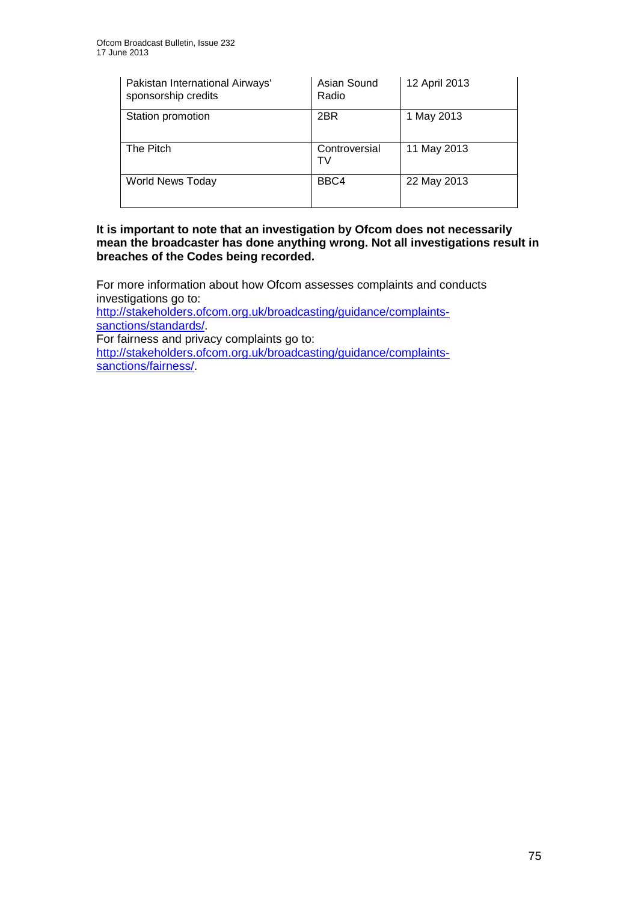| | | |
|---|---|---|
| Pakistan International Airways' sponsorship credits | Asian Sound Radio | 12 April 2013 |
| Station promotion | 2BR | 1 May 2013 |
| The Pitch | Controversial TV | 11 May 2013 |
| World News Today | BBC4 | 22 May 2013 |

**It is important to note that an investigation by Ofcom does not necessarily mean the broadcaster has done anything wrong. Not all investigations result in breaches of the Codes being recorded.**

For more information about how Ofcom assesses complaints and conducts investigations go to:
[http://stakeholders.ofcom.org.uk/broadcasting/guidance/complaints-sanctions/standards/](http://stakeholders.ofcom.org.uk/broadcasting/guidance/complaints-sanctions/standards/).
For fairness and privacy complaints go to:
[http://stakeholders.ofcom.org.uk/broadcasting/guidance/complaints-sanctions/fairness/](http://stakeholders.ofcom.org.uk/broadcasting/guidance/complaints-sanctions/fairness/).